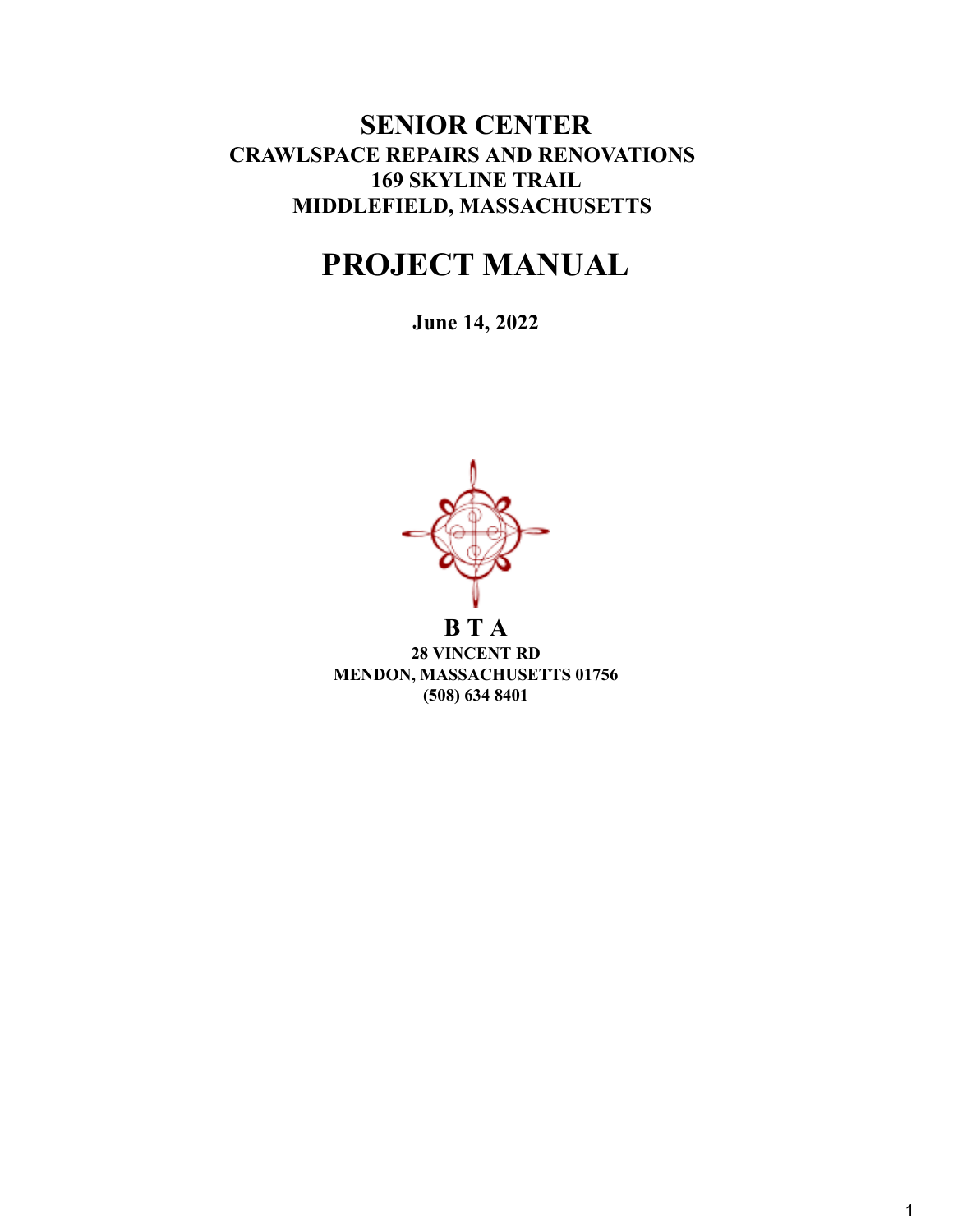# SENIOR CENTER

**CRAWLSPACE REPAIRS AND RENOVATIONS**
**169 SKYLINE TRAIL**
**MIDDLEFIELD, MASSACHUSETTS**

# PROJECT MANUAL

**June 14, 2022**

**B T A**
**28 VINCENT RD**
**MENDON, MASSACHUSETTS 01756**
**(508) 634 8401**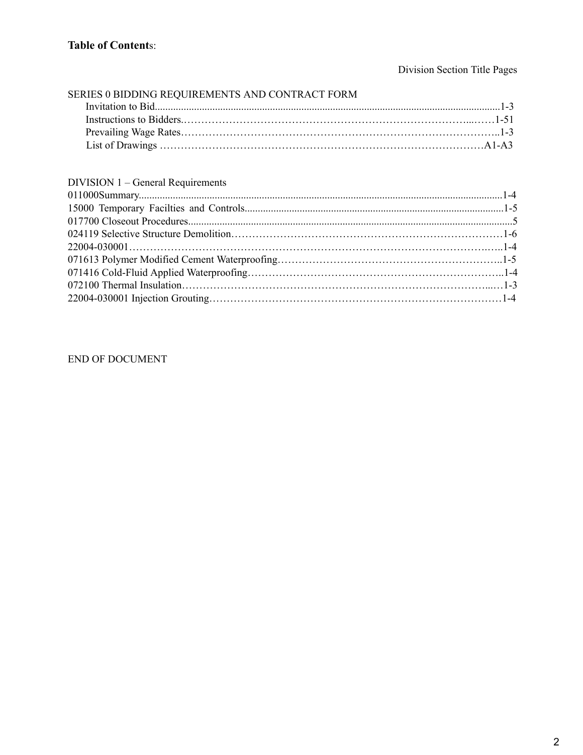**Table of Contents**:

Division Section Title Pages

SERIES 0 BIDDING REQUIREMENTS AND CONTRACT FORM

- Invitation to Bid....................................................................................................................................1-3
- Instructions to Bidders.………………………………………………………………………...……1-51
- Prevailing Wage Rates………………………………………………………………………………..1-3
- List of Drawings ……………………………………………………………………………………A1-A3

DIVISION 1 – General Requirements

011000Summary..........................................................................................................................................1-4
15000 Temporary Facilties and Controls...................................................................................................1-5
017700 Closeout Procedures............................................................................................................................5
024119 Selective Structure Demolition…………………………………………………………………1-6
22004-030001…………………………………………………………………………………….…..1-4
071613 Polymer Modified Cement Waterproofing………………………………………………………..1-5
071416 Cold-Fluid Applied Waterproofing………………………………………………………………..1-4
072100 Thermal Insulation……………………………………………………………………………...…1-3
22004-030001 Injection Grouting…………………………………………………………………………1-4

END OF DOCUMENT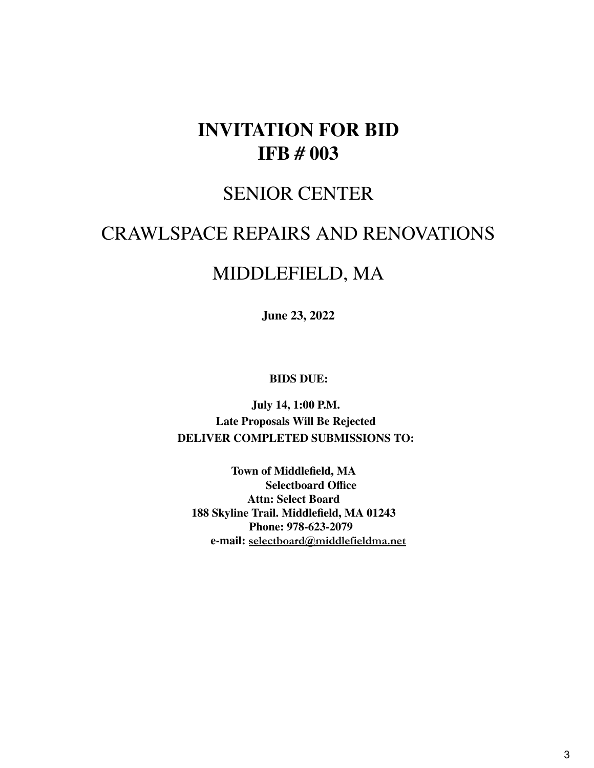# INVITATION FOR BID
# IFB # 003

## SENIOR CENTER

## CRAWLSPACE REPAIRS AND RENOVATIONS

## MIDDLEFIELD, MA

**June 23, 2022**

**BIDS DUE:**

**July 14, 1:00 P.M.**

**Late Proposals Will Be Rejected**

**DELIVER COMPLETED SUBMISSIONS TO:**

**Town of Middlefield, MA**
**Selectboard Office**
**Attn: Select Board**
**188 Skyline Trail. Middlefield, MA 01243**
**Phone: 978-623-2079**
**e-mail:** selectboard@middlefieldma.net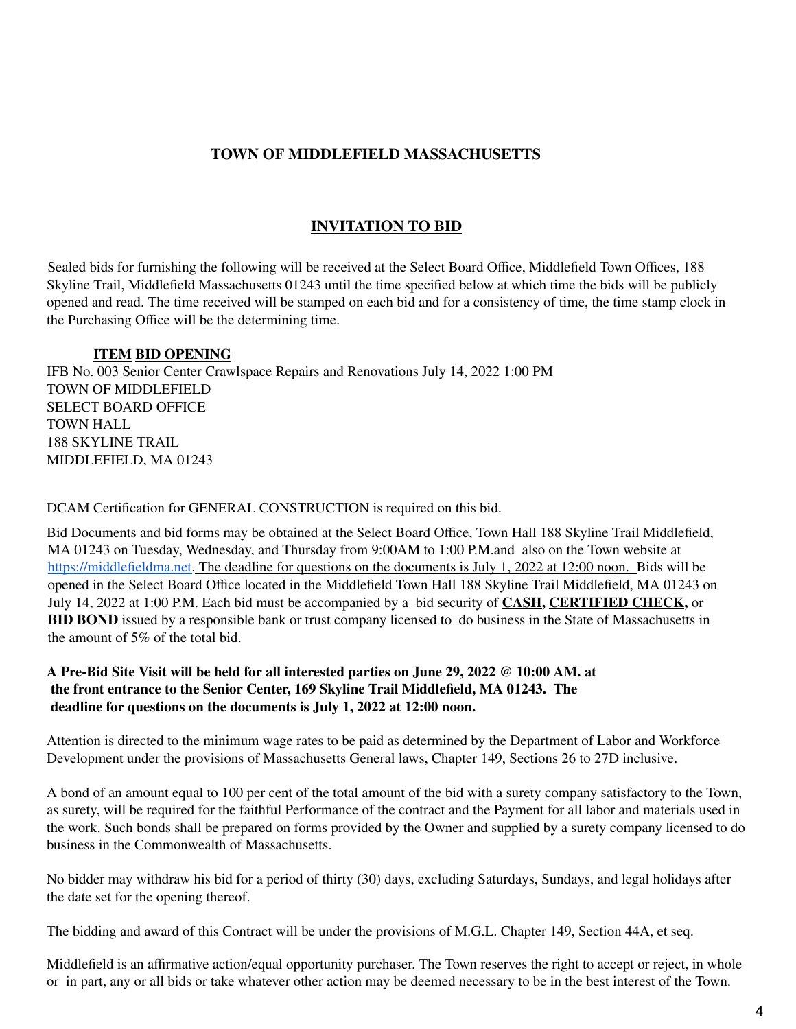## TOWN OF MIDDLEFIELD MASSACHUSETTS

## INVITATION TO BID

Sealed bids for furnishing the following will be received at the Select Board Office, Middlefield Town Offices, 188 Skyline Trail, Middlefield Massachusetts 01243 until the time specified below at which time the bids will be publicly opened and read. The time received will be stamped on each bid and for a consistency of time, the time stamp clock in the Purchasing Office will be the determining time.

**ITEM BID OPENING**

IFB No. 003 Senior Center Crawlspace Repairs and Renovations July 14, 2022 1:00 PM
TOWN OF MIDDLEFIELD
SELECT BOARD OFFICE
TOWN HALL
188 SKYLINE TRAIL
MIDDLEFIELD, MA 01243

DCAM Certification for GENERAL CONSTRUCTION is required on this bid.

Bid Documents and bid forms may be obtained at the Select Board Office, Town Hall 188 Skyline Trail Middlefield, MA 01243 on Tuesday, Wednesday, and Thursday from 9:00AM to 1:00 P.M.and also on the Town website at https://middlefieldma.net. The deadline for questions on the documents is July 1, 2022 at 12:00 noon. Bids will be opened in the Select Board Office located in the Middlefield Town Hall 188 Skyline Trail Middlefield, MA 01243 on July 14, 2022 at 1:00 P.M. Each bid must be accompanied by a bid security of **CASH, CERTIFIED CHECK,** or **BID BOND** issued by a responsible bank or trust company licensed to do business in the State of Massachusetts in the amount of 5% of the total bid.

**A Pre-Bid Site Visit will be held for all interested parties on June 29, 2022 @ 10:00 AM. at the front entrance to the Senior Center, 169 Skyline Trail Middlefield, MA 01243. The deadline for questions on the documents is July 1, 2022 at 12:00 noon.**

Attention is directed to the minimum wage rates to be paid as determined by the Department of Labor and Workforce Development under the provisions of Massachusetts General laws, Chapter 149, Sections 26 to 27D inclusive.

A bond of an amount equal to 100 per cent of the total amount of the bid with a surety company satisfactory to the Town, as surety, will be required for the faithful Performance of the contract and the Payment for all labor and materials used in the work. Such bonds shall be prepared on forms provided by the Owner and supplied by a surety company licensed to do business in the Commonwealth of Massachusetts.

No bidder may withdraw his bid for a period of thirty (30) days, excluding Saturdays, Sundays, and legal holidays after the date set for the opening thereof.

The bidding and award of this Contract will be under the provisions of M.G.L. Chapter 149, Section 44A, et seq.

Middlefield is an affirmative action/equal opportunity purchaser. The Town reserves the right to accept or reject, in whole or in part, any or all bids or take whatever other action may be deemed necessary to be in the best interest of the Town.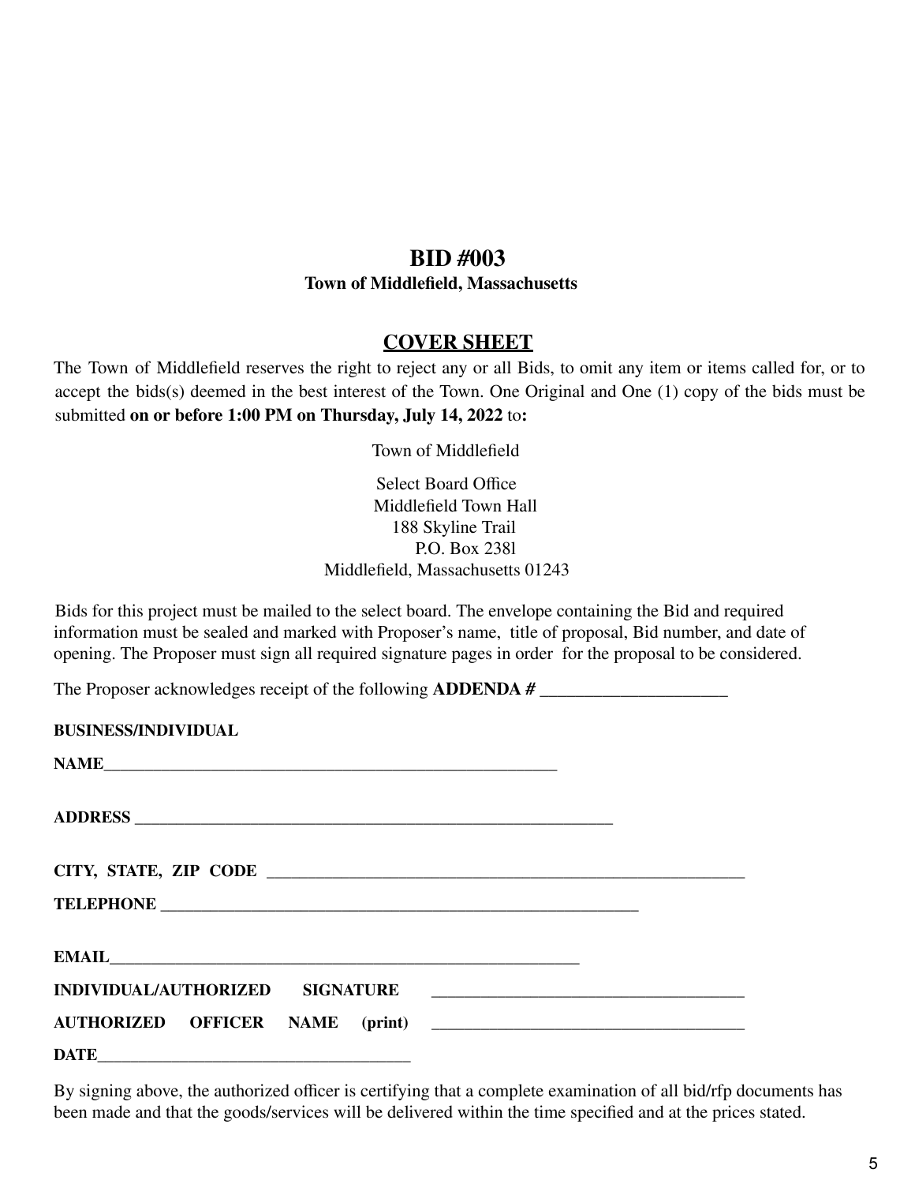# BID #003

**Town of Middlefield, Massachusetts**

## COVER SHEET

The Town of Middlefield reserves the right to reject any or all Bids, to omit any item or items called for, or to accept the bids(s) deemed in the best interest of the Town. One Original and One (1) copy of the bids must be submitted **on or before 1:00 PM on Thursday, July 14, 2022** to**:**

Town of Middlefield

Select Board Office
Middlefield Town Hall
188 Skyline Trail
P.O. Box 238l
Middlefield, Massachusetts 01243

Bids for this project must be mailed to the select board. The envelope containing the Bid and required information must be sealed and marked with Proposer's name, title of proposal, Bid number, and date of opening. The Proposer must sign all required signature pages in order for the proposal to be considered.

The Proposer acknowledges receipt of the following **ADDENDA #** _____________________

**BUSINESS/INDIVIDUAL**

**NAME**_____________________________________________________

**ADDRESS** _________________________________________________________

**CITY, STATE, ZIP CODE** _________________________________________________________

**TELEPHONE** _________________________________________________________

**EMAIL**________________________________________________________

**INDIVIDUAL/AUTHORIZED SIGNATURE** _____________________________________

**AUTHORIZED OFFICER NAME (print)** _____________________________________

**DATE**_____________________________________

By signing above, the authorized officer is certifying that a complete examination of all bid/rfp documents has been made and that the goods/services will be delivered within the time specified and at the prices stated.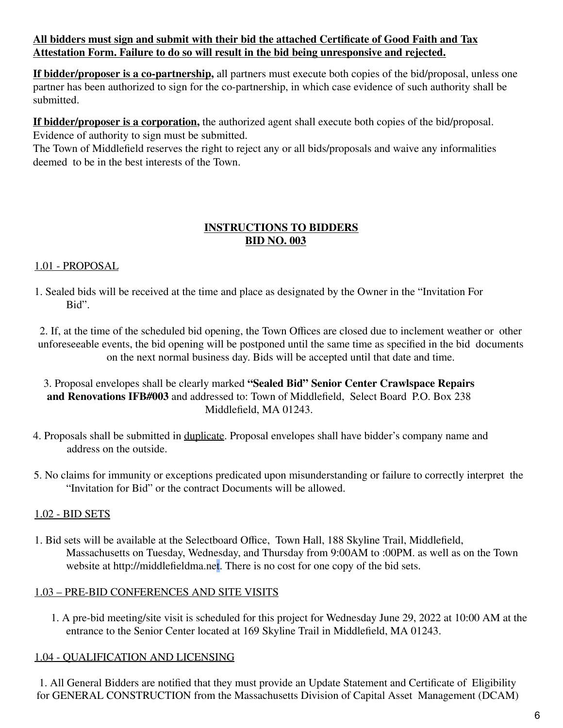**All bidders must sign and submit with their bid the attached Certificate of Good Faith and Tax Attestation Form. Failure to do so will result in the bid being unresponsive and rejected.**

**If bidder/proposer is a co-partnership,** all partners must execute both copies of the bid/proposal, unless one partner has been authorized to sign for the co-partnership, in which case evidence of such authority shall be submitted.

**If bidder/proposer is a corporation,** the authorized agent shall execute both copies of the bid/proposal. Evidence of authority to sign must be submitted.
The Town of Middlefield reserves the right to reject any or all bids/proposals and waive any informalities deemed to be in the best interests of the Town.

## INSTRUCTIONS TO BIDDERS
## BID NO. 003

### 1.01 - PROPOSAL

1. Sealed bids will be received at the time and place as designated by the Owner in the "Invitation For Bid".

2. If, at the time of the scheduled bid opening, the Town Offices are closed due to inclement weather or other unforeseeable events, the bid opening will be postponed until the same time as specified in the bid documents on the next normal business day. Bids will be accepted until that date and time.

3. Proposal envelopes shall be clearly marked **"Sealed Bid" Senior Center Crawlspace Repairs and Renovations IFB#003** and addressed to: Town of Middlefield, Select Board P.O. Box 238 Middlefield, MA 01243.

4. Proposals shall be submitted in duplicate. Proposal envelopes shall have bidder's company name and address on the outside.

5. No claims for immunity or exceptions predicated upon misunderstanding or failure to correctly interpret the "Invitation for Bid" or the contract Documents will be allowed.

### 1.02 - BID SETS

1. Bid sets will be available at the Selectboard Office, Town Hall, 188 Skyline Trail, Middlefield, Massachusetts on Tuesday, Wednesday, and Thursday from 9:00AM to :00PM. as well as on the Town website at http://middlefieldma.net. There is no cost for one copy of the bid sets.

### 1.03 – PRE-BID CONFERENCES AND SITE VISITS

1. A pre-bid meeting/site visit is scheduled for this project for Wednesday June 29, 2022 at 10:00 AM at the entrance to the Senior Center located at 169 Skyline Trail in Middlefield, MA 01243.

### 1.04 - QUALIFICATION AND LICENSING

1. All General Bidders are notified that they must provide an Update Statement and Certificate of Eligibility for GENERAL CONSTRUCTION from the Massachusetts Division of Capital Asset Management (DCAM)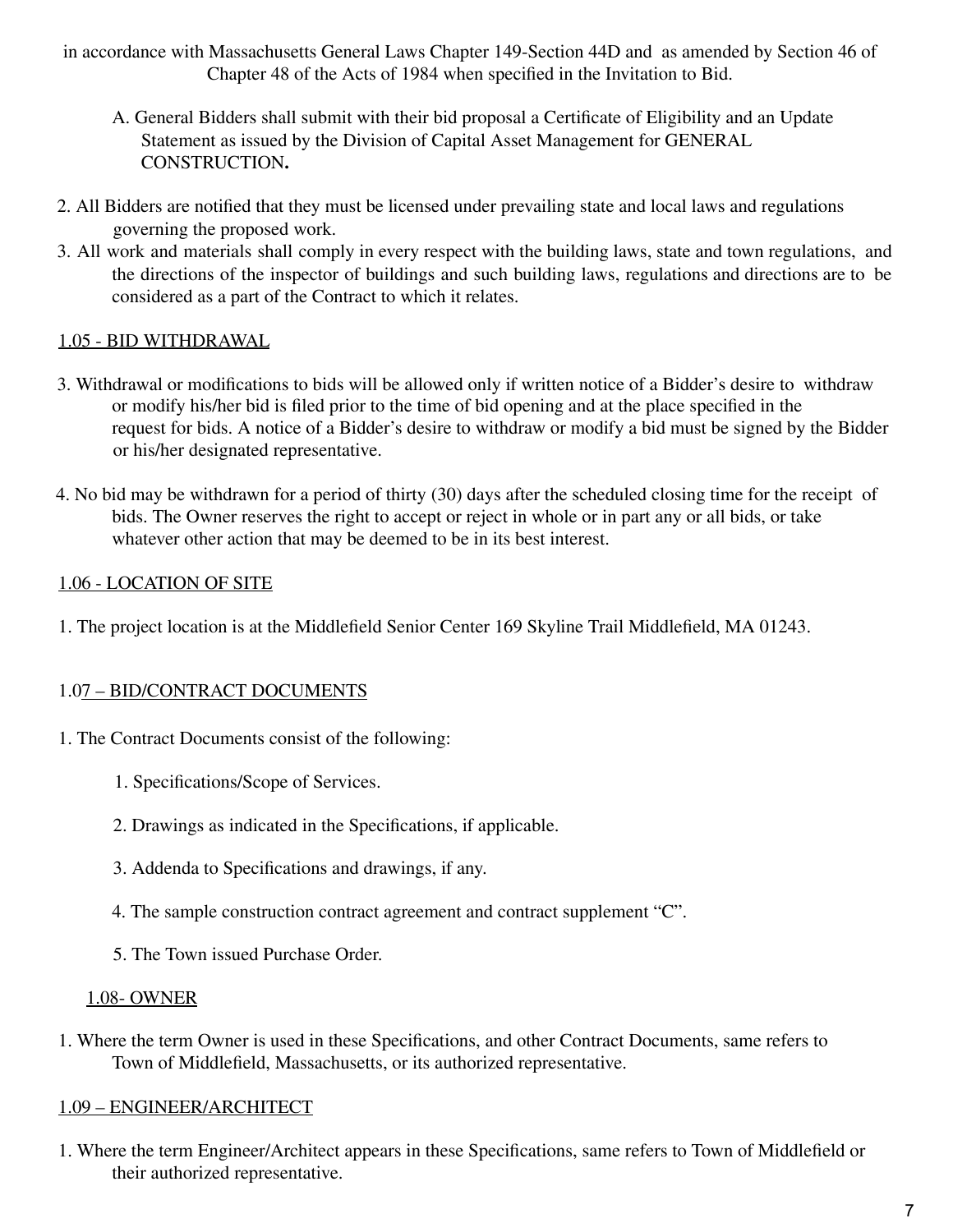in accordance with Massachusetts General Laws Chapter 149-Section 44D and as amended by Section 46 of Chapter 48 of the Acts of 1984 when specified in the Invitation to Bid.

A. General Bidders shall submit with their bid proposal a Certificate of Eligibility and an Update Statement as issued by the Division of Capital Asset Management for GENERAL CONSTRUCTION**.**

2. All Bidders are notified that they must be licensed under prevailing state and local laws and regulations governing the proposed work.
3. All work and materials shall comply in every respect with the building laws, state and town regulations, and the directions of the inspector of buildings and such building laws, regulations and directions are to be considered as a part of the Contract to which it relates.

## 1.05 - BID WITHDRAWAL

3. Withdrawal or modifications to bids will be allowed only if written notice of a Bidder's desire to withdraw or modify his/her bid is filed prior to the time of bid opening and at the place specified in the request for bids. A notice of a Bidder's desire to withdraw or modify a bid must be signed by the Bidder or his/her designated representative.

4. No bid may be withdrawn for a period of thirty (30) days after the scheduled closing time for the receipt of bids. The Owner reserves the right to accept or reject in whole or in part any or all bids, or take whatever other action that may be deemed to be in its best interest.

## 1.06 - LOCATION OF SITE

1. The project location is at the Middlefield Senior Center 169 Skyline Trail Middlefield, MA 01243.

## 1.07 – BID/CONTRACT DOCUMENTS

1. The Contract Documents consist of the following:

    1. Specifications/Scope of Services.

    2. Drawings as indicated in the Specifications, if applicable.

    3. Addenda to Specifications and drawings, if any.

    4. The sample construction contract agreement and contract supplement "C".

    5. The Town issued Purchase Order.

## 1.08- OWNER

1. Where the term Owner is used in these Specifications, and other Contract Documents, same refers to Town of Middlefield, Massachusetts, or its authorized representative.

## 1.09 – ENGINEER/ARCHITECT

1. Where the term Engineer/Architect appears in these Specifications, same refers to Town of Middlefield or their authorized representative.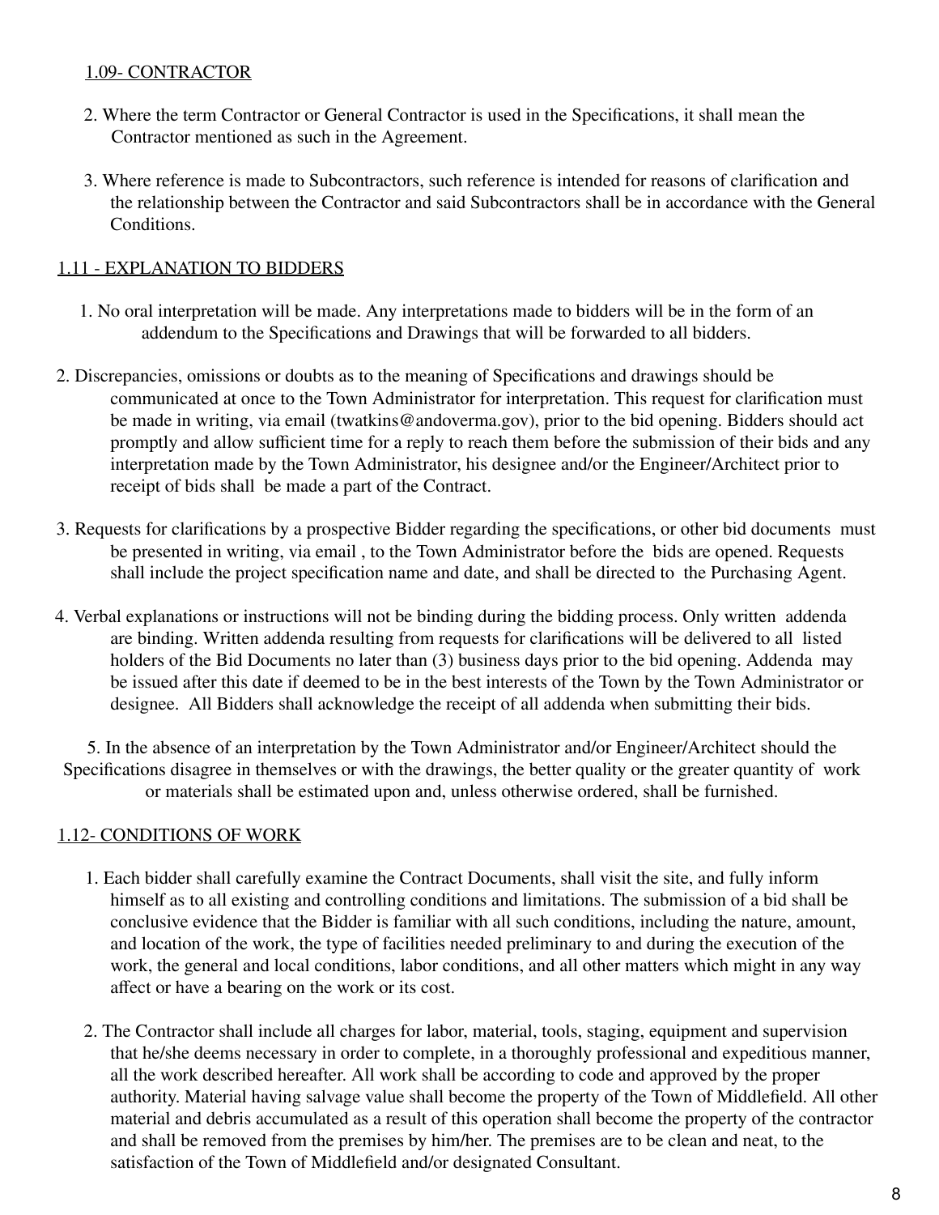1.09- CONTRACTOR

2. Where the term Contractor or General Contractor is used in the Specifications, it shall mean the Contractor mentioned as such in the Agreement.

3. Where reference is made to Subcontractors, such reference is intended for reasons of clarification and the relationship between the Contractor and said Subcontractors shall be in accordance with the General Conditions.

1.11 - EXPLANATION TO BIDDERS

1. No oral interpretation will be made. Any interpretations made to bidders will be in the form of an addendum to the Specifications and Drawings that will be forwarded to all bidders.

2. Discrepancies, omissions or doubts as to the meaning of Specifications and drawings should be communicated at once to the Town Administrator for interpretation. This request for clarification must be made in writing, via email (twatkins@andoverma.gov), prior to the bid opening. Bidders should act promptly and allow sufficient time for a reply to reach them before the submission of their bids and any interpretation made by the Town Administrator, his designee and/or the Engineer/Architect prior to receipt of bids shall be made a part of the Contract.

3. Requests for clarifications by a prospective Bidder regarding the specifications, or other bid documents must be presented in writing, via email , to the Town Administrator before the bids are opened. Requests shall include the project specification name and date, and shall be directed to the Purchasing Agent.

4. Verbal explanations or instructions will not be binding during the bidding process. Only written addenda are binding. Written addenda resulting from requests for clarifications will be delivered to all listed holders of the Bid Documents no later than (3) business days prior to the bid opening. Addenda may be issued after this date if deemed to be in the best interests of the Town by the Town Administrator or designee. All Bidders shall acknowledge the receipt of all addenda when submitting their bids.

5. In the absence of an interpretation by the Town Administrator and/or Engineer/Architect should the Specifications disagree in themselves or with the drawings, the better quality or the greater quantity of work or materials shall be estimated upon and, unless otherwise ordered, shall be furnished.

1.12- CONDITIONS OF WORK

1. Each bidder shall carefully examine the Contract Documents, shall visit the site, and fully inform himself as to all existing and controlling conditions and limitations. The submission of a bid shall be conclusive evidence that the Bidder is familiar with all such conditions, including the nature, amount, and location of the work, the type of facilities needed preliminary to and during the execution of the work, the general and local conditions, labor conditions, and all other matters which might in any way affect or have a bearing on the work or its cost.

2. The Contractor shall include all charges for labor, material, tools, staging, equipment and supervision that he/she deems necessary in order to complete, in a thoroughly professional and expeditious manner, all the work described hereafter. All work shall be according to code and approved by the proper authority. Material having salvage value shall become the property of the Town of Middlefield. All other material and debris accumulated as a result of this operation shall become the property of the contractor and shall be removed from the premises by him/her. The premises are to be clean and neat, to the satisfaction of the Town of Middlefield and/or designated Consultant.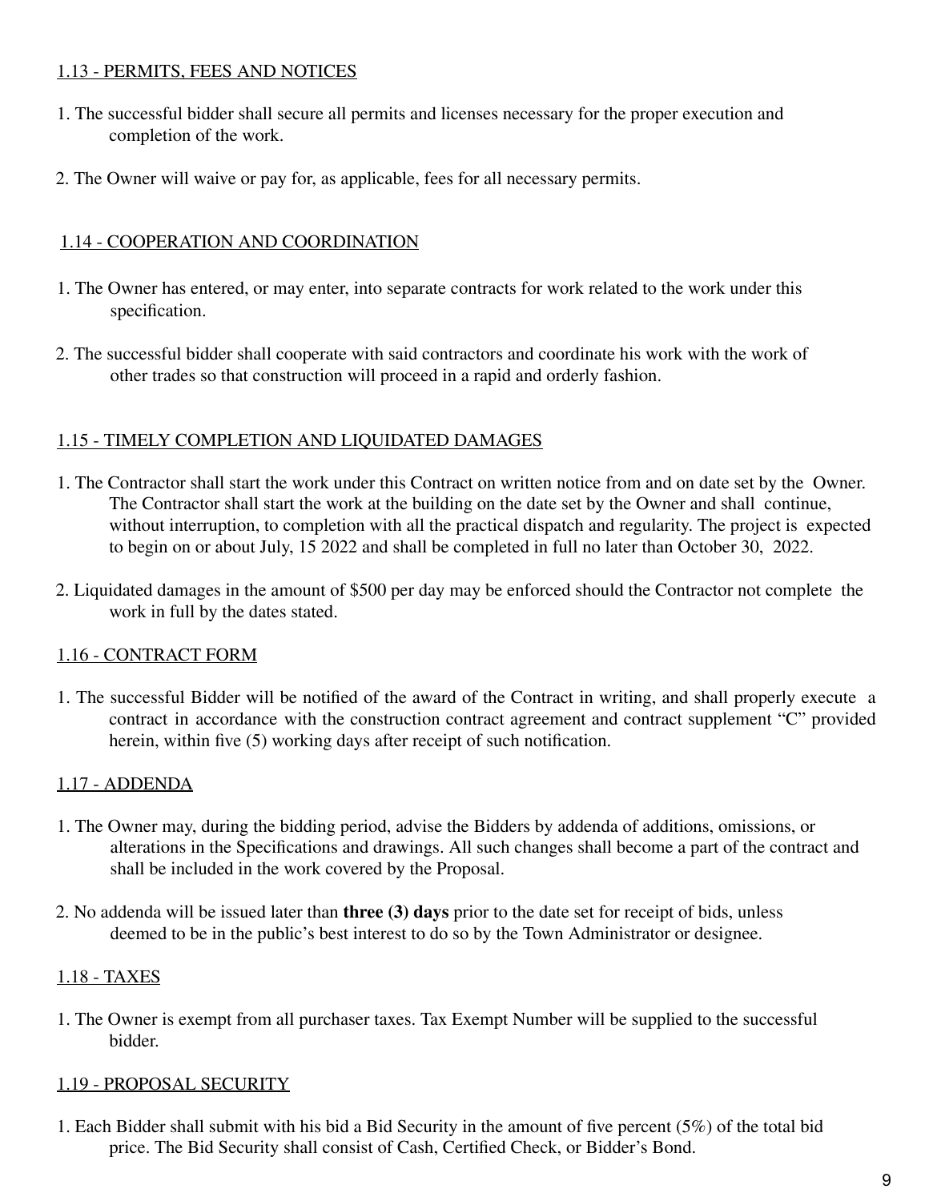## 1.13 - PERMITS, FEES AND NOTICES

1. The successful bidder shall secure all permits and licenses necessary for the proper execution and completion of the work.

2. The Owner will waive or pay for, as applicable, fees for all necessary permits.

## 1.14 - COOPERATION AND COORDINATION

1. The Owner has entered, or may enter, into separate contracts for work related to the work under this specification.

2. The successful bidder shall cooperate with said contractors and coordinate his work with the work of other trades so that construction will proceed in a rapid and orderly fashion.

## 1.15 - TIMELY COMPLETION AND LIQUIDATED DAMAGES

1. The Contractor shall start the work under this Contract on written notice from and on date set by the Owner. The Contractor shall start the work at the building on the date set by the Owner and shall continue, without interruption, to completion with all the practical dispatch and regularity. The project is expected to begin on or about July, 15 2022 and shall be completed in full no later than October 30, 2022.

2. Liquidated damages in the amount of $500 per day may be enforced should the Contractor not complete the work in full by the dates stated.

## 1.16 - CONTRACT FORM

1. The successful Bidder will be notified of the award of the Contract in writing, and shall properly execute a contract in accordance with the construction contract agreement and contract supplement "C" provided herein, within five (5) working days after receipt of such notification.

## 1.17 - ADDENDA

1. The Owner may, during the bidding period, advise the Bidders by addenda of additions, omissions, or alterations in the Specifications and drawings. All such changes shall become a part of the contract and shall be included in the work covered by the Proposal.

2. No addenda will be issued later than **three (3) days** prior to the date set for receipt of bids, unless deemed to be in the public's best interest to do so by the Town Administrator or designee.

## 1.18 - TAXES

1. The Owner is exempt from all purchaser taxes. Tax Exempt Number will be supplied to the successful bidder.

## 1.19 - PROPOSAL SECURITY

1. Each Bidder shall submit with his bid a Bid Security in the amount of five percent (5%) of the total bid price. The Bid Security shall consist of Cash, Certified Check, or Bidder's Bond.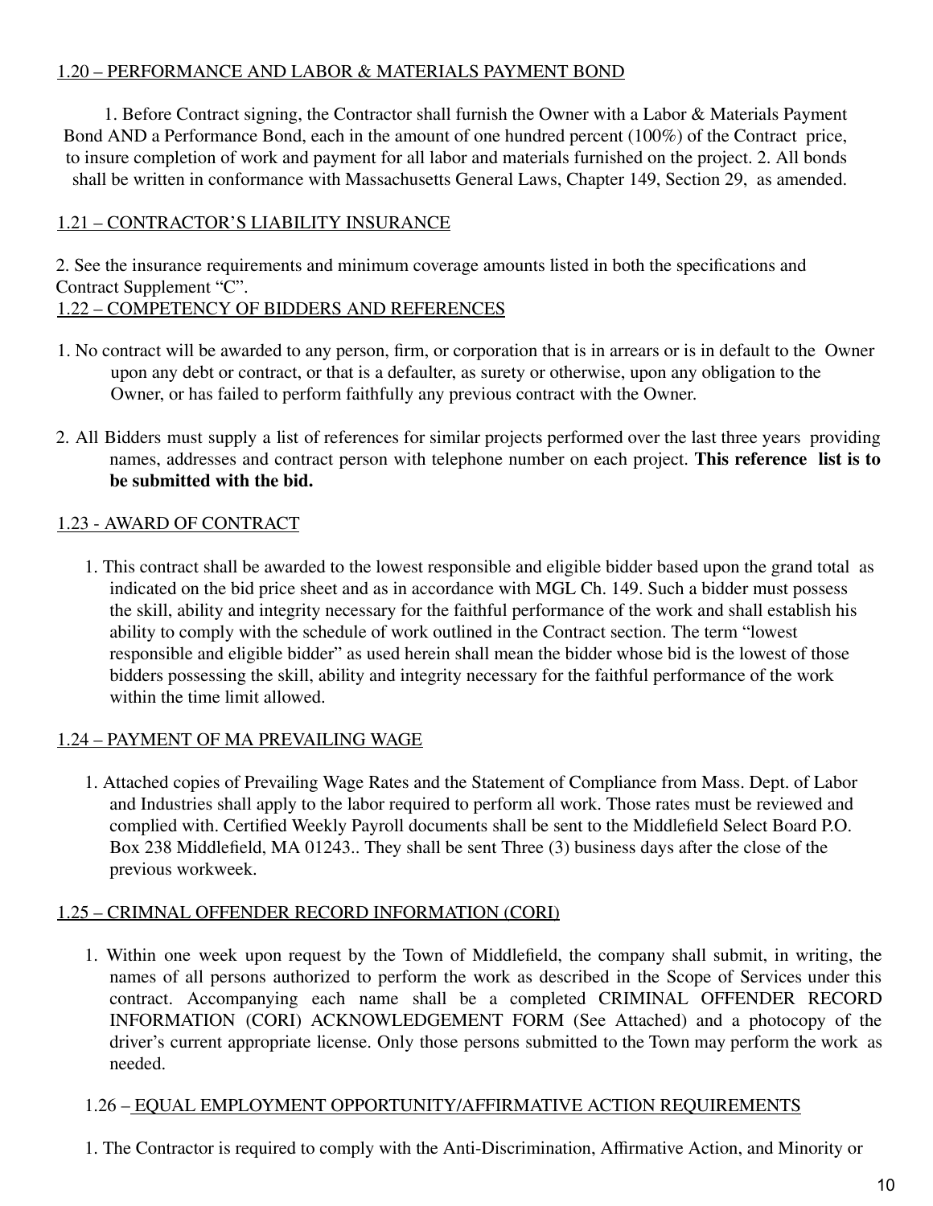1.20 – PERFORMANCE AND LABOR & MATERIALS PAYMENT BOND

1. Before Contract signing, the Contractor shall furnish the Owner with a Labor & Materials Payment Bond AND a Performance Bond, each in the amount of one hundred percent (100%) of the Contract price, to insure completion of work and payment for all labor and materials furnished on the project. 2. All bonds shall be written in conformance with Massachusetts General Laws, Chapter 149, Section 29, as amended.

1.21 – CONTRACTOR'S LIABILITY INSURANCE

2. See the insurance requirements and minimum coverage amounts listed in both the specifications and Contract Supplement "C".

1.22 – COMPETENCY OF BIDDERS AND REFERENCES

1. No contract will be awarded to any person, firm, or corporation that is in arrears or is in default to the Owner upon any debt or contract, or that is a defaulter, as surety or otherwise, upon any obligation to the Owner, or has failed to perform faithfully any previous contract with the Owner.

2. All Bidders must supply a list of references for similar projects performed over the last three years providing names, addresses and contract person with telephone number on each project. **This reference list is to be submitted with the bid.**

1.23 - AWARD OF CONTRACT

1. This contract shall be awarded to the lowest responsible and eligible bidder based upon the grand total as indicated on the bid price sheet and as in accordance with MGL Ch. 149. Such a bidder must possess the skill, ability and integrity necessary for the faithful performance of the work and shall establish his ability to comply with the schedule of work outlined in the Contract section. The term "lowest responsible and eligible bidder" as used herein shall mean the bidder whose bid is the lowest of those bidders possessing the skill, ability and integrity necessary for the faithful performance of the work within the time limit allowed.

1.24 – PAYMENT OF MA PREVAILING WAGE

1. Attached copies of Prevailing Wage Rates and the Statement of Compliance from Mass. Dept. of Labor and Industries shall apply to the labor required to perform all work. Those rates must be reviewed and complied with. Certified Weekly Payroll documents shall be sent to the Middlefield Select Board P.O. Box 238 Middlefield, MA 01243.. They shall be sent Three (3) business days after the close of the previous workweek.

1.25 – CRIMNAL OFFENDER RECORD INFORMATION (CORI)

1. Within one week upon request by the Town of Middlefield, the company shall submit, in writing, the names of all persons authorized to perform the work as described in the Scope of Services under this contract. Accompanying each name shall be a completed CRIMINAL OFFENDER RECORD INFORMATION (CORI) ACKNOWLEDGEMENT FORM (See Attached) and a photocopy of the driver's current appropriate license. Only those persons submitted to the Town may perform the work as needed.

1.26 – EQUAL EMPLOYMENT OPPORTUNITY/AFFIRMATIVE ACTION REQUIREMENTS

1. The Contractor is required to comply with the Anti-Discrimination, Affirmative Action, and Minority or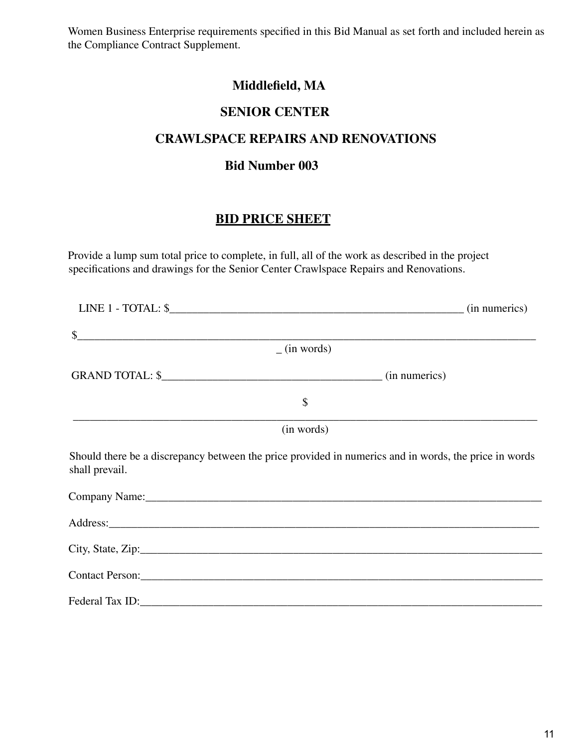Women Business Enterprise requirements specified in this Bid Manual as set forth and included herein as the Compliance Contract Supplement.

**Middlefield, MA**

**SENIOR CENTER**

**CRAWLSPACE REPAIRS AND RENOVATIONS**

**Bid Number 003**

## BID PRICE SHEET

Provide a lump sum total price to complete, in full, all of the work as described in the project specifications and drawings for the Senior Center Crawlspace Repairs and Renovations.

LINE 1 - TOTAL: $_____________________________________________________ (in numerics)

$_____________________________________________________________________________
_ (in words)

GRAND TOTAL: $______________________________________ (in numerics)

$
______________________________________________________________________________
(in words)

Should there be a discrepancy between the price provided in numerics and in words, the price in words shall prevail.

Company Name:_________________________________________________________________

Address:______________________________________________________________________

City, State, Zip:_______________________________________________________________

Contact Person:________________________________________________________________

Federal Tax ID:________________________________________________________________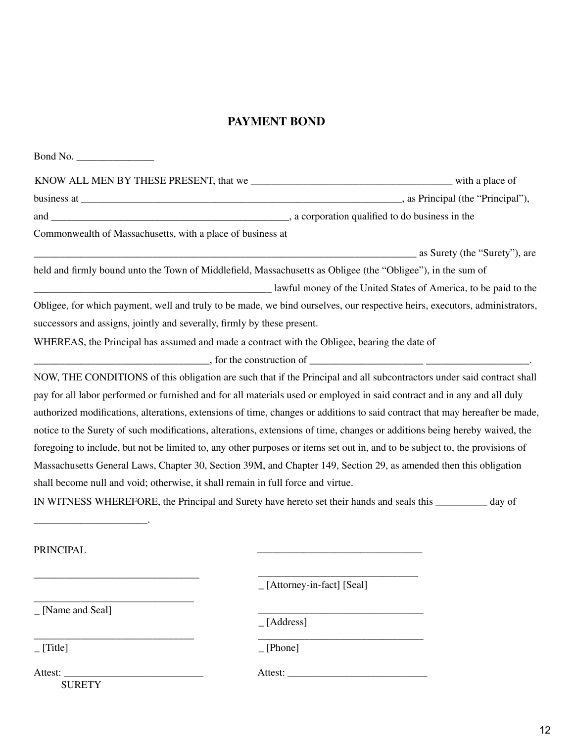# PAYMENT BOND

Bond No. _______________

KNOW ALL MEN BY THESE PRESENT, that we _________________________________________ with a place of business at ___________________________________________________________________, as Principal (the “Principal”), and ________________________________________________, a corporation qualified to do business in the Commonwealth of Massachusetts, with a place of business at _______________________________________________________________________________ as Surety (the “Surety”), are held and firmly bound unto the Town of Middlefield, Massachusetts as Obligee (the “Obligee”), in the sum of ________________________________________________ lawful money of the United States of America, to be paid to the Obligee, for which payment, well and truly to be made, we bind ourselves, our respective heirs, executors, administrators, successors and assigns, jointly and severally, firmly by these present.

WHEREAS, the Principal has assumed and made a contract with the Obligee, bearing the date of ___________________________________, for the construction of ______________________ ____________________.

NOW, THE CONDITIONS of this obligation are such that if the Principal and all subcontractors under said contract shall pay for all labor performed or furnished and for all materials used or employed in said contract and in any and all duly authorized modifications, alterations, extensions of time, changes or additions to said contract that may hereafter be made, notice to the Surety of such modifications, alterations, extensions of time, changes or additions being hereby waived, the foregoing to include, but not be limited to, any other purposes or items set out in, and to be subject to, the provisions of Massachusetts General Laws, Chapter 30, Section 39M, and Chapter 149, Section 29, as amended then this obligation shall become null and void; otherwise, it shall remain in full force and virtue.

IN WITNESS WHEREFORE, the Principal and Surety have hereto set their hands and seals this __________ day of ______________________.

PRINCIPAL

_________________________________

_________________________________
_ [Name and Seal]

_________________________________
_ [Title]

Attest: ____________________________
SURETY

_________________________________

_________________________________
_ [Attorney-in-fact] [Seal]

_________________________________
_ [Address]

_________________________________
_ [Phone]

Attest: ____________________________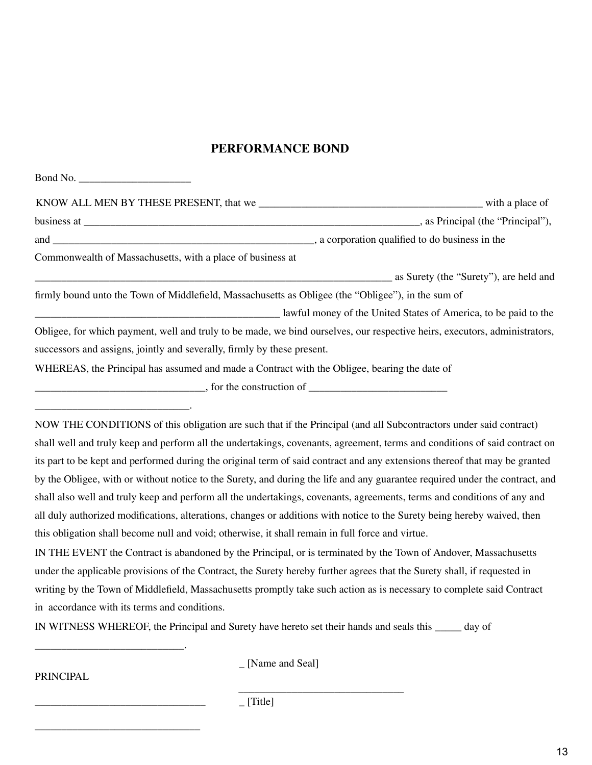## PERFORMANCE BOND

Bond No. _____________________

KNOW ALL MEN BY THESE PRESENT, that we ___________________________________________ with a place of business at _________________________________________________________________, as Principal (the "Principal"), and __________________________________________________, a corporation qualified to do business in the Commonwealth of Massachusetts, with a place of business at ______________________________________________________________________ as Surety (the "Surety"), are held and firmly bound unto the Town of Middlefield, Massachusetts as Obligee (the "Obligee"), in the sum of _______________________________________________ lawful money of the United States of America, to be paid to the Obligee, for which payment, well and truly to be made, we bind ourselves, our respective heirs, executors, administrators, successors and assigns, jointly and severally, firmly by these present.

WHEREAS, the Principal has assumed and made a Contract with the Obligee, bearing the date of ________________________________, for the construction of __________________________ _____________________________.

NOW THE CONDITIONS of this obligation are such that if the Principal (and all Subcontractors under said contract) shall well and truly keep and perform all the undertakings, covenants, agreement, terms and conditions of said contract on its part to be kept and performed during the original term of said contract and any extensions thereof that may be granted by the Obligee, with or without notice to the Surety, and during the life and any guarantee required under the contract, and shall also well and truly keep and perform all the undertakings, covenants, agreements, terms and conditions of any and all duly authorized modifications, alterations, changes or additions with notice to the Surety being hereby waived, then this obligation shall become null and void; otherwise, it shall remain in full force and virtue.

IN THE EVENT the Contract is abandoned by the Principal, or is terminated by the Town of Andover, Massachusetts under the applicable provisions of the Contract, the Surety hereby further agrees that the Surety shall, if requested in writing by the Town of Middlefield, Massachusetts promptly take such action as is necessary to complete said Contract in accordance with its terms and conditions.

IN WITNESS WHEREOF, the Principal and Surety have hereto set their hands and seals this _____ day of ____________________________.

PRINCIPAL

_ [Name and Seal]

________________________________

________________________________ _ [Title]

________________________________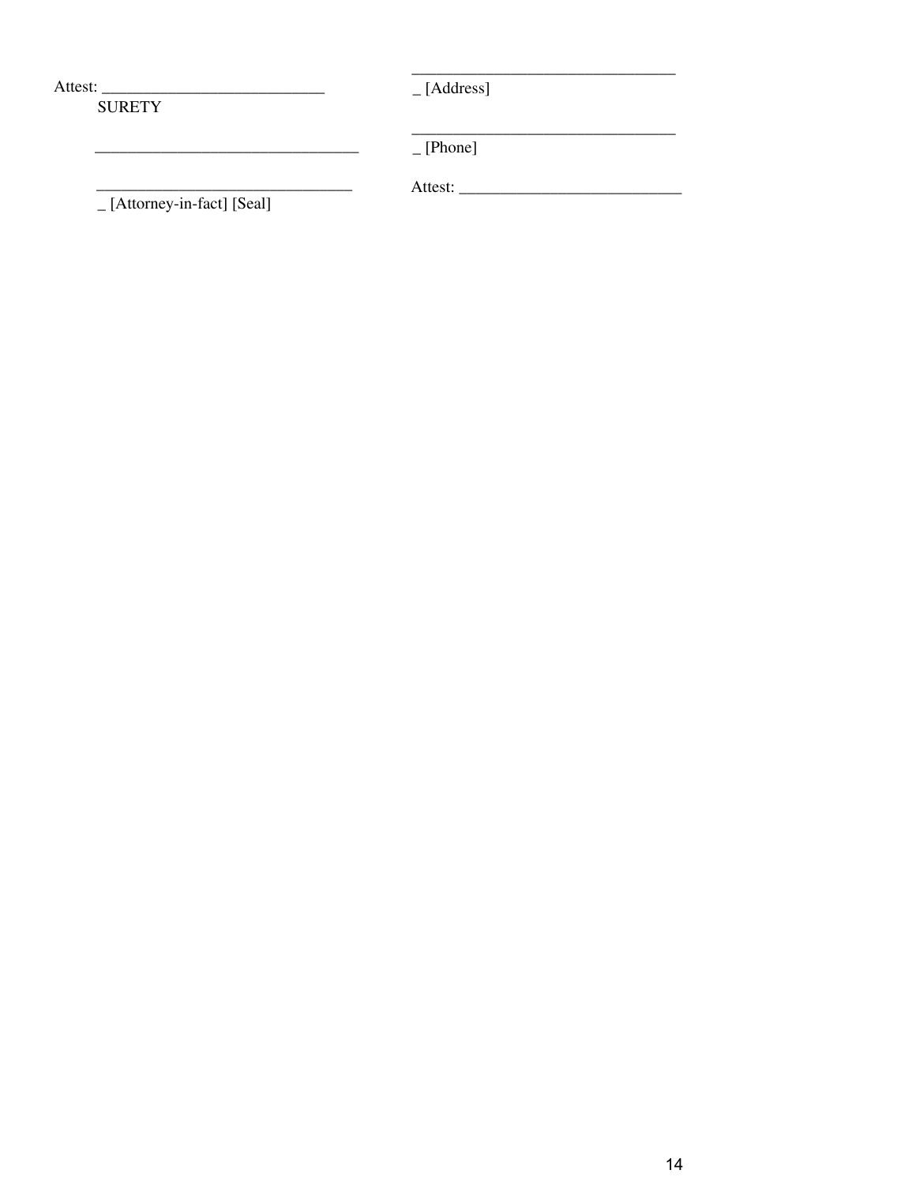Attest: ___________________________
SURETY

________________________________

________________________________
_ [Attorney-in-fact] [Seal]

________________________________
_ [Address]

________________________________
_ [Phone]

Attest: ___________________________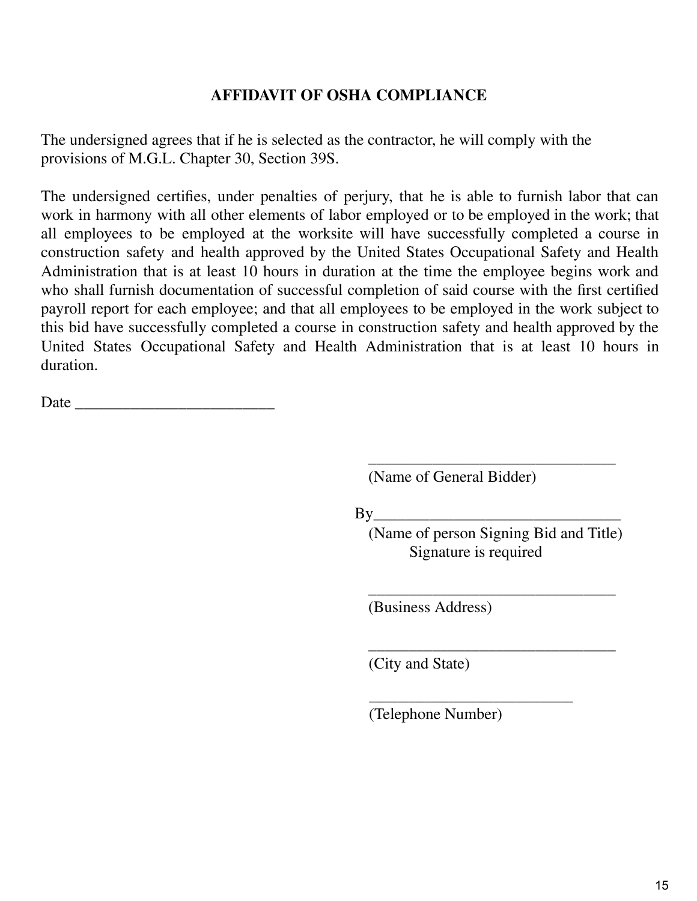# AFFIDAVIT OF OSHA COMPLIANCE

The undersigned agrees that if he is selected as the contractor, he will comply with the provisions of M.G.L. Chapter 30, Section 39S.

The undersigned certifies, under penalties of perjury, that he is able to furnish labor that can work in harmony with all other elements of labor employed or to be employed in the work; that all employees to be employed at the worksite will have successfully completed a course in construction safety and health approved by the United States Occupational Safety and Health Administration that is at least 10 hours in duration at the time the employee begins work and who shall furnish documentation of successful completion of said course with the first certified payroll report for each employee; and that all employees to be employed in the work subject to this bid have successfully completed a course in construction safety and health approved by the United States Occupational Safety and Health Administration that is at least 10 hours in duration.

Date ________________________

_______________________________
(Name of General Bidder)

By_______________________________
(Name of person Signing Bid and Title)
Signature is required

_______________________________
(Business Address)

_______________________________
(City and State)

_______________________________
(Telephone Number)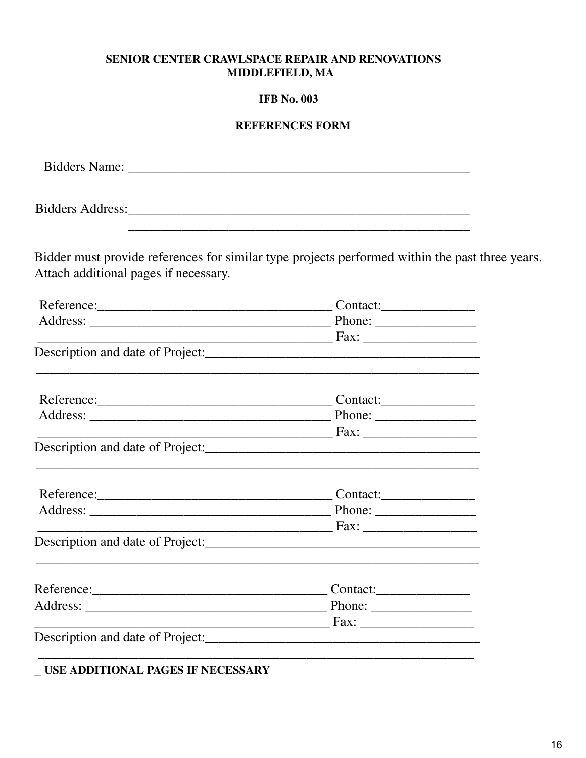**SENIOR CENTER CRAWLSPACE REPAIR AND RENOVATIONS**
**MIDDLEFIELD, MA**

**IFB No. 003**

**REFERENCES FORM**

Bidders Name: ____________________________________________________

Bidders Address:____________________________________________________
____________________________________________________

Bidder must provide references for similar type projects performed within the past three years. Attach additional pages if necessary.

Reference:___________________________________ Contact:______________
Address: ____________________________________ Phone: _______________
____________________________________________ Fax: _________________
Description and date of Project:_________________________________________
____________________________________________________________________

Reference:___________________________________ Contact:______________
Address: ____________________________________ Phone: _______________
____________________________________________ Fax: _________________
Description and date of Project:_________________________________________
____________________________________________________________________

Reference:___________________________________ Contact:______________
Address: ____________________________________ Phone: _______________
____________________________________________ Fax: _________________
Description and date of Project:_________________________________________
____________________________________________________________________

Reference:___________________________________ Contact:______________
Address: ____________________________________ Phone: _______________
____________________________________________ Fax: _________________
Description and date of Project:_________________________________________
____________________________________________________________________

**_ USE ADDITIONAL PAGES IF NECESSARY**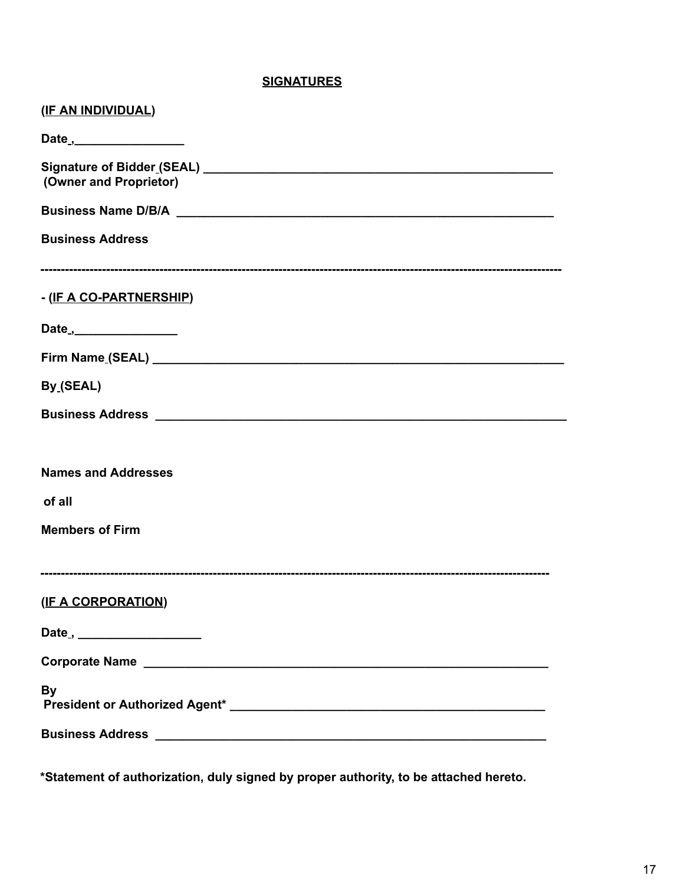**SIGNATURES**

**(IF AN INDIVIDUAL)**

**Date ,________________**

**Signature of Bidder (SEAL) ____________________________________________________**
**(Owner and Proprietor)**

**Business Name D/B/A ________________________________________________________**

**Business Address**

---

**- (IF A CO-PARTNERSHIP)**

**Date ,_______________**

**Firm Name (SEAL) ____________________________________________________________**

**By (SEAL)**

**Business Address ____________________________________________________________**

**Names and Addresses**

**of all**

**Members of Firm**

---

**(IF A CORPORATION)**

**Date , __________________**

**Corporate Name ____________________________________________________________**

**By**
**President or Authorized Agent* ______________________________________________**

**Business Address ___________________________________________________________**

**\*Statement of authorization, duly signed by proper authority, to be attached hereto.**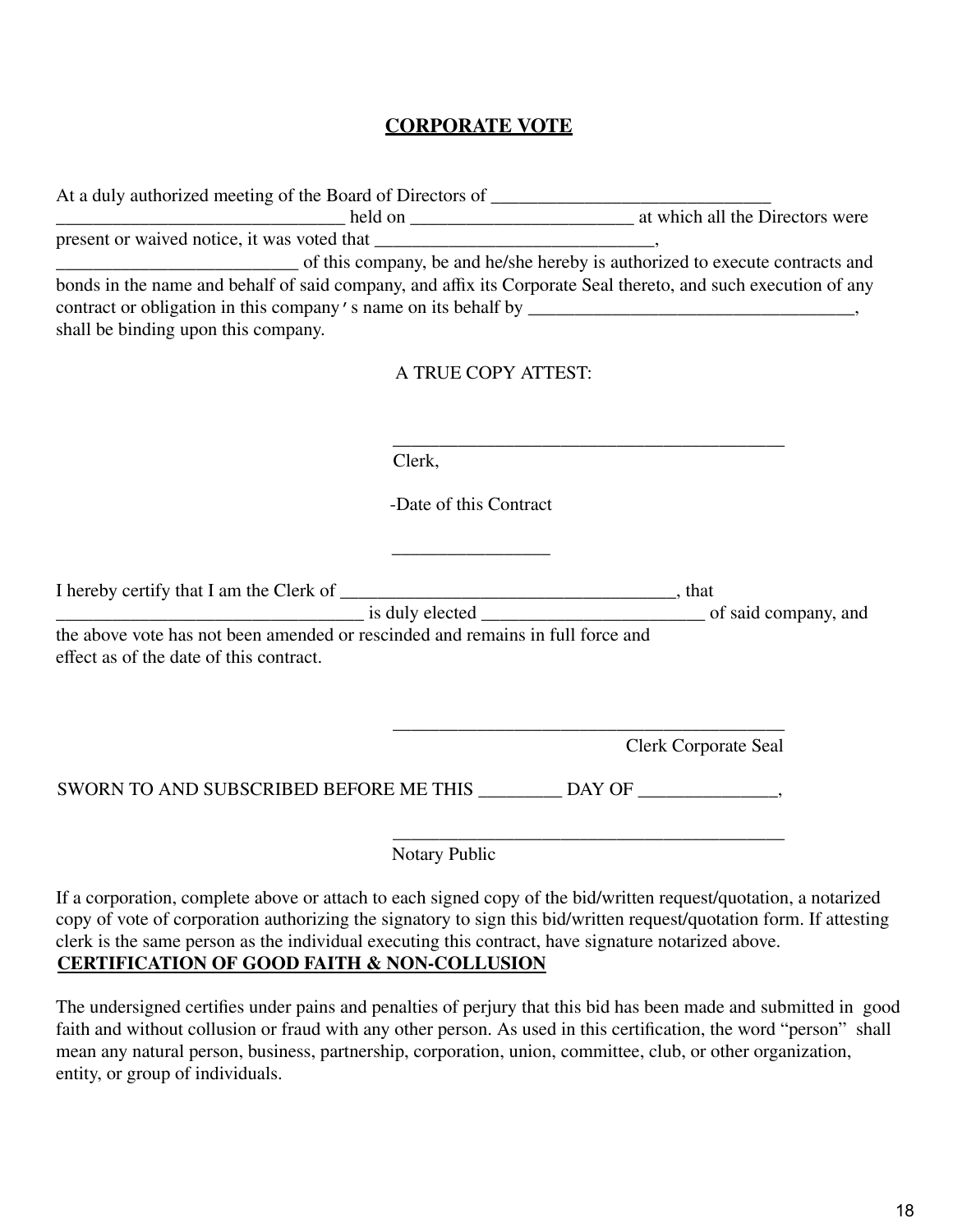## CORPORATE VOTE

At a duly authorized meeting of the Board of Directors of ______________________________ ______________________________ held on ________________________ at which all the Directors were present or waived notice, it was voted that ______________________________, __________________________ of this company, be and he/she hereby is authorized to execute contracts and bonds in the name and behalf of said company, and affix its Corporate Seal thereto, and such execution of any contract or obligation in this company's name on its behalf by ___________________________________, shall be binding upon this company.

A TRUE COPY ATTEST:

__________________________________________
Clerk,

-Date of this Contract

________________

I hereby certify that I am the Clerk of ____________________________________, that ________________________________ is duly elected ________________________ of said company, and the above vote has not been amended or rescinded and remains in full force and effect as of the date of this contract.

__________________________________________
Clerk Corporate Seal

SWORN TO AND SUBSCRIBED BEFORE ME THIS _________ DAY OF ______________,

__________________________________________
Notary Public

If a corporation, complete above or attach to each signed copy of the bid/written request/quotation, a notarized copy of vote of corporation authorizing the signatory to sign this bid/written request/quotation form. If attesting clerk is the same person as the individual executing this contract, have signature notarized above.

## CERTIFICATION OF GOOD FAITH & NON-COLLUSION

The undersigned certifies under pains and penalties of perjury that this bid has been made and submitted in good faith and without collusion or fraud with any other person. As used in this certification, the word "person" shall mean any natural person, business, partnership, corporation, union, committee, club, or other organization, entity, or group of individuals.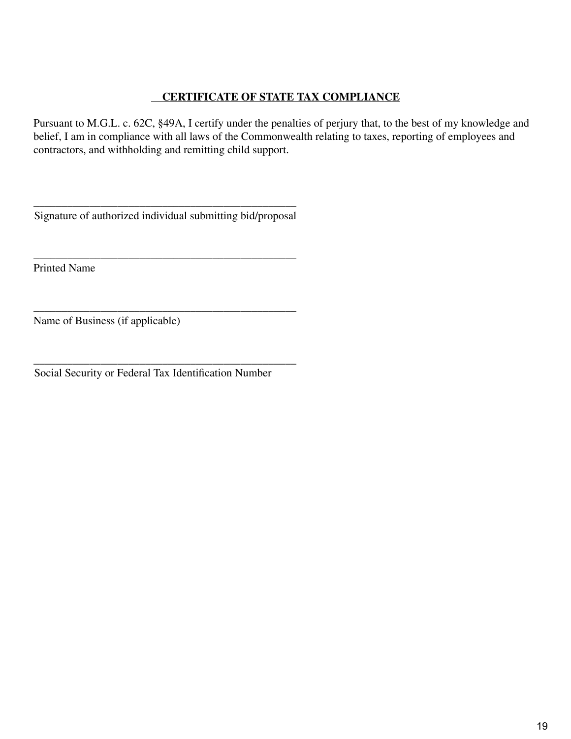**CERTIFICATE OF STATE TAX COMPLIANCE**

Pursuant to M.G.L. c. 62C, §49A, I certify under the penalties of perjury that, to the best of my knowledge and belief, I am in compliance with all laws of the Commonwealth relating to taxes, reporting of employees and contractors, and withholding and remitting child support.

_______________________________________________
Signature of authorized individual submitting bid/proposal

_______________________________________________
Printed Name

_______________________________________________
Name of Business (if applicable)

_______________________________________________
Social Security or Federal Tax Identification Number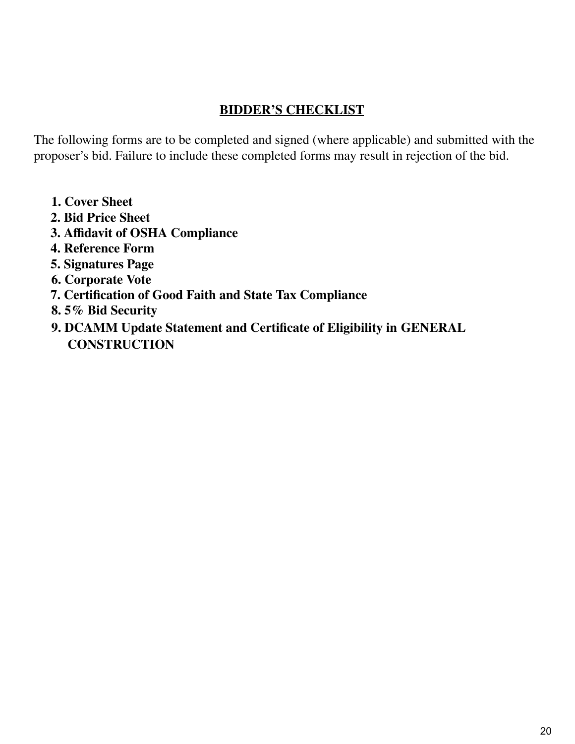## BIDDER'S CHECKLIST

The following forms are to be completed and signed (where applicable) and submitted with the proposer's bid. Failure to include these completed forms may result in rejection of the bid.

1. **Cover Sheet**
2. **Bid Price Sheet**
3. **Affidavit of OSHA Compliance**
4. **Reference Form**
5. **Signatures Page**
6. **Corporate Vote**
7. **Certification of Good Faith and State Tax Compliance**
8. **5% Bid Security**
9. **DCAMM Update Statement and Certificate of Eligibility in GENERAL CONSTRUCTION**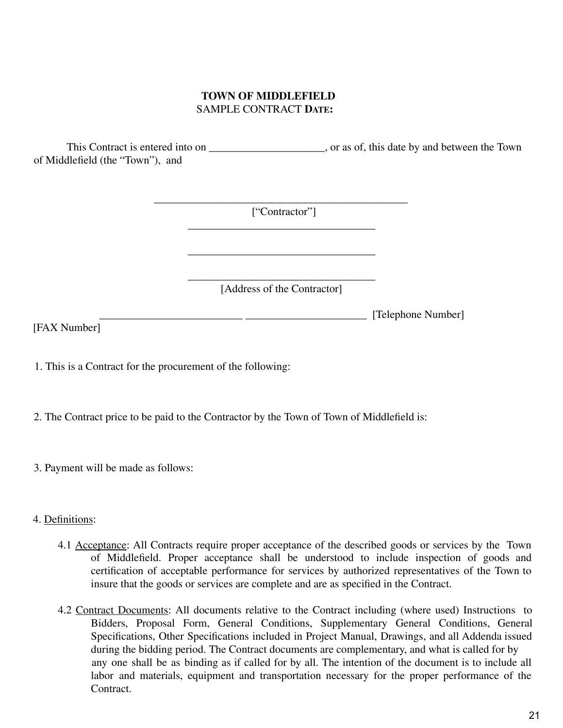**TOWN OF MIDDLEFIELD**
SAMPLE CONTRACT **DATE:**

This Contract is entered into on ____________________, or as of, this date by and between the Town of Middlefield (the "Town"), and

_______________________________________________
["Contractor"]
__________________________________

__________________________________

__________________________________
[Address of the Contractor]

__________________________ ______________________ [Telephone Number]
[FAX Number]

1. This is a Contract for the procurement of the following:

2. The Contract price to be paid to the Contractor by the Town of Town of Middlefield is:

3. Payment will be made as follows:

4. Definitions:

4.1 Acceptance: All Contracts require proper acceptance of the described goods or services by the Town of Middlefield. Proper acceptance shall be understood to include inspection of goods and certification of acceptable performance for services by authorized representatives of the Town to insure that the goods or services are complete and are as specified in the Contract.

4.2 Contract Documents: All documents relative to the Contract including (where used) Instructions to Bidders, Proposal Form, General Conditions, Supplementary General Conditions, General Specifications, Other Specifications included in Project Manual, Drawings, and all Addenda issued during the bidding period. The Contract documents are complementary, and what is called for by any one shall be as binding as if called for by all. The intention of the document is to include all labor and materials, equipment and transportation necessary for the proper performance of the Contract.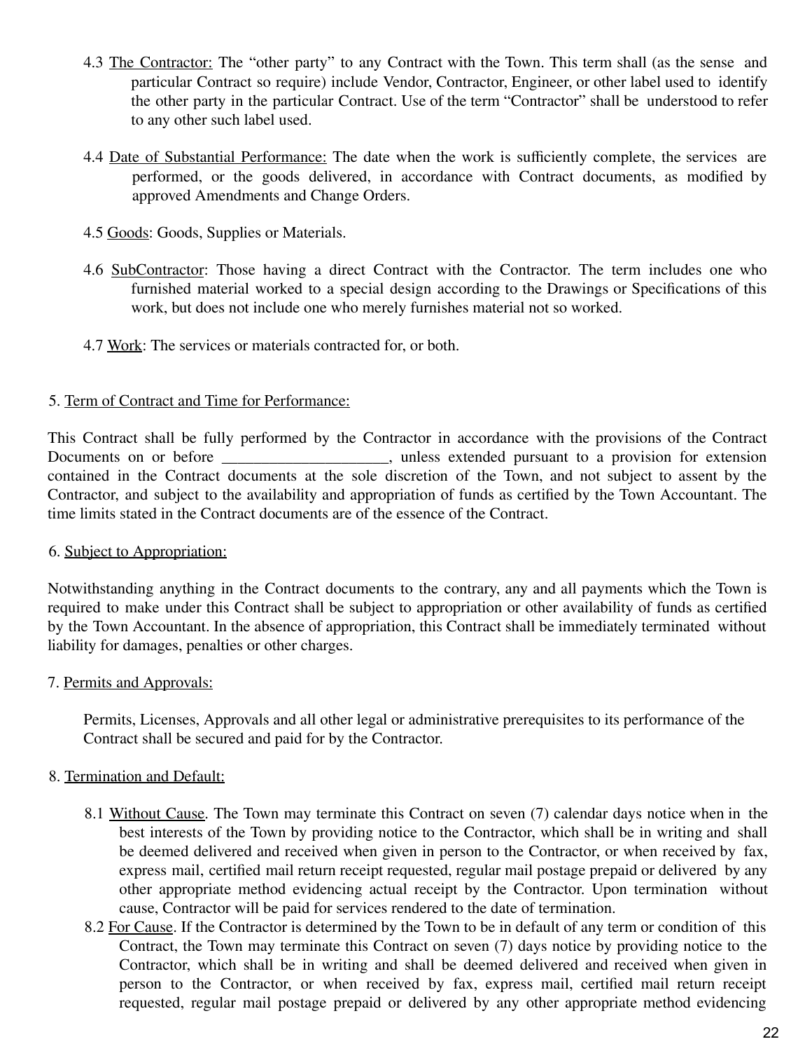4.3 The Contractor: The "other party" to any Contract with the Town. This term shall (as the sense and particular Contract so require) include Vendor, Contractor, Engineer, or other label used to identify the other party in the particular Contract. Use of the term "Contractor" shall be understood to refer to any other such label used.

4.4 Date of Substantial Performance: The date when the work is sufficiently complete, the services are performed, or the goods delivered, in accordance with Contract documents, as modified by approved Amendments and Change Orders.

4.5 Goods: Goods, Supplies or Materials.

4.6 SubContractor: Those having a direct Contract with the Contractor. The term includes one who furnished material worked to a special design according to the Drawings or Specifications of this work, but does not include one who merely furnishes material not so worked.

4.7 Work: The services or materials contracted for, or both.

5. Term of Contract and Time for Performance:

This Contract shall be fully performed by the Contractor in accordance with the provisions of the Contract Documents on or before _____________________, unless extended pursuant to a provision for extension contained in the Contract documents at the sole discretion of the Town, and not subject to assent by the Contractor, and subject to the availability and appropriation of funds as certified by the Town Accountant. The time limits stated in the Contract documents are of the essence of the Contract.

6. Subject to Appropriation:

Notwithstanding anything in the Contract documents to the contrary, any and all payments which the Town is required to make under this Contract shall be subject to appropriation or other availability of funds as certified by the Town Accountant. In the absence of appropriation, this Contract shall be immediately terminated without liability for damages, penalties or other charges.

7. Permits and Approvals:

Permits, Licenses, Approvals and all other legal or administrative prerequisites to its performance of the Contract shall be secured and paid for by the Contractor.

8. Termination and Default:

8.1 Without Cause. The Town may terminate this Contract on seven (7) calendar days notice when in the best interests of the Town by providing notice to the Contractor, which shall be in writing and shall be deemed delivered and received when given in person to the Contractor, or when received by fax, express mail, certified mail return receipt requested, regular mail postage prepaid or delivered by any other appropriate method evidencing actual receipt by the Contractor. Upon termination without cause, Contractor will be paid for services rendered to the date of termination.

8.2 For Cause. If the Contractor is determined by the Town to be in default of any term or condition of this Contract, the Town may terminate this Contract on seven (7) days notice by providing notice to the Contractor, which shall be in writing and shall be deemed delivered and received when given in person to the Contractor, or when received by fax, express mail, certified mail return receipt requested, regular mail postage prepaid or delivered by any other appropriate method evidencing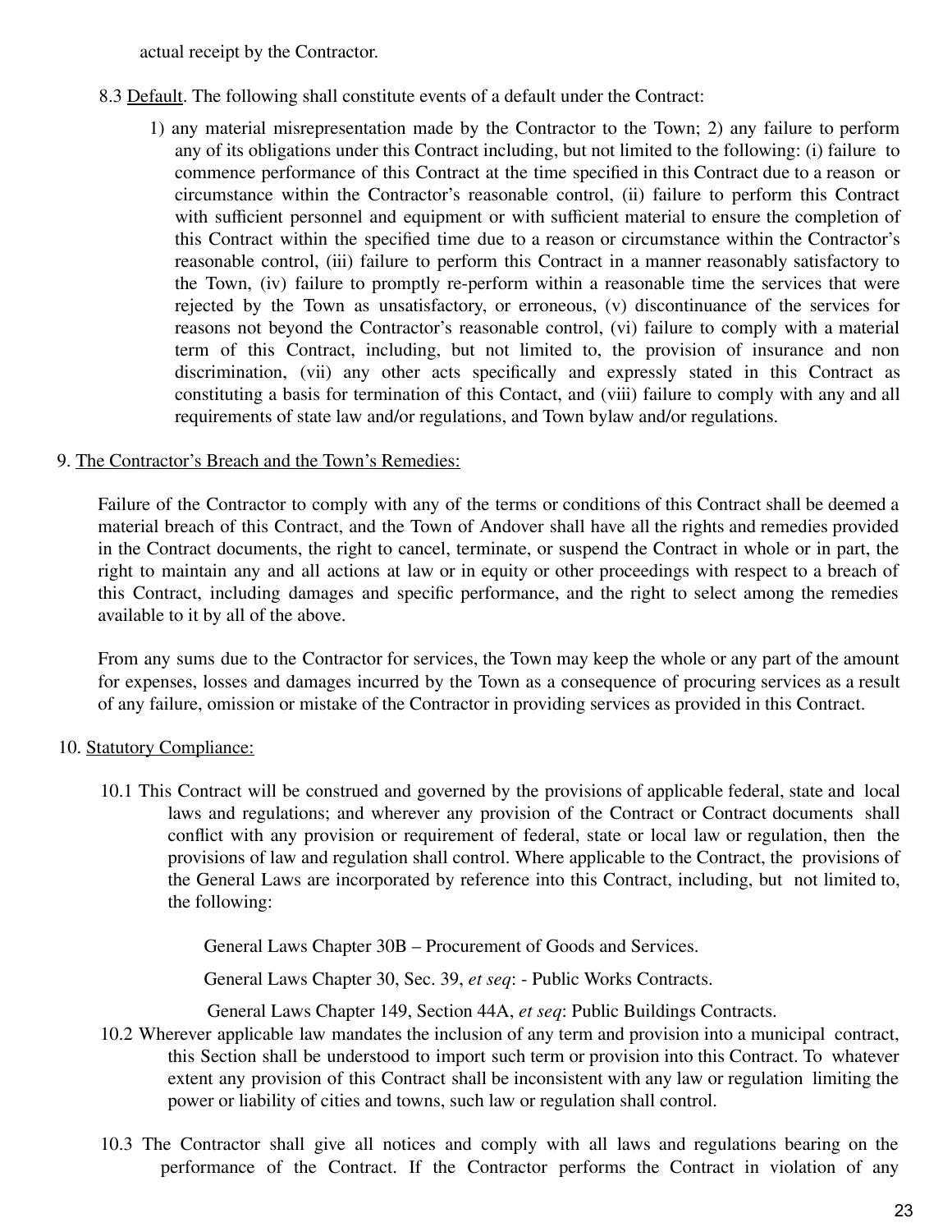actual receipt by the Contractor.

8.3 Default. The following shall constitute events of a default under the Contract:

1) any material misrepresentation made by the Contractor to the Town; 2) any failure to perform any of its obligations under this Contract including, but not limited to the following: (i) failure to commence performance of this Contract at the time specified in this Contract due to a reason or circumstance within the Contractor's reasonable control, (ii) failure to perform this Contract with sufficient personnel and equipment or with sufficient material to ensure the completion of this Contract within the specified time due to a reason or circumstance within the Contractor's reasonable control, (iii) failure to perform this Contract in a manner reasonably satisfactory to the Town, (iv) failure to promptly re-perform within a reasonable time the services that were rejected by the Town as unsatisfactory, or erroneous, (v) discontinuance of the services for reasons not beyond the Contractor's reasonable control, (vi) failure to comply with a material term of this Contract, including, but not limited to, the provision of insurance and non discrimination, (vii) any other acts specifically and expressly stated in this Contract as constituting a basis for termination of this Contact, and (viii) failure to comply with any and all requirements of state law and/or regulations, and Town bylaw and/or regulations.

9. The Contractor's Breach and the Town's Remedies:

Failure of the Contractor to comply with any of the terms or conditions of this Contract shall be deemed a material breach of this Contract, and the Town of Andover shall have all the rights and remedies provided in the Contract documents, the right to cancel, terminate, or suspend the Contract in whole or in part, the right to maintain any and all actions at law or in equity or other proceedings with respect to a breach of this Contract, including damages and specific performance, and the right to select among the remedies available to it by all of the above.

From any sums due to the Contractor for services, the Town may keep the whole or any part of the amount for expenses, losses and damages incurred by the Town as a consequence of procuring services as a result of any failure, omission or mistake of the Contractor in providing services as provided in this Contract.

10. Statutory Compliance:

10.1 This Contract will be construed and governed by the provisions of applicable federal, state and local laws and regulations; and wherever any provision of the Contract or Contract documents shall conflict with any provision or requirement of federal, state or local law or regulation, then the provisions of law and regulation shall control. Where applicable to the Contract, the provisions of the General Laws are incorporated by reference into this Contract, including, but not limited to, the following:

General Laws Chapter 30B – Procurement of Goods and Services.

General Laws Chapter 30, Sec. 39, *et seq*: - Public Works Contracts.

General Laws Chapter 149, Section 44A, *et seq*: Public Buildings Contracts.

10.2 Wherever applicable law mandates the inclusion of any term and provision into a municipal contract, this Section shall be understood to import such term or provision into this Contract. To whatever extent any provision of this Contract shall be inconsistent with any law or regulation limiting the power or liability of cities and towns, such law or regulation shall control.

10.3 The Contractor shall give all notices and comply with all laws and regulations bearing on the performance of the Contract. If the Contractor performs the Contract in violation of any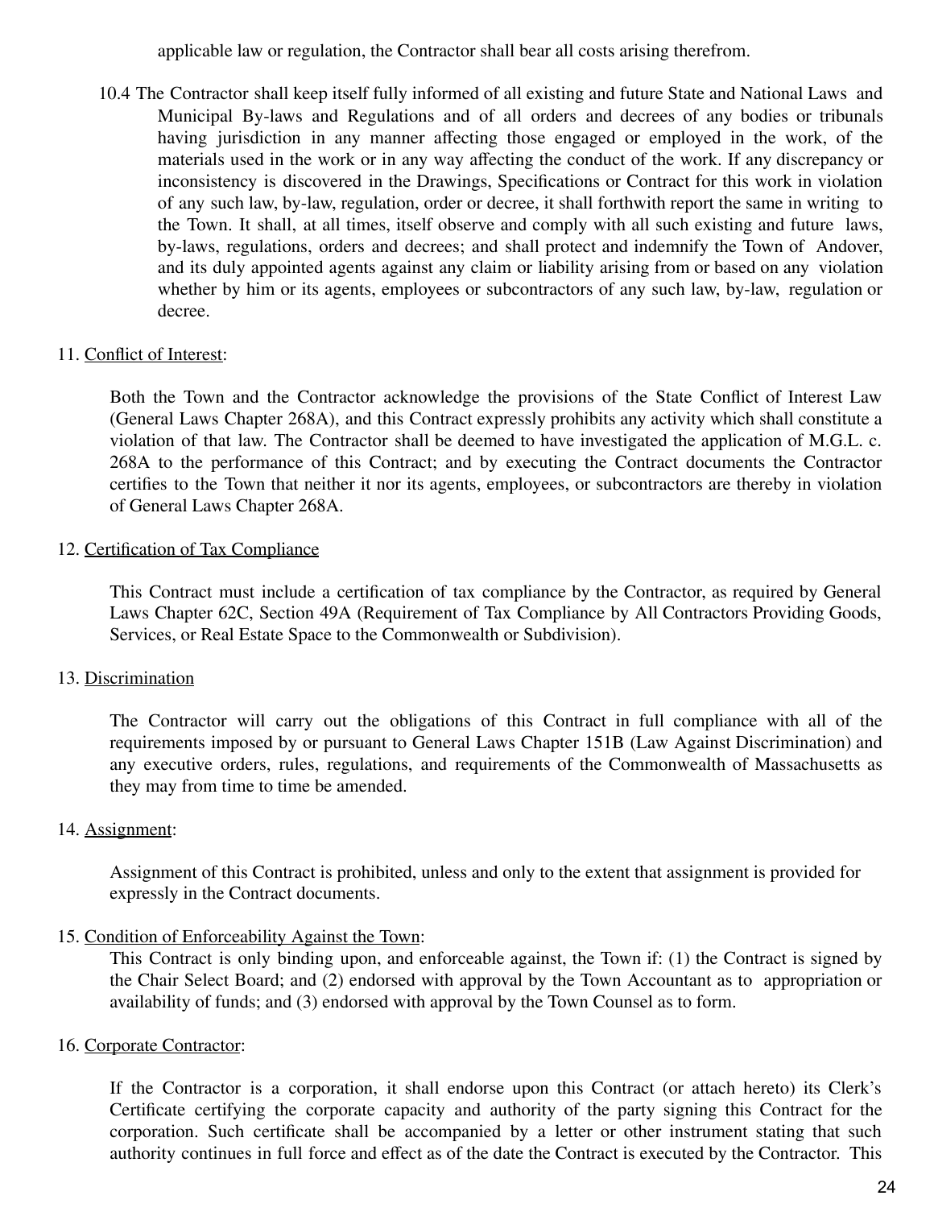applicable law or regulation, the Contractor shall bear all costs arising therefrom.

10.4 The Contractor shall keep itself fully informed of all existing and future State and National Laws and Municipal By-laws and Regulations and of all orders and decrees of any bodies or tribunals having jurisdiction in any manner affecting those engaged or employed in the work, of the materials used in the work or in any way affecting the conduct of the work. If any discrepancy or inconsistency is discovered in the Drawings, Specifications or Contract for this work in violation of any such law, by-law, regulation, order or decree, it shall forthwith report the same in writing to the Town. It shall, at all times, itself observe and comply with all such existing and future laws, by-laws, regulations, orders and decrees; and shall protect and indemnify the Town of Andover, and its duly appointed agents against any claim or liability arising from or based on any violation whether by him or its agents, employees or subcontractors of any such law, by-law, regulation or decree.

11. Conflict of Interest:

Both the Town and the Contractor acknowledge the provisions of the State Conflict of Interest Law (General Laws Chapter 268A), and this Contract expressly prohibits any activity which shall constitute a violation of that law. The Contractor shall be deemed to have investigated the application of M.G.L. c. 268A to the performance of this Contract; and by executing the Contract documents the Contractor certifies to the Town that neither it nor its agents, employees, or subcontractors are thereby in violation of General Laws Chapter 268A.

12. Certification of Tax Compliance

This Contract must include a certification of tax compliance by the Contractor, as required by General Laws Chapter 62C, Section 49A (Requirement of Tax Compliance by All Contractors Providing Goods, Services, or Real Estate Space to the Commonwealth or Subdivision).

13. Discrimination

The Contractor will carry out the obligations of this Contract in full compliance with all of the requirements imposed by or pursuant to General Laws Chapter 151B (Law Against Discrimination) and any executive orders, rules, regulations, and requirements of the Commonwealth of Massachusetts as they may from time to time be amended.

14. Assignment:

Assignment of this Contract is prohibited, unless and only to the extent that assignment is provided for expressly in the Contract documents.

15. Condition of Enforceability Against the Town:

This Contract is only binding upon, and enforceable against, the Town if: (1) the Contract is signed by the Chair Select Board; and (2) endorsed with approval by the Town Accountant as to appropriation or availability of funds; and (3) endorsed with approval by the Town Counsel as to form.

16. Corporate Contractor:

If the Contractor is a corporation, it shall endorse upon this Contract (or attach hereto) its Clerk's Certificate certifying the corporate capacity and authority of the party signing this Contract for the corporation. Such certificate shall be accompanied by a letter or other instrument stating that such authority continues in full force and effect as of the date the Contract is executed by the Contractor. This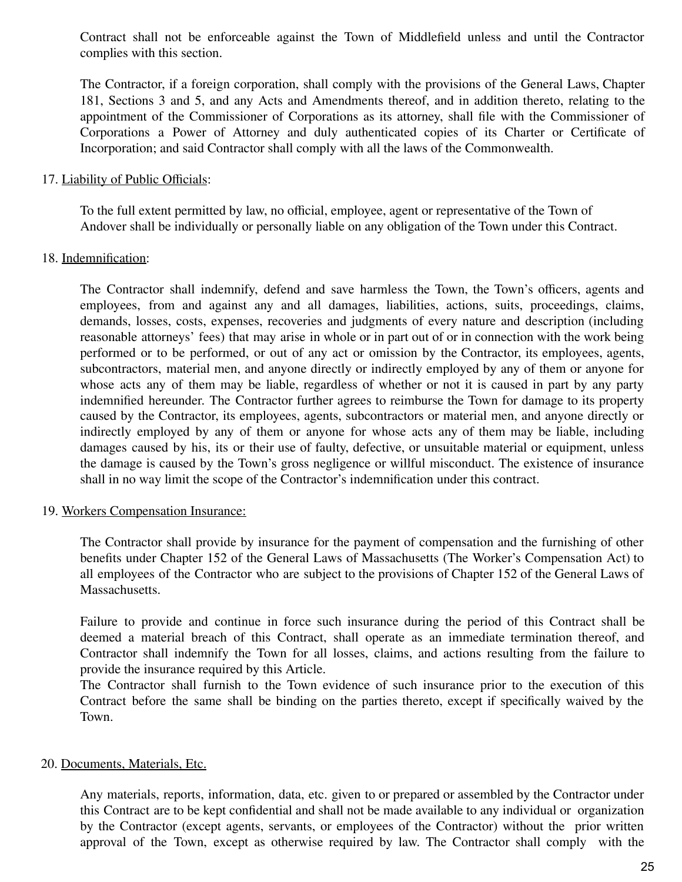Contract shall not be enforceable against the Town of Middlefield unless and until the Contractor complies with this section.

The Contractor, if a foreign corporation, shall comply with the provisions of the General Laws, Chapter 181, Sections 3 and 5, and any Acts and Amendments thereof, and in addition thereto, relating to the appointment of the Commissioner of Corporations as its attorney, shall file with the Commissioner of Corporations a Power of Attorney and duly authenticated copies of its Charter or Certificate of Incorporation; and said Contractor shall comply with all the laws of the Commonwealth.

17. Liability of Public Officials:

To the full extent permitted by law, no official, employee, agent or representative of the Town of Andover shall be individually or personally liable on any obligation of the Town under this Contract.

18. Indemnification:

The Contractor shall indemnify, defend and save harmless the Town, the Town's officers, agents and employees, from and against any and all damages, liabilities, actions, suits, proceedings, claims, demands, losses, costs, expenses, recoveries and judgments of every nature and description (including reasonable attorneys' fees) that may arise in whole or in part out of or in connection with the work being performed or to be performed, or out of any act or omission by the Contractor, its employees, agents, subcontractors, material men, and anyone directly or indirectly employed by any of them or anyone for whose acts any of them may be liable, regardless of whether or not it is caused in part by any party indemnified hereunder. The Contractor further agrees to reimburse the Town for damage to its property caused by the Contractor, its employees, agents, subcontractors or material men, and anyone directly or indirectly employed by any of them or anyone for whose acts any of them may be liable, including damages caused by his, its or their use of faulty, defective, or unsuitable material or equipment, unless the damage is caused by the Town's gross negligence or willful misconduct. The existence of insurance shall in no way limit the scope of the Contractor's indemnification under this contract.

19. Workers Compensation Insurance:

The Contractor shall provide by insurance for the payment of compensation and the furnishing of other benefits under Chapter 152 of the General Laws of Massachusetts (The Worker's Compensation Act) to all employees of the Contractor who are subject to the provisions of Chapter 152 of the General Laws of Massachusetts.

Failure to provide and continue in force such insurance during the period of this Contract shall be deemed a material breach of this Contract, shall operate as an immediate termination thereof, and Contractor shall indemnify the Town for all losses, claims, and actions resulting from the failure to provide the insurance required by this Article.
The Contractor shall furnish to the Town evidence of such insurance prior to the execution of this Contract before the same shall be binding on the parties thereto, except if specifically waived by the Town.

20. Documents, Materials, Etc.

Any materials, reports, information, data, etc. given to or prepared or assembled by the Contractor under this Contract are to be kept confidential and shall not be made available to any individual or organization by the Contractor (except agents, servants, or employees of the Contractor) without the prior written approval of the Town, except as otherwise required by law. The Contractor shall comply with the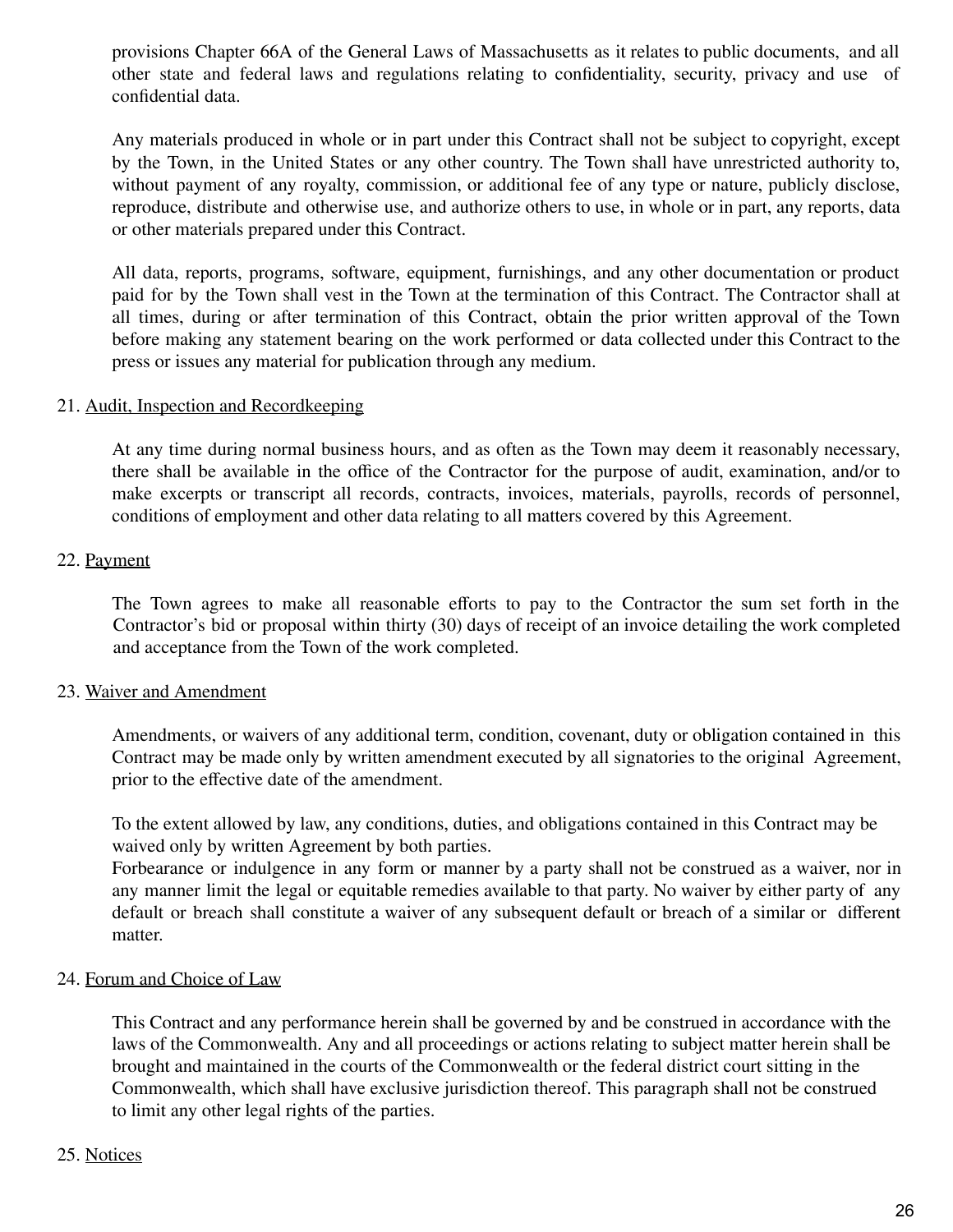provisions Chapter 66A of the General Laws of Massachusetts as it relates to public documents, and all other state and federal laws and regulations relating to confidentiality, security, privacy and use of confidential data.

Any materials produced in whole or in part under this Contract shall not be subject to copyright, except by the Town, in the United States or any other country. The Town shall have unrestricted authority to, without payment of any royalty, commission, or additional fee of any type or nature, publicly disclose, reproduce, distribute and otherwise use, and authorize others to use, in whole or in part, any reports, data or other materials prepared under this Contract.

All data, reports, programs, software, equipment, furnishings, and any other documentation or product paid for by the Town shall vest in the Town at the termination of this Contract. The Contractor shall at all times, during or after termination of this Contract, obtain the prior written approval of the Town before making any statement bearing on the work performed or data collected under this Contract to the press or issues any material for publication through any medium.

21. Audit, Inspection and Recordkeeping

At any time during normal business hours, and as often as the Town may deem it reasonably necessary, there shall be available in the office of the Contractor for the purpose of audit, examination, and/or to make excerpts or transcript all records, contracts, invoices, materials, payrolls, records of personnel, conditions of employment and other data relating to all matters covered by this Agreement.

22. Payment

The Town agrees to make all reasonable efforts to pay to the Contractor the sum set forth in the Contractor's bid or proposal within thirty (30) days of receipt of an invoice detailing the work completed and acceptance from the Town of the work completed.

23. Waiver and Amendment

Amendments, or waivers of any additional term, condition, covenant, duty or obligation contained in this Contract may be made only by written amendment executed by all signatories to the original Agreement, prior to the effective date of the amendment.

To the extent allowed by law, any conditions, duties, and obligations contained in this Contract may be waived only by written Agreement by both parties.

Forbearance or indulgence in any form or manner by a party shall not be construed as a waiver, nor in any manner limit the legal or equitable remedies available to that party. No waiver by either party of any default or breach shall constitute a waiver of any subsequent default or breach of a similar or different matter.

24. Forum and Choice of Law

This Contract and any performance herein shall be governed by and be construed in accordance with the laws of the Commonwealth. Any and all proceedings or actions relating to subject matter herein shall be brought and maintained in the courts of the Commonwealth or the federal district court sitting in the Commonwealth, which shall have exclusive jurisdiction thereof. This paragraph shall not be construed to limit any other legal rights of the parties.

25. Notices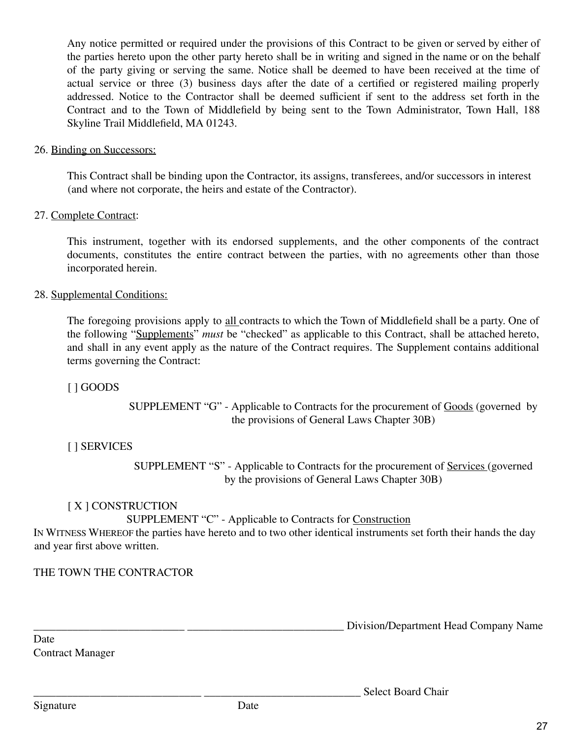Any notice permitted or required under the provisions of this Contract to be given or served by either of the parties hereto upon the other party hereto shall be in writing and signed in the name or on the behalf of the party giving or serving the same. Notice shall be deemed to have been received at the time of actual service or three (3) business days after the date of a certified or registered mailing properly addressed. Notice to the Contractor shall be deemed sufficient if sent to the address set forth in the Contract and to the Town of Middlefield by being sent to the Town Administrator, Town Hall, 188 Skyline Trail Middlefield, MA 01243.

26. Binding on Successors:

This Contract shall be binding upon the Contractor, its assigns, transferees, and/or successors in interest (and where not corporate, the heirs and estate of the Contractor).

27. Complete Contract:

This instrument, together with its endorsed supplements, and the other components of the contract documents, constitutes the entire contract between the parties, with no agreements other than those incorporated herein.

28. Supplemental Conditions:

The foregoing provisions apply to all contracts to which the Town of Middlefield shall be a party. One of the following "Supplements" *must* be "checked" as applicable to this Contract, shall be attached hereto, and shall in any event apply as the nature of the Contract requires. The Supplement contains additional terms governing the Contract:

[ ] GOODS

SUPPLEMENT "G" - Applicable to Contracts for the procurement of Goods (governed by the provisions of General Laws Chapter 30B)

[ ] SERVICES

SUPPLEMENT "S" - Applicable to Contracts for the procurement of Services (governed by the provisions of General Laws Chapter 30B)

[ X ] CONSTRUCTION

SUPPLEMENT "C" - Applicable to Contracts for Construction

IN WITNESS WHEREOF the parties have hereto and to two other identical instruments set forth their hands the day and year first above written.

THE TOWN THE CONTRACTOR

___________________________ ____________________________ Division/Department Head Company Name

Date

Contract Manager

______________________________ ____________________________ Select Board Chair

Signature Date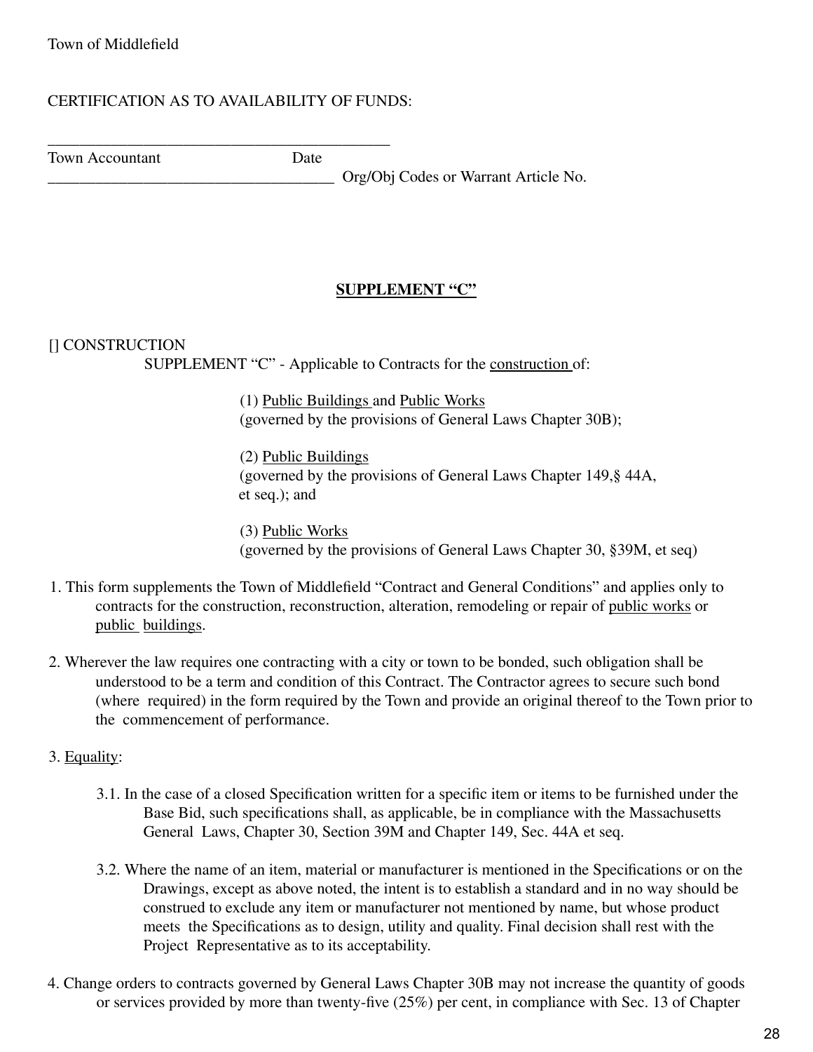Town of Middlefield

CERTIFICATION AS TO AVAILABILITY OF FUNDS:

____________________________________________

Town Accountant Date

____________________________________ Org/Obj Codes or Warrant Article No.

## SUPPLEMENT "C"

[] CONSTRUCTION

SUPPLEMENT "C" - Applicable to Contracts for the construction of:

(1) Public Buildings and Public Works
(governed by the provisions of General Laws Chapter 30B);

(2) Public Buildings
(governed by the provisions of General Laws Chapter 149,§ 44A, et seq.); and

(3) Public Works
(governed by the provisions of General Laws Chapter 30, §39M, et seq)

1. This form supplements the Town of Middlefield "Contract and General Conditions" and applies only to contracts for the construction, reconstruction, alteration, remodeling or repair of public works or public buildings.

2. Wherever the law requires one contracting with a city or town to be bonded, such obligation shall be understood to be a term and condition of this Contract. The Contractor agrees to secure such bond (where required) in the form required by the Town and provide an original thereof to the Town prior to the commencement of performance.

3. Equality:

 3.1. In the case of a closed Specification written for a specific item or items to be furnished under the Base Bid, such specifications shall, as applicable, be in compliance with the Massachusetts General Laws, Chapter 30, Section 39M and Chapter 149, Sec. 44A et seq.

 3.2. Where the name of an item, material or manufacturer is mentioned in the Specifications or on the Drawings, except as above noted, the intent is to establish a standard and in no way should be construed to exclude any item or manufacturer not mentioned by name, but whose product meets the Specifications as to design, utility and quality. Final decision shall rest with the Project Representative as to its acceptability.

4. Change orders to contracts governed by General Laws Chapter 30B may not increase the quantity of goods or services provided by more than twenty-five (25%) per cent, in compliance with Sec. 13 of Chapter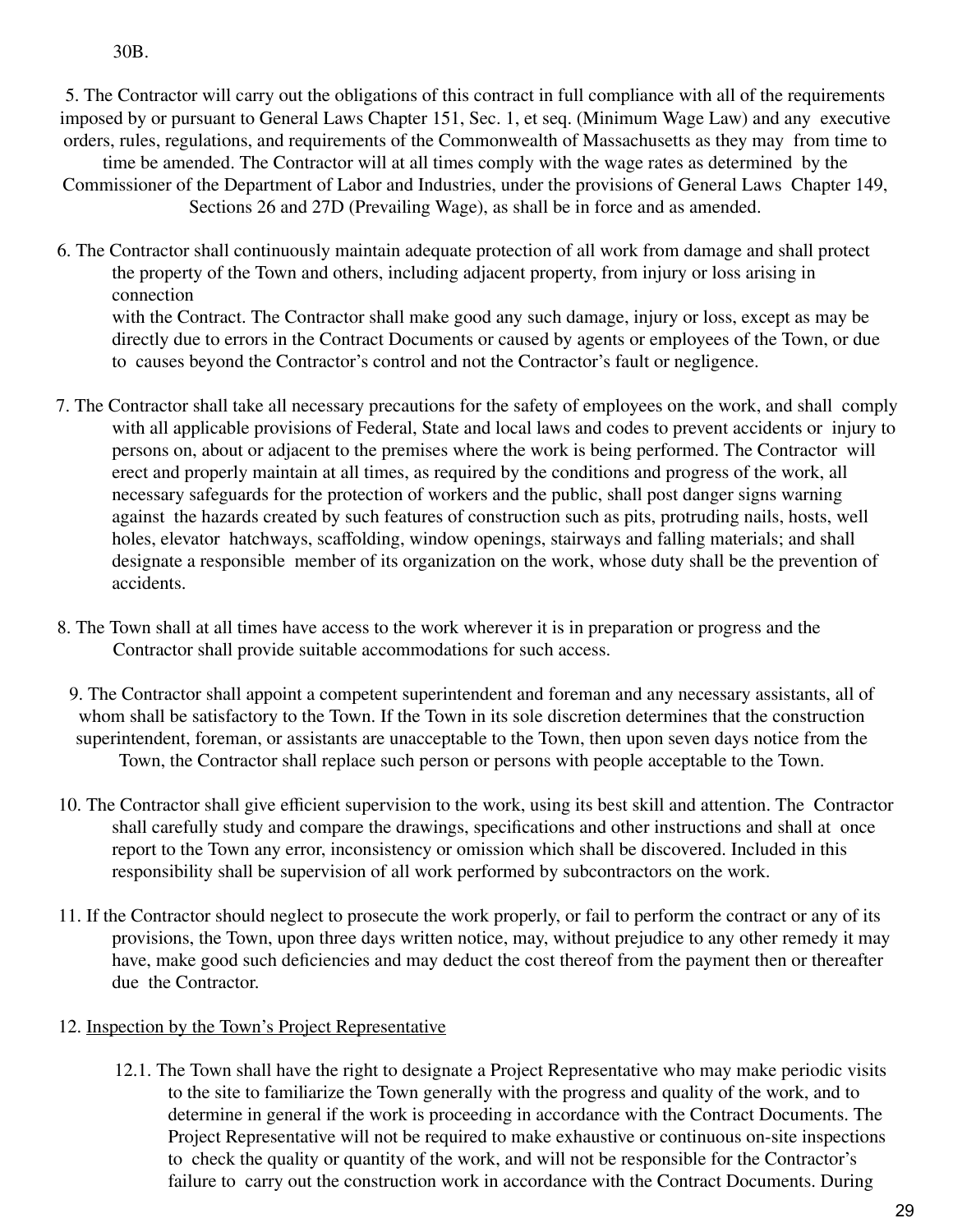30B.

5. The Contractor will carry out the obligations of this contract in full compliance with all of the requirements imposed by or pursuant to General Laws Chapter 151, Sec. 1, et seq. (Minimum Wage Law) and any executive orders, rules, regulations, and requirements of the Commonwealth of Massachusetts as they may from time to time be amended. The Contractor will at all times comply with the wage rates as determined by the Commissioner of the Department of Labor and Industries, under the provisions of General Laws Chapter 149, Sections 26 and 27D (Prevailing Wage), as shall be in force and as amended.

6. The Contractor shall continuously maintain adequate protection of all work from damage and shall protect the property of the Town and others, including adjacent property, from injury or loss arising in connection with the Contract. The Contractor shall make good any such damage, injury or loss, except as may be directly due to errors in the Contract Documents or caused by agents or employees of the Town, or due to causes beyond the Contractor's control and not the Contractor's fault or negligence.

7. The Contractor shall take all necessary precautions for the safety of employees on the work, and shall comply with all applicable provisions of Federal, State and local laws and codes to prevent accidents or injury to persons on, about or adjacent to the premises where the work is being performed. The Contractor will erect and properly maintain at all times, as required by the conditions and progress of the work, all necessary safeguards for the protection of workers and the public, shall post danger signs warning against the hazards created by such features of construction such as pits, protruding nails, hosts, well holes, elevator hatchways, scaffolding, window openings, stairways and falling materials; and shall designate a responsible member of its organization on the work, whose duty shall be the prevention of accidents.

8. The Town shall at all times have access to the work wherever it is in preparation or progress and the Contractor shall provide suitable accommodations for such access.

9. The Contractor shall appoint a competent superintendent and foreman and any necessary assistants, all of whom shall be satisfactory to the Town. If the Town in its sole discretion determines that the construction superintendent, foreman, or assistants are unacceptable to the Town, then upon seven days notice from the Town, the Contractor shall replace such person or persons with people acceptable to the Town.

10. The Contractor shall give efficient supervision to the work, using its best skill and attention. The Contractor shall carefully study and compare the drawings, specifications and other instructions and shall at once report to the Town any error, inconsistency or omission which shall be discovered. Included in this responsibility shall be supervision of all work performed by subcontractors on the work.

11. If the Contractor should neglect to prosecute the work properly, or fail to perform the contract or any of its provisions, the Town, upon three days written notice, may, without prejudice to any other remedy it may have, make good such deficiencies and may deduct the cost thereof from the payment then or thereafter due the Contractor.

12. Inspection by the Town's Project Representative

12.1. The Town shall have the right to designate a Project Representative who may make periodic visits to the site to familiarize the Town generally with the progress and quality of the work, and to determine in general if the work is proceeding in accordance with the Contract Documents. The Project Representative will not be required to make exhaustive or continuous on-site inspections to check the quality or quantity of the work, and will not be responsible for the Contractor's failure to carry out the construction work in accordance with the Contract Documents. During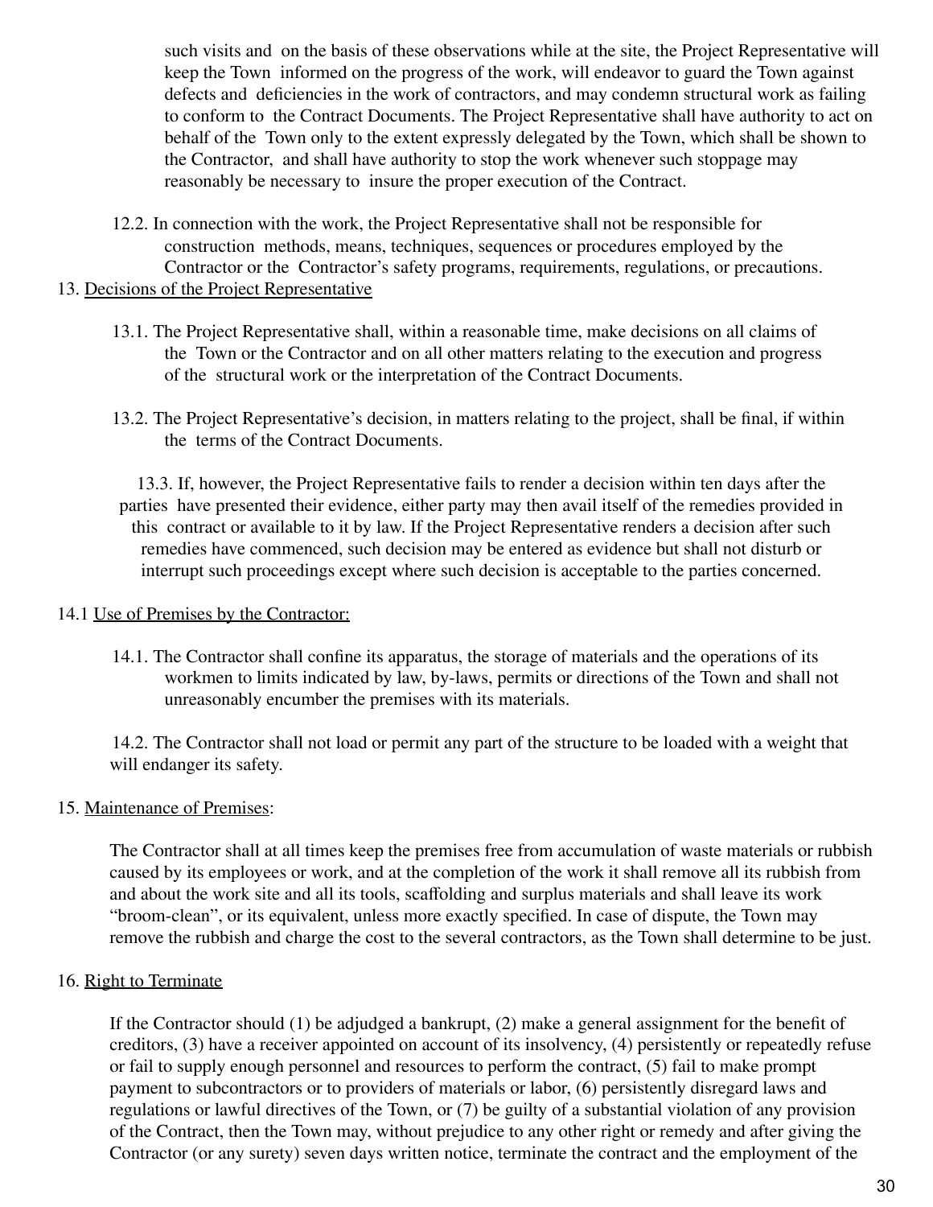such visits and on the basis of these observations while at the site, the Project Representative will keep the Town informed on the progress of the work, will endeavor to guard the Town against defects and deficiencies in the work of contractors, and may condemn structural work as failing to conform to the Contract Documents. The Project Representative shall have authority to act on behalf of the Town only to the extent expressly delegated by the Town, which shall be shown to the Contractor, and shall have authority to stop the work whenever such stoppage may reasonably be necessary to insure the proper execution of the Contract.

12.2. In connection with the work, the Project Representative shall not be responsible for construction methods, means, techniques, sequences or procedures employed by the Contractor or the Contractor's safety programs, requirements, regulations, or precautions.

13. Decisions of the Project Representative

13.1. The Project Representative shall, within a reasonable time, make decisions on all claims of the Town or the Contractor and on all other matters relating to the execution and progress of the structural work or the interpretation of the Contract Documents.

13.2. The Project Representative's decision, in matters relating to the project, shall be final, if within the terms of the Contract Documents.

13.3. If, however, the Project Representative fails to render a decision within ten days after the parties have presented their evidence, either party may then avail itself of the remedies provided in this contract or available to it by law. If the Project Representative renders a decision after such remedies have commenced, such decision may be entered as evidence but shall not disturb or interrupt such proceedings except where such decision is acceptable to the parties concerned.

14.1 Use of Premises by the Contractor:

14.1. The Contractor shall confine its apparatus, the storage of materials and the operations of its workmen to limits indicated by law, by-laws, permits or directions of the Town and shall not unreasonably encumber the premises with its materials.

14.2. The Contractor shall not load or permit any part of the structure to be loaded with a weight that will endanger its safety.

15. Maintenance of Premises:

The Contractor shall at all times keep the premises free from accumulation of waste materials or rubbish caused by its employees or work, and at the completion of the work it shall remove all its rubbish from and about the work site and all its tools, scaffolding and surplus materials and shall leave its work "broom-clean", or its equivalent, unless more exactly specified. In case of dispute, the Town may remove the rubbish and charge the cost to the several contractors, as the Town shall determine to be just.

16. Right to Terminate

If the Contractor should (1) be adjudged a bankrupt, (2) make a general assignment for the benefit of creditors, (3) have a receiver appointed on account of its insolvency, (4) persistently or repeatedly refuse or fail to supply enough personnel and resources to perform the contract, (5) fail to make prompt payment to subcontractors or to providers of materials or labor, (6) persistently disregard laws and regulations or lawful directives of the Town, or (7) be guilty of a substantial violation of any provision of the Contract, then the Town may, without prejudice to any other right or remedy and after giving the Contractor (or any surety) seven days written notice, terminate the contract and the employment of the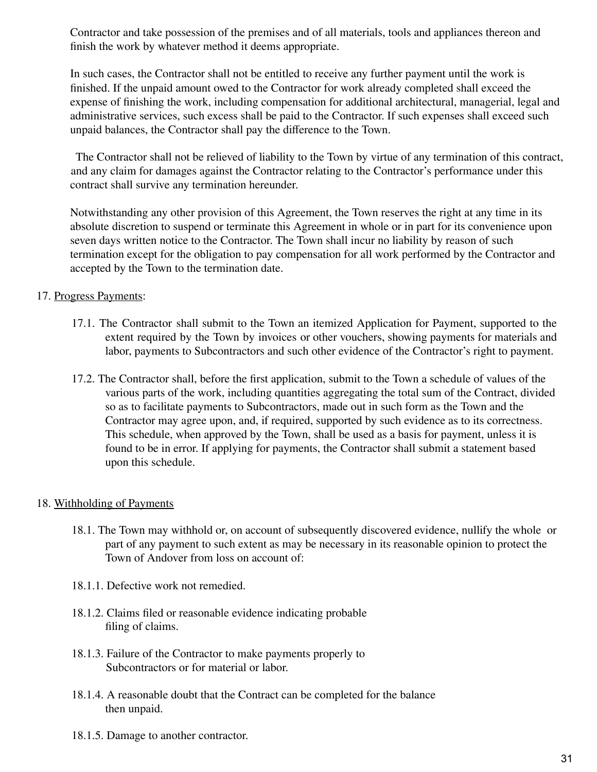Contractor and take possession of the premises and of all materials, tools and appliances thereon and finish the work by whatever method it deems appropriate.

In such cases, the Contractor shall not be entitled to receive any further payment until the work is finished. If the unpaid amount owed to the Contractor for work already completed shall exceed the expense of finishing the work, including compensation for additional architectural, managerial, legal and administrative services, such excess shall be paid to the Contractor. If such expenses shall exceed such unpaid balances, the Contractor shall pay the difference to the Town.

The Contractor shall not be relieved of liability to the Town by virtue of any termination of this contract, and any claim for damages against the Contractor relating to the Contractor's performance under this contract shall survive any termination hereunder.

Notwithstanding any other provision of this Agreement, the Town reserves the right at any time in its absolute discretion to suspend or terminate this Agreement in whole or in part for its convenience upon seven days written notice to the Contractor. The Town shall incur no liability by reason of such termination except for the obligation to pay compensation for all work performed by the Contractor and accepted by the Town to the termination date.

17. Progress Payments:

17.1. The Contractor shall submit to the Town an itemized Application for Payment, supported to the extent required by the Town by invoices or other vouchers, showing payments for materials and labor, payments to Subcontractors and such other evidence of the Contractor's right to payment.

17.2. The Contractor shall, before the first application, submit to the Town a schedule of values of the various parts of the work, including quantities aggregating the total sum of the Contract, divided so as to facilitate payments to Subcontractors, made out in such form as the Town and the Contractor may agree upon, and, if required, supported by such evidence as to its correctness. This schedule, when approved by the Town, shall be used as a basis for payment, unless it is found to be in error. If applying for payments, the Contractor shall submit a statement based upon this schedule.

18. Withholding of Payments

18.1. The Town may withhold or, on account of subsequently discovered evidence, nullify the whole or part of any payment to such extent as may be necessary in its reasonable opinion to protect the Town of Andover from loss on account of:

18.1.1. Defective work not remedied.

18.1.2. Claims filed or reasonable evidence indicating probable filing of claims.

18.1.3. Failure of the Contractor to make payments properly to Subcontractors or for material or labor.

18.1.4. A reasonable doubt that the Contract can be completed for the balance then unpaid.

18.1.5. Damage to another contractor.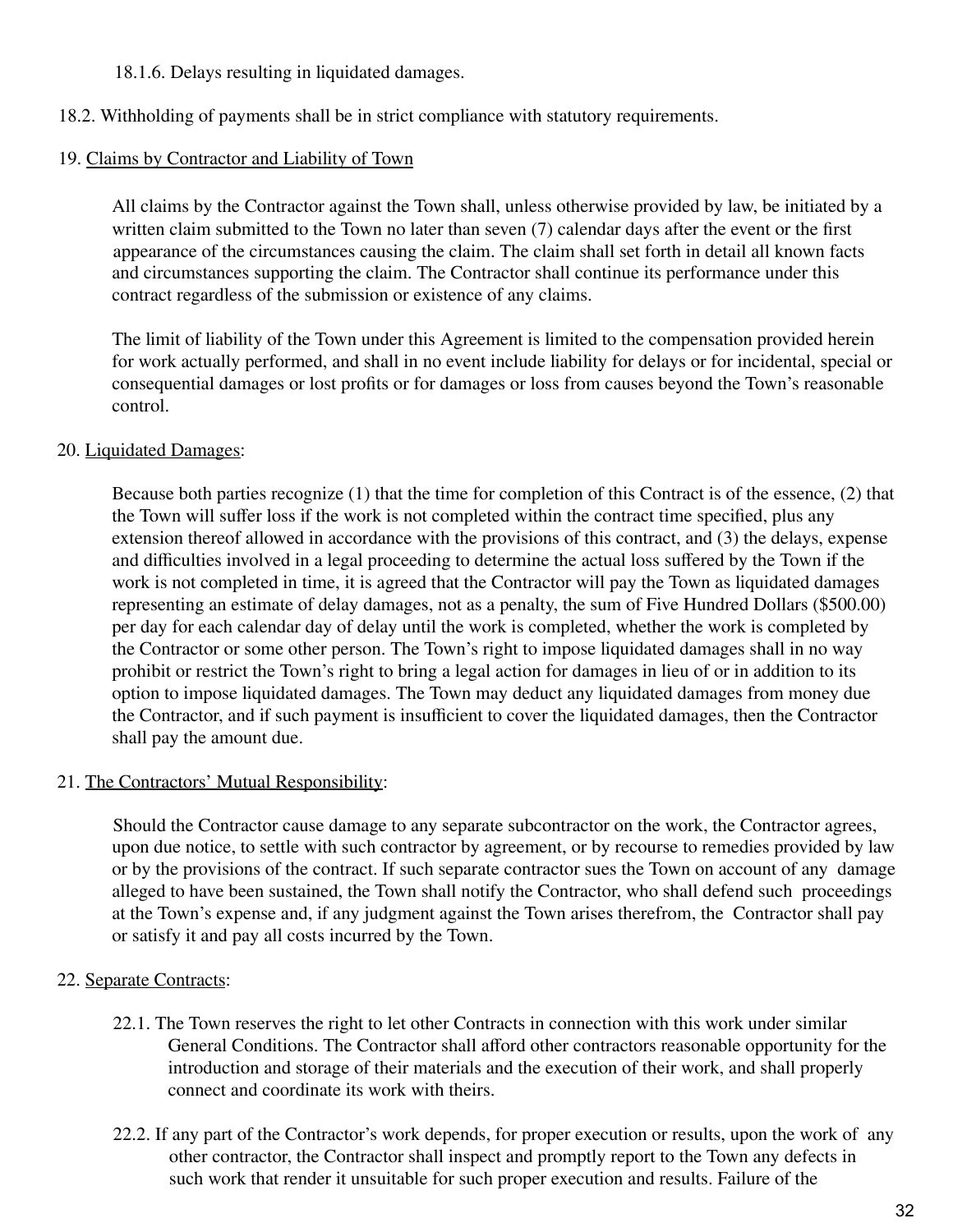18.1.6. Delays resulting in liquidated damages.

18.2. Withholding of payments shall be in strict compliance with statutory requirements.

19. <u>Claims by Contractor and Liability of Town</u>

All claims by the Contractor against the Town shall, unless otherwise provided by law, be initiated by a written claim submitted to the Town no later than seven (7) calendar days after the event or the first appearance of the circumstances causing the claim. The claim shall set forth in detail all known facts and circumstances supporting the claim. The Contractor shall continue its performance under this contract regardless of the submission or existence of any claims.

The limit of liability of the Town under this Agreement is limited to the compensation provided herein for work actually performed, and shall in no event include liability for delays or for incidental, special or consequential damages or lost profits or for damages or loss from causes beyond the Town's reasonable control.

20. <u>Liquidated Damages</u>:

Because both parties recognize (1) that the time for completion of this Contract is of the essence, (2) that the Town will suffer loss if the work is not completed within the contract time specified, plus any extension thereof allowed in accordance with the provisions of this contract, and (3) the delays, expense and difficulties involved in a legal proceeding to determine the actual loss suffered by the Town if the work is not completed in time, it is agreed that the Contractor will pay the Town as liquidated damages representing an estimate of delay damages, not as a penalty, the sum of Five Hundred Dollars ($500.00) per day for each calendar day of delay until the work is completed, whether the work is completed by the Contractor or some other person. The Town's right to impose liquidated damages shall in no way prohibit or restrict the Town's right to bring a legal action for damages in lieu of or in addition to its option to impose liquidated damages. The Town may deduct any liquidated damages from money due the Contractor, and if such payment is insufficient to cover the liquidated damages, then the Contractor shall pay the amount due.

21. <u>The Contractors' Mutual Responsibility</u>:

Should the Contractor cause damage to any separate subcontractor on the work, the Contractor agrees, upon due notice, to settle with such contractor by agreement, or by recourse to remedies provided by law or by the provisions of the contract. If such separate contractor sues the Town on account of any damage alleged to have been sustained, the Town shall notify the Contractor, who shall defend such proceedings at the Town's expense and, if any judgment against the Town arises therefrom, the Contractor shall pay or satisfy it and pay all costs incurred by the Town.

22. <u>Separate Contracts</u>:

22.1. The Town reserves the right to let other Contracts in connection with this work under similar General Conditions. The Contractor shall afford other contractors reasonable opportunity for the introduction and storage of their materials and the execution of their work, and shall properly connect and coordinate its work with theirs.

22.2. If any part of the Contractor's work depends, for proper execution or results, upon the work of any other contractor, the Contractor shall inspect and promptly report to the Town any defects in such work that render it unsuitable for such proper execution and results. Failure of the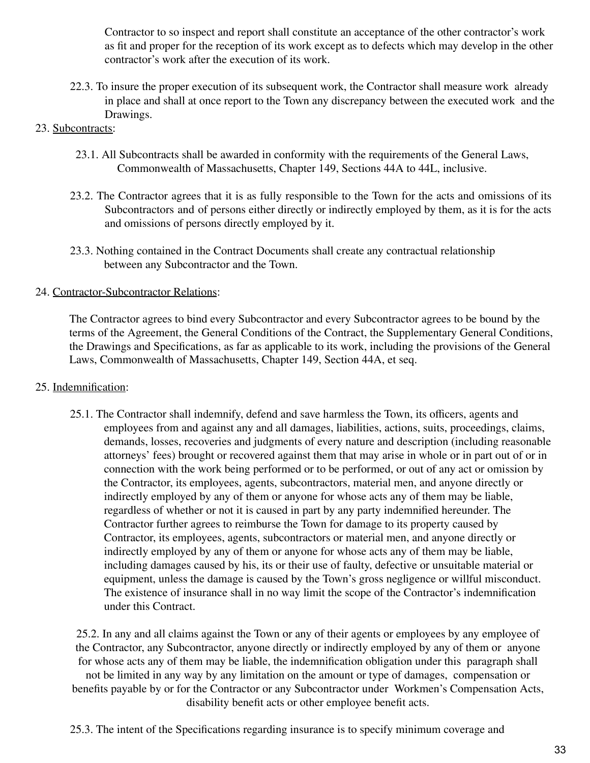Contractor to so inspect and report shall constitute an acceptance of the other contractor's work as fit and proper for the reception of its work except as to defects which may develop in the other contractor's work after the execution of its work.

22.3. To insure the proper execution of its subsequent work, the Contractor shall measure work already in place and shall at once report to the Town any discrepancy between the executed work and the Drawings.

23. Subcontracts:

23.1. All Subcontracts shall be awarded in conformity with the requirements of the General Laws, Commonwealth of Massachusetts, Chapter 149, Sections 44A to 44L, inclusive.

23.2. The Contractor agrees that it is as fully responsible to the Town for the acts and omissions of its Subcontractors and of persons either directly or indirectly employed by them, as it is for the acts and omissions of persons directly employed by it.

23.3. Nothing contained in the Contract Documents shall create any contractual relationship between any Subcontractor and the Town.

24. Contractor-Subcontractor Relations:

The Contractor agrees to bind every Subcontractor and every Subcontractor agrees to be bound by the terms of the Agreement, the General Conditions of the Contract, the Supplementary General Conditions, the Drawings and Specifications, as far as applicable to its work, including the provisions of the General Laws, Commonwealth of Massachusetts, Chapter 149, Section 44A, et seq.

25. Indemnification:

25.1. The Contractor shall indemnify, defend and save harmless the Town, its officers, agents and employees from and against any and all damages, liabilities, actions, suits, proceedings, claims, demands, losses, recoveries and judgments of every nature and description (including reasonable attorneys' fees) brought or recovered against them that may arise in whole or in part out of or in connection with the work being performed or to be performed, or out of any act or omission by the Contractor, its employees, agents, subcontractors, material men, and anyone directly or indirectly employed by any of them or anyone for whose acts any of them may be liable, regardless of whether or not it is caused in part by any party indemnified hereunder. The Contractor further agrees to reimburse the Town for damage to its property caused by Contractor, its employees, agents, subcontractors or material men, and anyone directly or indirectly employed by any of them or anyone for whose acts any of them may be liable, including damages caused by his, its or their use of faulty, defective or unsuitable material or equipment, unless the damage is caused by the Town's gross negligence or willful misconduct. The existence of insurance shall in no way limit the scope of the Contractor's indemnification under this Contract.

25.2. In any and all claims against the Town or any of their agents or employees by any employee of the Contractor, any Subcontractor, anyone directly or indirectly employed by any of them or anyone for whose acts any of them may be liable, the indemnification obligation under this paragraph shall not be limited in any way by any limitation on the amount or type of damages, compensation or benefits payable by or for the Contractor or any Subcontractor under Workmen's Compensation Acts, disability benefit acts or other employee benefit acts.

25.3. The intent of the Specifications regarding insurance is to specify minimum coverage and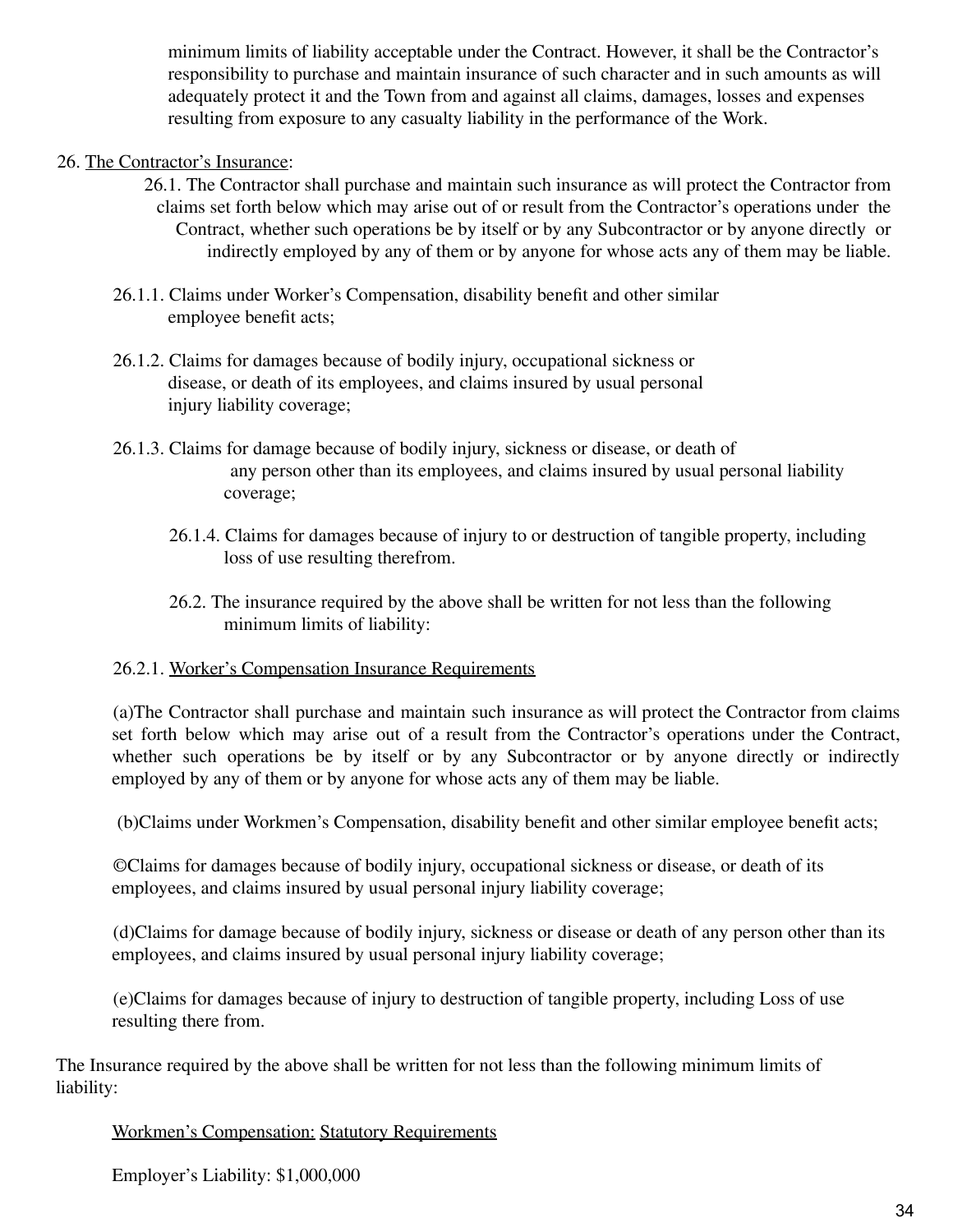minimum limits of liability acceptable under the Contract. However, it shall be the Contractor's responsibility to purchase and maintain insurance of such character and in such amounts as will adequately protect it and the Town from and against all claims, damages, losses and expenses resulting from exposure to any casualty liability in the performance of the Work.

26. <u>The Contractor's Insurance</u>:

26.1. The Contractor shall purchase and maintain such insurance as will protect the Contractor from claims set forth below which may arise out of or result from the Contractor's operations under the Contract, whether such operations be by itself or by any Subcontractor or by anyone directly or indirectly employed by any of them or by anyone for whose acts any of them may be liable.

26.1.1. Claims under Worker's Compensation, disability benefit and other similar employee benefit acts;

26.1.2. Claims for damages because of bodily injury, occupational sickness or disease, or death of its employees, and claims insured by usual personal injury liability coverage;

26.1.3. Claims for damage because of bodily injury, sickness or disease, or death of any person other than its employees, and claims insured by usual personal liability coverage;

26.1.4. Claims for damages because of injury to or destruction of tangible property, including loss of use resulting therefrom.

26.2. The insurance required by the above shall be written for not less than the following minimum limits of liability:

26.2.1. <u>Worker's Compensation Insurance Requirements</u>

(a)The Contractor shall purchase and maintain such insurance as will protect the Contractor from claims set forth below which may arise out of a result from the Contractor's operations under the Contract, whether such operations be by itself or by any Subcontractor or by anyone directly or indirectly employed by any of them or by anyone for whose acts any of them may be liable.

(b)Claims under Workmen's Compensation, disability benefit and other similar employee benefit acts;

©Claims for damages because of bodily injury, occupational sickness or disease, or death of its employees, and claims insured by usual personal injury liability coverage;

(d)Claims for damage because of bodily injury, sickness or disease or death of any person other than its employees, and claims insured by usual personal injury liability coverage;

(e)Claims for damages because of injury to destruction of tangible property, including Loss of use resulting there from.

The Insurance required by the above shall be written for not less than the following minimum limits of liability:

<u>Workmen's Compensation:</u> <u>Statutory Requirements</u>

Employer's Liability: $1,000,000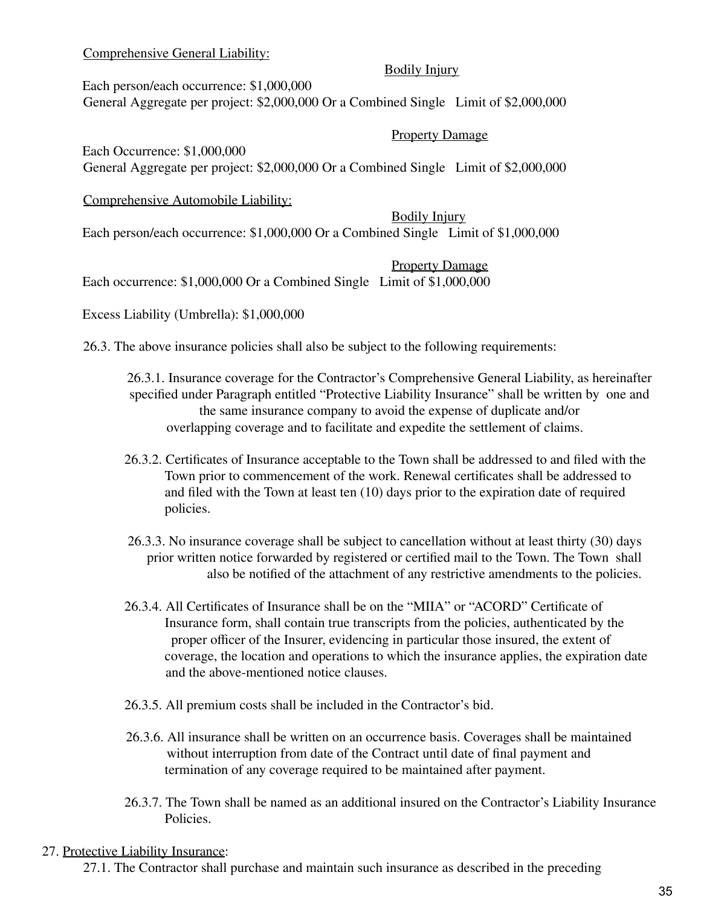<u>Comprehensive General Liability:</u>

<u>Bodily Injury</u>

Each person/each occurrence: $1,000,000
General Aggregate per project: $2,000,000 Or a Combined Single Limit of $2,000,000

<u>Property Damage</u>

Each Occurrence: $1,000,000
General Aggregate per project: $2,000,000 Or a Combined Single Limit of $2,000,000

<u>Comprehensive Automobile Liability:</u>

<u>Bodily Injury</u>

Each person/each occurrence: $1,000,000 Or a Combined Single Limit of $1,000,000

<u>Property Damage</u>

Each occurrence: $1,000,000 Or a Combined Single Limit of $1,000,000

Excess Liability (Umbrella): $1,000,000

26.3. The above insurance policies shall also be subject to the following requirements:

26.3.1. Insurance coverage for the Contractor's Comprehensive General Liability, as hereinafter specified under Paragraph entitled "Protective Liability Insurance" shall be written by one and the same insurance company to avoid the expense of duplicate and/or overlapping coverage and to facilitate and expedite the settlement of claims.

26.3.2. Certificates of Insurance acceptable to the Town shall be addressed to and filed with the Town prior to commencement of the work. Renewal certificates shall be addressed to and filed with the Town at least ten (10) days prior to the expiration date of required policies.

26.3.3. No insurance coverage shall be subject to cancellation without at least thirty (30) days prior written notice forwarded by registered or certified mail to the Town. The Town shall also be notified of the attachment of any restrictive amendments to the policies.

26.3.4. All Certificates of Insurance shall be on the "MIIA" or "ACORD" Certificate of Insurance form, shall contain true transcripts from the policies, authenticated by the proper officer of the Insurer, evidencing in particular those insured, the extent of coverage, the location and operations to which the insurance applies, the expiration date and the above-mentioned notice clauses.

26.3.5. All premium costs shall be included in the Contractor's bid.

26.3.6. All insurance shall be written on an occurrence basis. Coverages shall be maintained without interruption from date of the Contract until date of final payment and termination of any coverage required to be maintained after payment.

26.3.7. The Town shall be named as an additional insured on the Contractor's Liability Insurance Policies.

27. <u>Protective Liability Insurance</u>:

27.1. The Contractor shall purchase and maintain such insurance as described in the preceding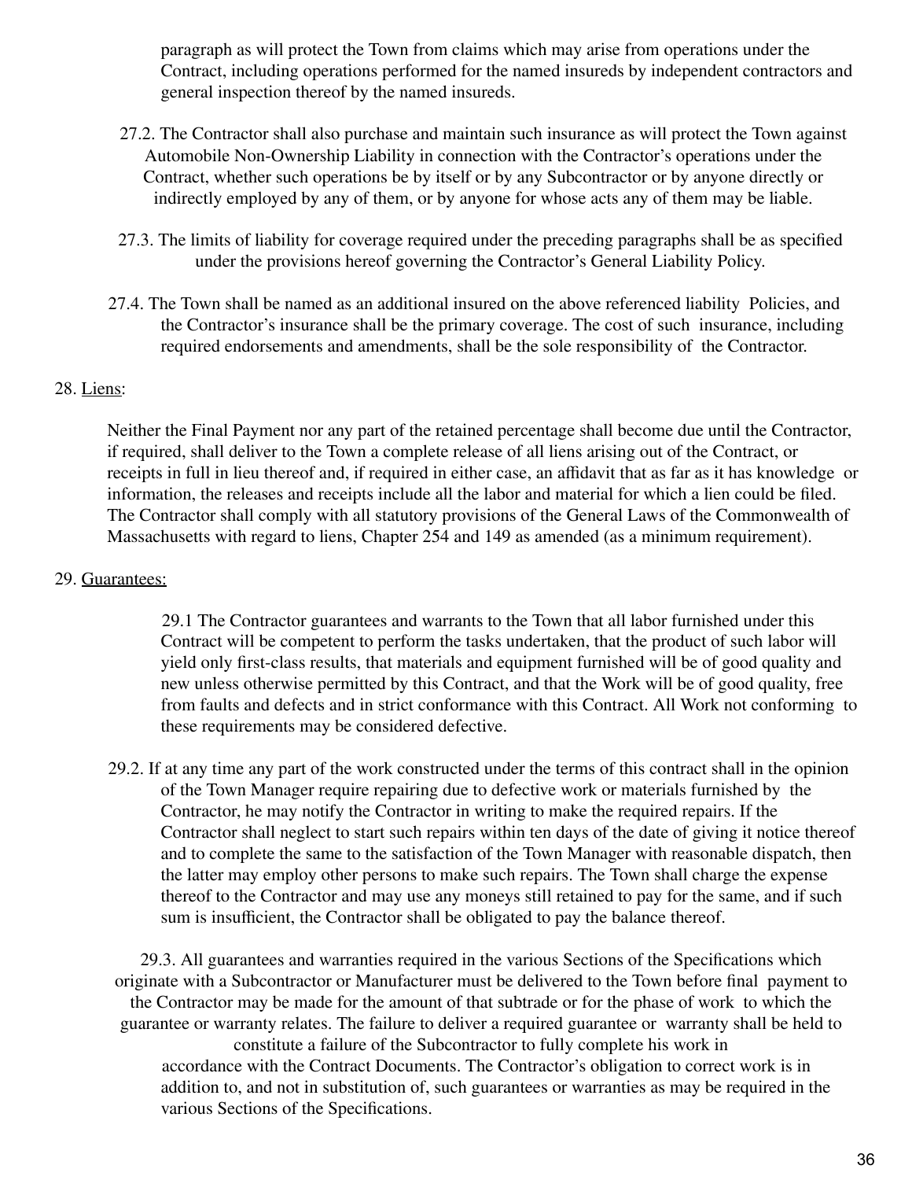paragraph as will protect the Town from claims which may arise from operations under the Contract, including operations performed for the named insureds by independent contractors and general inspection thereof by the named insureds.

27.2. The Contractor shall also purchase and maintain such insurance as will protect the Town against Automobile Non-Ownership Liability in connection with the Contractor's operations under the Contract, whether such operations be by itself or by any Subcontractor or by anyone directly or indirectly employed by any of them, or by anyone for whose acts any of them may be liable.

27.3. The limits of liability for coverage required under the preceding paragraphs shall be as specified under the provisions hereof governing the Contractor's General Liability Policy.

27.4. The Town shall be named as an additional insured on the above referenced liability Policies, and the Contractor's insurance shall be the primary coverage. The cost of such insurance, including required endorsements and amendments, shall be the sole responsibility of the Contractor.

28. Liens:

Neither the Final Payment nor any part of the retained percentage shall become due until the Contractor, if required, shall deliver to the Town a complete release of all liens arising out of the Contract, or receipts in full in lieu thereof and, if required in either case, an affidavit that as far as it has knowledge or information, the releases and receipts include all the labor and material for which a lien could be filed. The Contractor shall comply with all statutory provisions of the General Laws of the Commonwealth of Massachusetts with regard to liens, Chapter 254 and 149 as amended (as a minimum requirement).

29. Guarantees:

29.1 The Contractor guarantees and warrants to the Town that all labor furnished under this Contract will be competent to perform the tasks undertaken, that the product of such labor will yield only first-class results, that materials and equipment furnished will be of good quality and new unless otherwise permitted by this Contract, and that the Work will be of good quality, free from faults and defects and in strict conformance with this Contract. All Work not conforming to these requirements may be considered defective.

29.2. If at any time any part of the work constructed under the terms of this contract shall in the opinion of the Town Manager require repairing due to defective work or materials furnished by the Contractor, he may notify the Contractor in writing to make the required repairs. If the Contractor shall neglect to start such repairs within ten days of the date of giving it notice thereof and to complete the same to the satisfaction of the Town Manager with reasonable dispatch, then the latter may employ other persons to make such repairs. The Town shall charge the expense thereof to the Contractor and may use any moneys still retained to pay for the same, and if such sum is insufficient, the Contractor shall be obligated to pay the balance thereof.

29.3. All guarantees and warranties required in the various Sections of the Specifications which originate with a Subcontractor or Manufacturer must be delivered to the Town before final payment to the Contractor may be made for the amount of that subtrade or for the phase of work to which the guarantee or warranty relates. The failure to deliver a required guarantee or warranty shall be held to constitute a failure of the Subcontractor to fully complete his work in accordance with the Contract Documents. The Contractor's obligation to correct work is in addition to, and not in substitution of, such guarantees or warranties as may be required in the various Sections of the Specifications.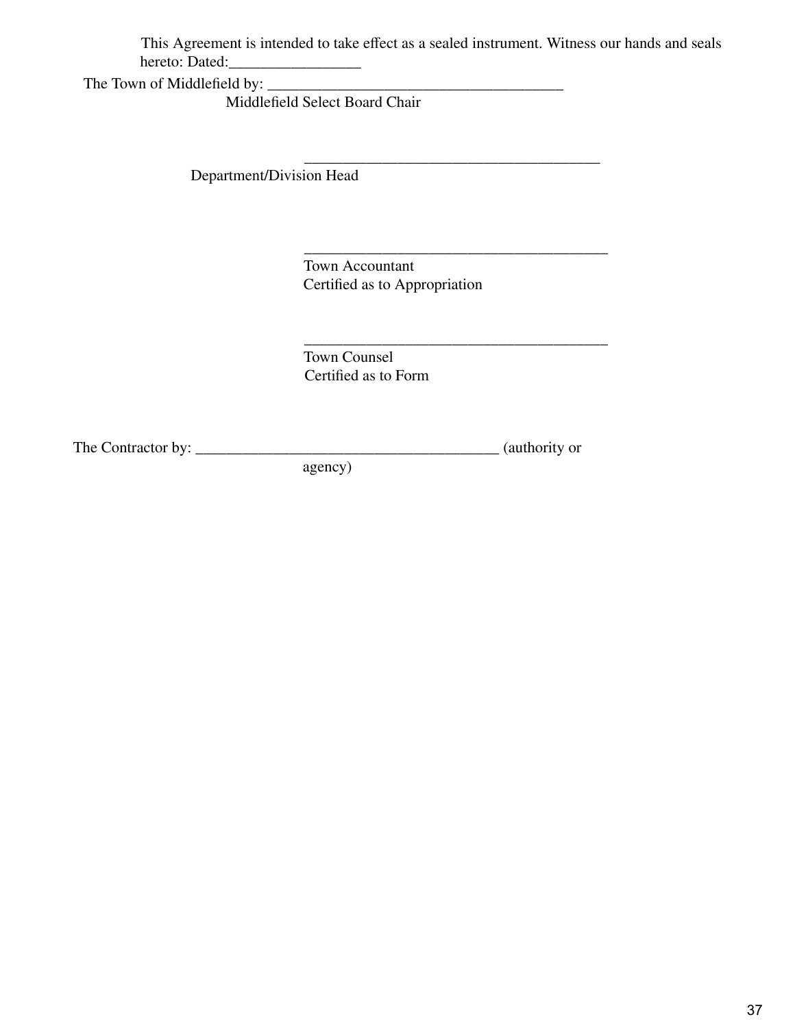This Agreement is intended to take effect as a sealed instrument. Witness our hands and seals hereto: Dated:_________________

The Town of Middlefield by: _______________________________________
Middlefield Select Board Chair

_______________________________________
Department/Division Head

_______________________________________
Town Accountant
Certified as to Appropriation

_______________________________________
Town Counsel
Certified as to Form

The Contractor by: _______________________________________ (authority or agency)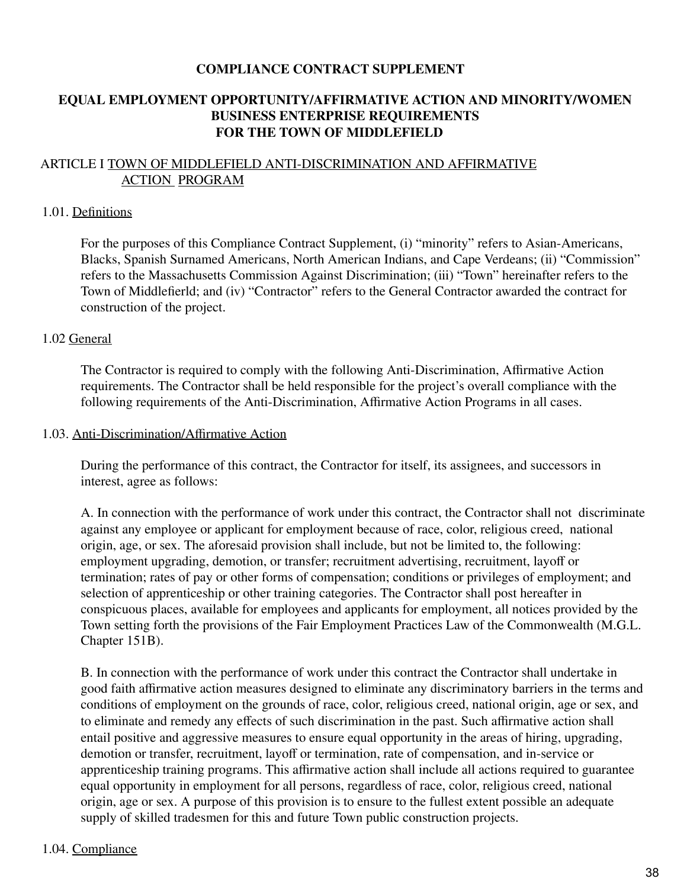**COMPLIANCE CONTRACT SUPPLEMENT**

**EQUAL EMPLOYMENT OPPORTUNITY/AFFIRMATIVE ACTION AND MINORITY/WOMEN BUSINESS ENTERPRISE REQUIREMENTS FOR THE TOWN OF MIDDLEFIELD**

ARTICLE I TOWN OF MIDDLEFIELD ANTI-DISCRIMINATION AND AFFIRMATIVE ACTION PROGRAM

1.01. Definitions

For the purposes of this Compliance Contract Supplement, (i) "minority" refers to Asian-Americans, Blacks, Spanish Surnamed Americans, North American Indians, and Cape Verdeans; (ii) "Commission" refers to the Massachusetts Commission Against Discrimination; (iii) "Town" hereinafter refers to the Town of Middlefierld; and (iv) "Contractor" refers to the General Contractor awarded the contract for construction of the project.

1.02 General

The Contractor is required to comply with the following Anti-Discrimination, Affirmative Action requirements. The Contractor shall be held responsible for the project's overall compliance with the following requirements of the Anti-Discrimination, Affirmative Action Programs in all cases.

1.03. Anti-Discrimination/Affirmative Action

During the performance of this contract, the Contractor for itself, its assignees, and successors in interest, agree as follows:

A. In connection with the performance of work under this contract, the Contractor shall not discriminate against any employee or applicant for employment because of race, color, religious creed, national origin, age, or sex. The aforesaid provision shall include, but not be limited to, the following: employment upgrading, demotion, or transfer; recruitment advertising, recruitment, layoff or termination; rates of pay or other forms of compensation; conditions or privileges of employment; and selection of apprenticeship or other training categories. The Contractor shall post hereafter in conspicuous places, available for employees and applicants for employment, all notices provided by the Town setting forth the provisions of the Fair Employment Practices Law of the Commonwealth (M.G.L. Chapter 151B).

B. In connection with the performance of work under this contract the Contractor shall undertake in good faith affirmative action measures designed to eliminate any discriminatory barriers in the terms and conditions of employment on the grounds of race, color, religious creed, national origin, age or sex, and to eliminate and remedy any effects of such discrimination in the past. Such affirmative action shall entail positive and aggressive measures to ensure equal opportunity in the areas of hiring, upgrading, demotion or transfer, recruitment, layoff or termination, rate of compensation, and in-service or apprenticeship training programs. This affirmative action shall include all actions required to guarantee equal opportunity in employment for all persons, regardless of race, color, religious creed, national origin, age or sex. A purpose of this provision is to ensure to the fullest extent possible an adequate supply of skilled tradesmen for this and future Town public construction projects.

1.04. Compliance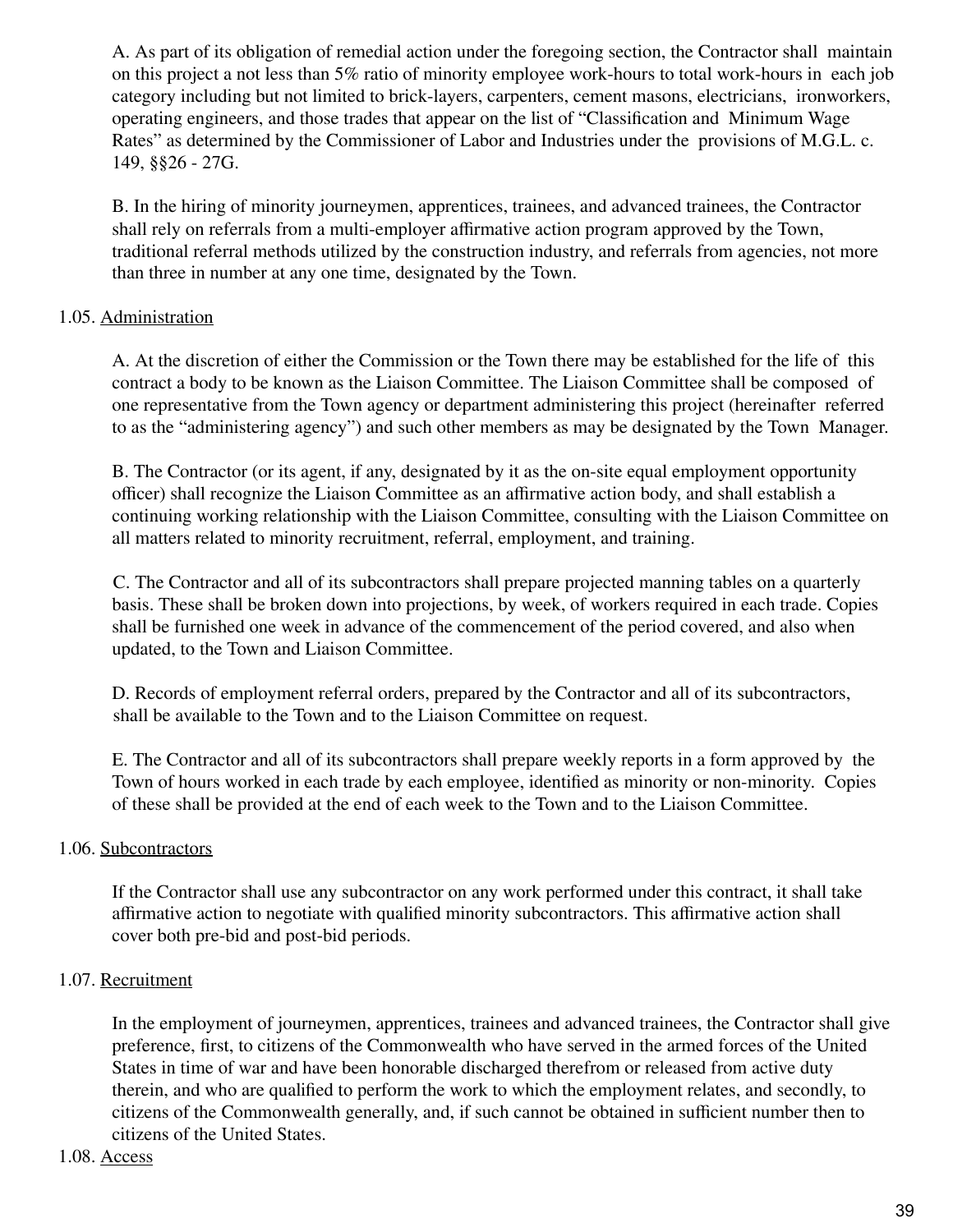A. As part of its obligation of remedial action under the foregoing section, the Contractor shall maintain on this project a not less than 5% ratio of minority employee work-hours to total work-hours in each job category including but not limited to brick-layers, carpenters, cement masons, electricians, ironworkers, operating engineers, and those trades that appear on the list of "Classification and Minimum Wage Rates" as determined by the Commissioner of Labor and Industries under the provisions of M.G.L. c. 149, §§26 - 27G.

B. In the hiring of minority journeymen, apprentices, trainees, and advanced trainees, the Contractor shall rely on referrals from a multi-employer affirmative action program approved by the Town, traditional referral methods utilized by the construction industry, and referrals from agencies, not more than three in number at any one time, designated by the Town.

1.05. <u>Administration</u>

A. At the discretion of either the Commission or the Town there may be established for the life of this contract a body to be known as the Liaison Committee. The Liaison Committee shall be composed of one representative from the Town agency or department administering this project (hereinafter referred to as the "administering agency") and such other members as may be designated by the Town Manager.

B. The Contractor (or its agent, if any, designated by it as the on-site equal employment opportunity officer) shall recognize the Liaison Committee as an affirmative action body, and shall establish a continuing working relationship with the Liaison Committee, consulting with the Liaison Committee on all matters related to minority recruitment, referral, employment, and training.

C. The Contractor and all of its subcontractors shall prepare projected manning tables on a quarterly basis. These shall be broken down into projections, by week, of workers required in each trade. Copies shall be furnished one week in advance of the commencement of the period covered, and also when updated, to the Town and Liaison Committee.

D. Records of employment referral orders, prepared by the Contractor and all of its subcontractors, shall be available to the Town and to the Liaison Committee on request.

E. The Contractor and all of its subcontractors shall prepare weekly reports in a form approved by the Town of hours worked in each trade by each employee, identified as minority or non-minority. Copies of these shall be provided at the end of each week to the Town and to the Liaison Committee.

1.06. <u>Subcontractors</u>

If the Contractor shall use any subcontractor on any work performed under this contract, it shall take affirmative action to negotiate with qualified minority subcontractors. This affirmative action shall cover both pre-bid and post-bid periods.

1.07. <u>Recruitment</u>

In the employment of journeymen, apprentices, trainees and advanced trainees, the Contractor shall give preference, first, to citizens of the Commonwealth who have served in the armed forces of the United States in time of war and have been honorable discharged therefrom or released from active duty therein, and who are qualified to perform the work to which the employment relates, and secondly, to citizens of the Commonwealth generally, and, if such cannot be obtained in sufficient number then to citizens of the United States.

1.08. <u>Access</u>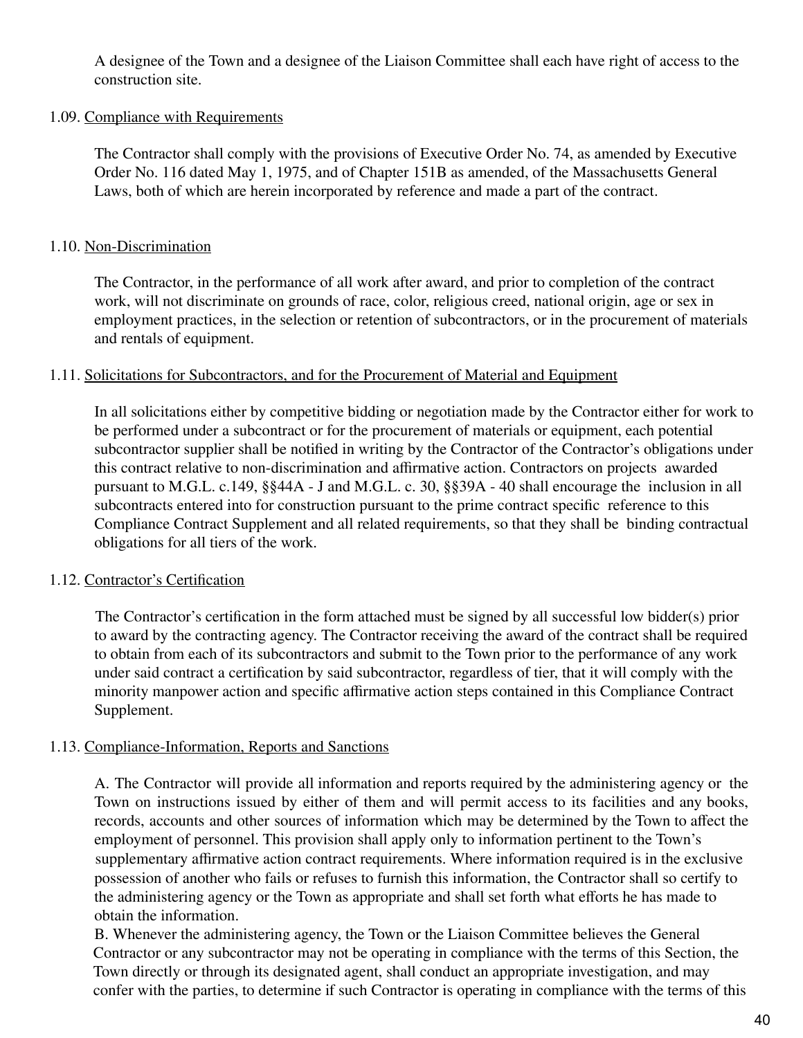A designee of the Town and a designee of the Liaison Committee shall each have right of access to the construction site.

1.09. Compliance with Requirements

The Contractor shall comply with the provisions of Executive Order No. 74, as amended by Executive Order No. 116 dated May 1, 1975, and of Chapter 151B as amended, of the Massachusetts General Laws, both of which are herein incorporated by reference and made a part of the contract.

1.10. Non-Discrimination

The Contractor, in the performance of all work after award, and prior to completion of the contract work, will not discriminate on grounds of race, color, religious creed, national origin, age or sex in employment practices, in the selection or retention of subcontractors, or in the procurement of materials and rentals of equipment.

1.11. Solicitations for Subcontractors, and for the Procurement of Material and Equipment

In all solicitations either by competitive bidding or negotiation made by the Contractor either for work to be performed under a subcontract or for the procurement of materials or equipment, each potential subcontractor supplier shall be notified in writing by the Contractor of the Contractor's obligations under this contract relative to non-discrimination and affirmative action. Contractors on projects awarded pursuant to M.G.L. c.149, §§44A - J and M.G.L. c. 30, §§39A - 40 shall encourage the inclusion in all subcontracts entered into for construction pursuant to the prime contract specific reference to this Compliance Contract Supplement and all related requirements, so that they shall be binding contractual obligations for all tiers of the work.

1.12. Contractor's Certification

The Contractor's certification in the form attached must be signed by all successful low bidder(s) prior to award by the contracting agency. The Contractor receiving the award of the contract shall be required to obtain from each of its subcontractors and submit to the Town prior to the performance of any work under said contract a certification by said subcontractor, regardless of tier, that it will comply with the minority manpower action and specific affirmative action steps contained in this Compliance Contract Supplement.

1.13. Compliance-Information, Reports and Sanctions

A. The Contractor will provide all information and reports required by the administering agency or the Town on instructions issued by either of them and will permit access to its facilities and any books, records, accounts and other sources of information which may be determined by the Town to affect the employment of personnel. This provision shall apply only to information pertinent to the Town's supplementary affirmative action contract requirements. Where information required is in the exclusive possession of another who fails or refuses to furnish this information, the Contractor shall so certify to the administering agency or the Town as appropriate and shall set forth what efforts he has made to obtain the information.

B. Whenever the administering agency, the Town or the Liaison Committee believes the General Contractor or any subcontractor may not be operating in compliance with the terms of this Section, the Town directly or through its designated agent, shall conduct an appropriate investigation, and may confer with the parties, to determine if such Contractor is operating in compliance with the terms of this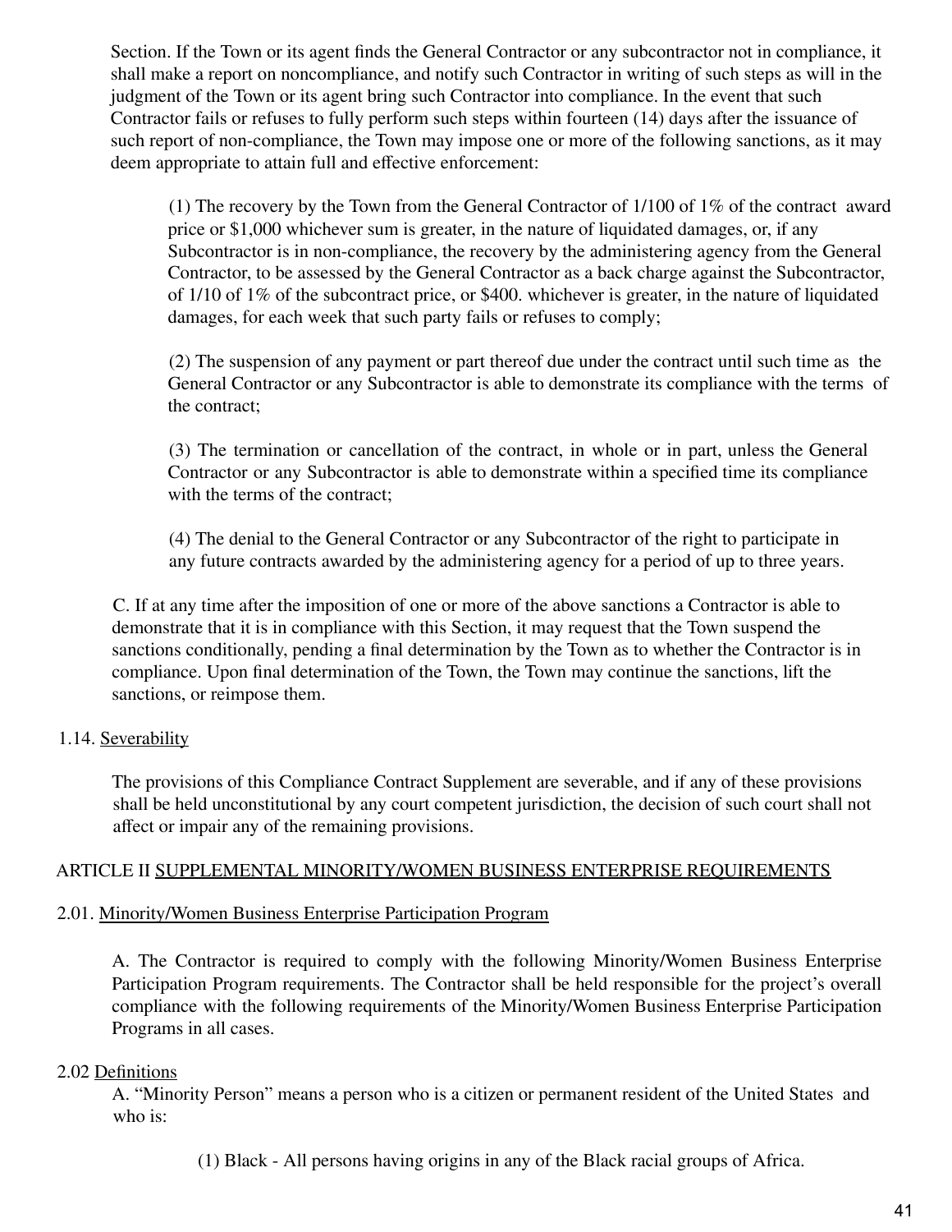Section. If the Town or its agent finds the General Contractor or any subcontractor not in compliance, it shall make a report on noncompliance, and notify such Contractor in writing of such steps as will in the judgment of the Town or its agent bring such Contractor into compliance. In the event that such Contractor fails or refuses to fully perform such steps within fourteen (14) days after the issuance of such report of non-compliance, the Town may impose one or more of the following sanctions, as it may deem appropriate to attain full and effective enforcement:

(1) The recovery by the Town from the General Contractor of 1/100 of 1% of the contract award price or $1,000 whichever sum is greater, in the nature of liquidated damages, or, if any Subcontractor is in non-compliance, the recovery by the administering agency from the General Contractor, to be assessed by the General Contractor as a back charge against the Subcontractor, of 1/10 of 1% of the subcontract price, or $400. whichever is greater, in the nature of liquidated damages, for each week that such party fails or refuses to comply;

(2) The suspension of any payment or part thereof due under the contract until such time as the General Contractor or any Subcontractor is able to demonstrate its compliance with the terms of the contract;

(3) The termination or cancellation of the contract, in whole or in part, unless the General Contractor or any Subcontractor is able to demonstrate within a specified time its compliance with the terms of the contract;

(4) The denial to the General Contractor or any Subcontractor of the right to participate in any future contracts awarded by the administering agency for a period of up to three years.

C. If at any time after the imposition of one or more of the above sanctions a Contractor is able to demonstrate that it is in compliance with this Section, it may request that the Town suspend the sanctions conditionally, pending a final determination by the Town as to whether the Contractor is in compliance. Upon final determination of the Town, the Town may continue the sanctions, lift the sanctions, or reimpose them.

1.14. Severability

The provisions of this Compliance Contract Supplement are severable, and if any of these provisions shall be held unconstitutional by any court competent jurisdiction, the decision of such court shall not affect or impair any of the remaining provisions.

ARTICLE II SUPPLEMENTAL MINORITY/WOMEN BUSINESS ENTERPRISE REQUIREMENTS

2.01. Minority/Women Business Enterprise Participation Program

A. The Contractor is required to comply with the following Minority/Women Business Enterprise Participation Program requirements. The Contractor shall be held responsible for the project's overall compliance with the following requirements of the Minority/Women Business Enterprise Participation Programs in all cases.

2.02 Definitions

A. "Minority Person" means a person who is a citizen or permanent resident of the United States and who is:

(1) Black - All persons having origins in any of the Black racial groups of Africa.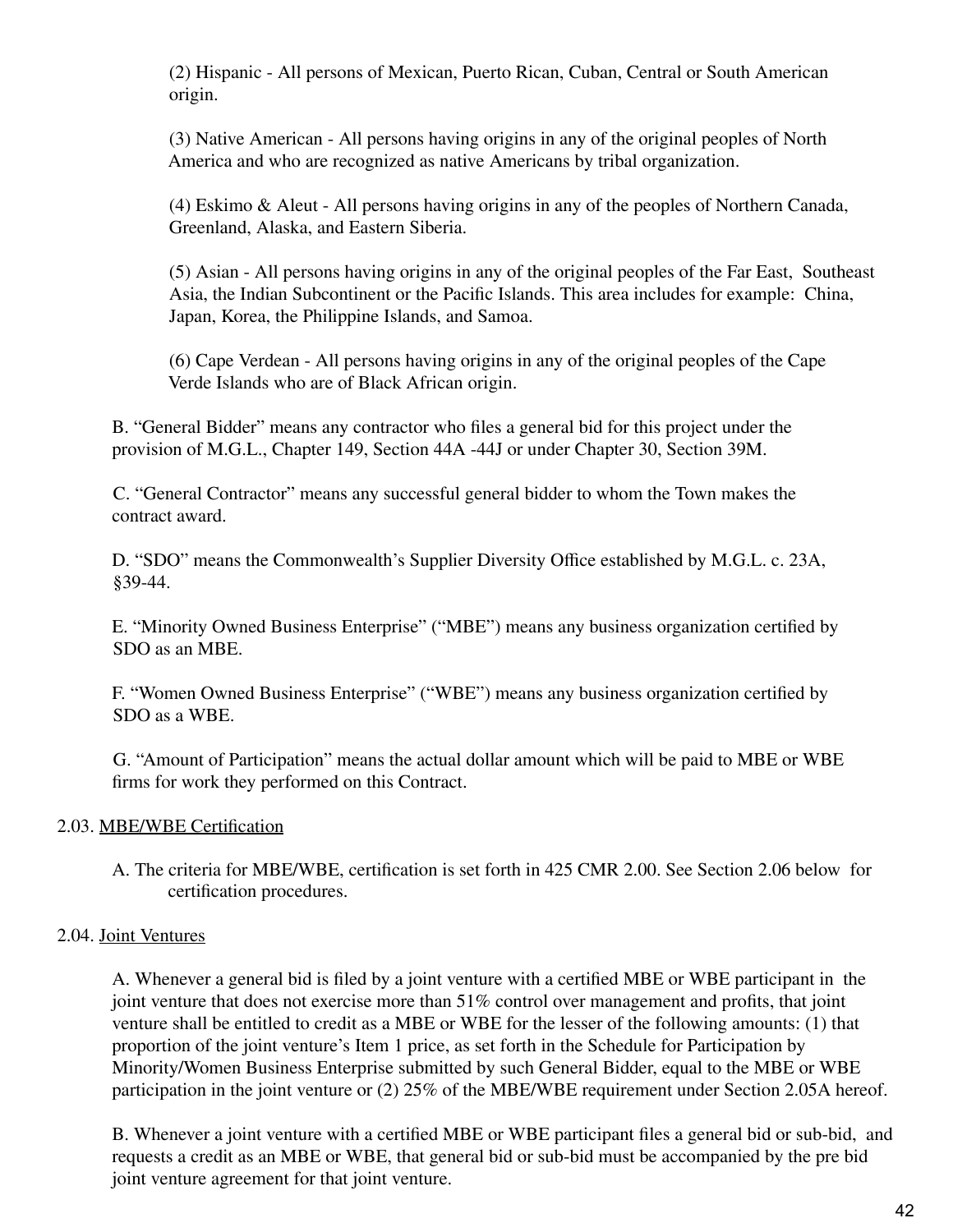(2) Hispanic - All persons of Mexican, Puerto Rican, Cuban, Central or South American origin.

(3) Native American - All persons having origins in any of the original peoples of North America and who are recognized as native Americans by tribal organization.

(4) Eskimo & Aleut - All persons having origins in any of the peoples of Northern Canada, Greenland, Alaska, and Eastern Siberia.

(5) Asian - All persons having origins in any of the original peoples of the Far East, Southeast Asia, the Indian Subcontinent or the Pacific Islands. This area includes for example: China, Japan, Korea, the Philippine Islands, and Samoa.

(6) Cape Verdean - All persons having origins in any of the original peoples of the Cape Verde Islands who are of Black African origin.

B. "General Bidder" means any contractor who files a general bid for this project under the provision of M.G.L., Chapter 149, Section 44A -44J or under Chapter 30, Section 39M.

C. "General Contractor" means any successful general bidder to whom the Town makes the contract award.

D. "SDO" means the Commonwealth's Supplier Diversity Office established by M.G.L. c. 23A, §39-44.

E. "Minority Owned Business Enterprise" ("MBE") means any business organization certified by SDO as an MBE.

F. "Women Owned Business Enterprise" ("WBE") means any business organization certified by SDO as a WBE.

G. "Amount of Participation" means the actual dollar amount which will be paid to MBE or WBE firms for work they performed on this Contract.

2.03. <u>MBE/WBE Certification</u>

A. The criteria for MBE/WBE, certification is set forth in 425 CMR 2.00. See Section 2.06 below for certification procedures.

2.04. <u>Joint Ventures</u>

A. Whenever a general bid is filed by a joint venture with a certified MBE or WBE participant in the joint venture that does not exercise more than 51% control over management and profits, that joint venture shall be entitled to credit as a MBE or WBE for the lesser of the following amounts: (1) that proportion of the joint venture's Item 1 price, as set forth in the Schedule for Participation by Minority/Women Business Enterprise submitted by such General Bidder, equal to the MBE or WBE participation in the joint venture or (2) 25% of the MBE/WBE requirement under Section 2.05A hereof.

B. Whenever a joint venture with a certified MBE or WBE participant files a general bid or sub-bid, and requests a credit as an MBE or WBE, that general bid or sub-bid must be accompanied by the pre bid joint venture agreement for that joint venture.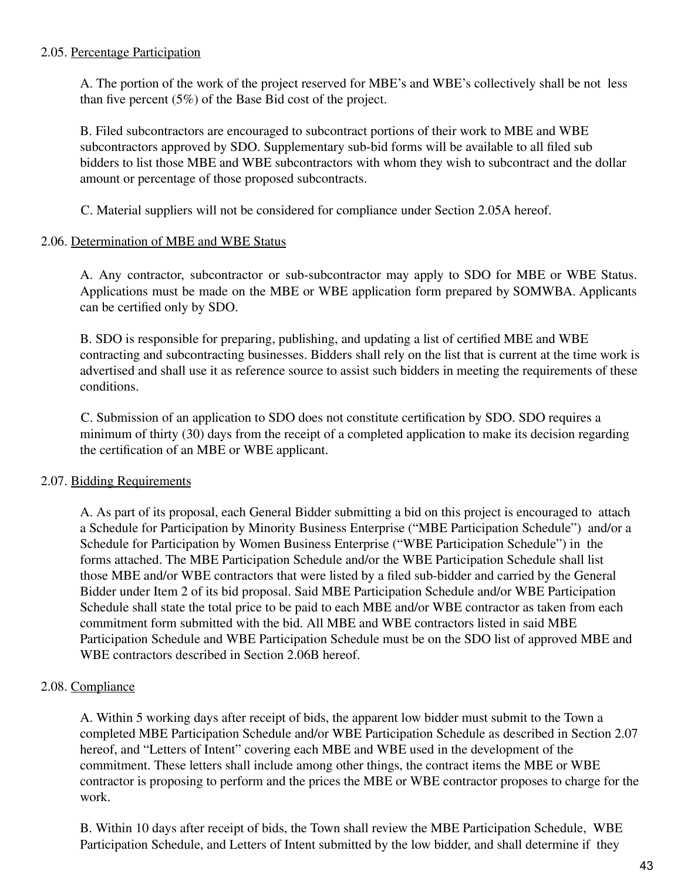2.05. Percentage Participation

A. The portion of the work of the project reserved for MBE's and WBE's collectively shall be not less than five percent (5%) of the Base Bid cost of the project.

B. Filed subcontractors are encouraged to subcontract portions of their work to MBE and WBE subcontractors approved by SDO. Supplementary sub-bid forms will be available to all filed sub bidders to list those MBE and WBE subcontractors with whom they wish to subcontract and the dollar amount or percentage of those proposed subcontracts.

C. Material suppliers will not be considered for compliance under Section 2.05A hereof.

2.06. Determination of MBE and WBE Status

A. Any contractor, subcontractor or sub-subcontractor may apply to SDO for MBE or WBE Status. Applications must be made on the MBE or WBE application form prepared by SOMWBA. Applicants can be certified only by SDO.

B. SDO is responsible for preparing, publishing, and updating a list of certified MBE and WBE contracting and subcontracting businesses. Bidders shall rely on the list that is current at the time work is advertised and shall use it as reference source to assist such bidders in meeting the requirements of these conditions.

C. Submission of an application to SDO does not constitute certification by SDO. SDO requires a minimum of thirty (30) days from the receipt of a completed application to make its decision regarding the certification of an MBE or WBE applicant.

2.07. Bidding Requirements

A. As part of its proposal, each General Bidder submitting a bid on this project is encouraged to attach a Schedule for Participation by Minority Business Enterprise ("MBE Participation Schedule") and/or a Schedule for Participation by Women Business Enterprise ("WBE Participation Schedule") in the forms attached. The MBE Participation Schedule and/or the WBE Participation Schedule shall list those MBE and/or WBE contractors that were listed by a filed sub-bidder and carried by the General Bidder under Item 2 of its bid proposal. Said MBE Participation Schedule and/or WBE Participation Schedule shall state the total price to be paid to each MBE and/or WBE contractor as taken from each commitment form submitted with the bid. All MBE and WBE contractors listed in said MBE Participation Schedule and WBE Participation Schedule must be on the SDO list of approved MBE and WBE contractors described in Section 2.06B hereof.

2.08. Compliance

A. Within 5 working days after receipt of bids, the apparent low bidder must submit to the Town a completed MBE Participation Schedule and/or WBE Participation Schedule as described in Section 2.07 hereof, and "Letters of Intent" covering each MBE and WBE used in the development of the commitment. These letters shall include among other things, the contract items the MBE or WBE contractor is proposing to perform and the prices the MBE or WBE contractor proposes to charge for the work.

B. Within 10 days after receipt of bids, the Town shall review the MBE Participation Schedule, WBE Participation Schedule, and Letters of Intent submitted by the low bidder, and shall determine if they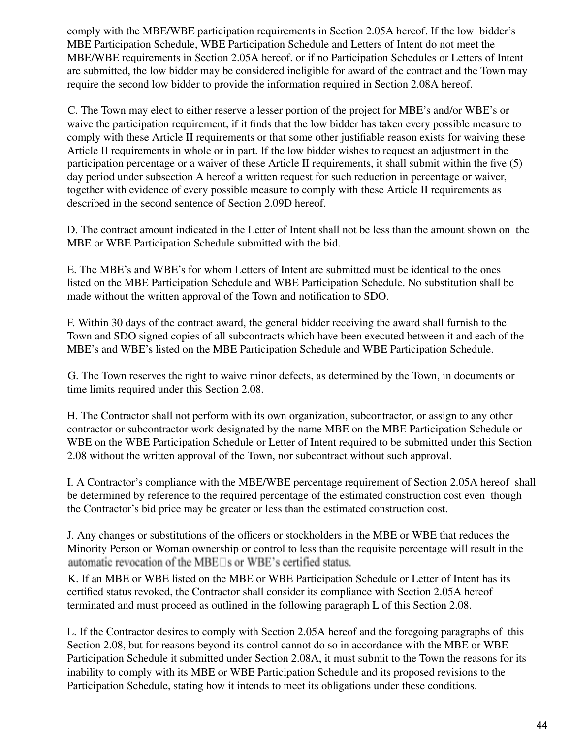comply with the MBE/WBE participation requirements in Section 2.05A hereof. If the low bidder's MBE Participation Schedule, WBE Participation Schedule and Letters of Intent do not meet the MBE/WBE requirements in Section 2.05A hereof, or if no Participation Schedules or Letters of Intent are submitted, the low bidder may be considered ineligible for award of the contract and the Town may require the second low bidder to provide the information required in Section 2.08A hereof.

C. The Town may elect to either reserve a lesser portion of the project for MBE's and/or WBE's or waive the participation requirement, if it finds that the low bidder has taken every possible measure to comply with these Article II requirements or that some other justifiable reason exists for waiving these Article II requirements in whole or in part. If the low bidder wishes to request an adjustment in the participation percentage or a waiver of these Article II requirements, it shall submit within the five (5) day period under subsection A hereof a written request for such reduction in percentage or waiver, together with evidence of every possible measure to comply with these Article II requirements as described in the second sentence of Section 2.09D hereof.

D. The contract amount indicated in the Letter of Intent shall not be less than the amount shown on the MBE or WBE Participation Schedule submitted with the bid.

E. The MBE's and WBE's for whom Letters of Intent are submitted must be identical to the ones listed on the MBE Participation Schedule and WBE Participation Schedule. No substitution shall be made without the written approval of the Town and notification to SDO.

F. Within 30 days of the contract award, the general bidder receiving the award shall furnish to the Town and SDO signed copies of all subcontracts which have been executed between it and each of the MBE's and WBE's listed on the MBE Participation Schedule and WBE Participation Schedule.

G. The Town reserves the right to waive minor defects, as determined by the Town, in documents or time limits required under this Section 2.08.

H. The Contractor shall not perform with its own organization, subcontractor, or assign to any other contractor or subcontractor work designated by the name MBE on the MBE Participation Schedule or WBE on the WBE Participation Schedule or Letter of Intent required to be submitted under this Section 2.08 without the written approval of the Town, nor subcontract without such approval.

I. A Contractor's compliance with the MBE/WBE percentage requirement of Section 2.05A hereof shall be determined by reference to the required percentage of the estimated construction cost even though the Contractor's bid price may be greater or less than the estimated construction cost.

J. Any changes or substitutions of the officers or stockholders in the MBE or WBE that reduces the Minority Person or Woman ownership or control to less than the requisite percentage will result in the automatic revocation of the MBE's or WBE's certified status.

K. If an MBE or WBE listed on the MBE or WBE Participation Schedule or Letter of Intent has its certified status revoked, the Contractor shall consider its compliance with Section 2.05A hereof terminated and must proceed as outlined in the following paragraph L of this Section 2.08.

L. If the Contractor desires to comply with Section 2.05A hereof and the foregoing paragraphs of this Section 2.08, but for reasons beyond its control cannot do so in accordance with the MBE or WBE Participation Schedule it submitted under Section 2.08A, it must submit to the Town the reasons for its inability to comply with its MBE or WBE Participation Schedule and its proposed revisions to the Participation Schedule, stating how it intends to meet its obligations under these conditions.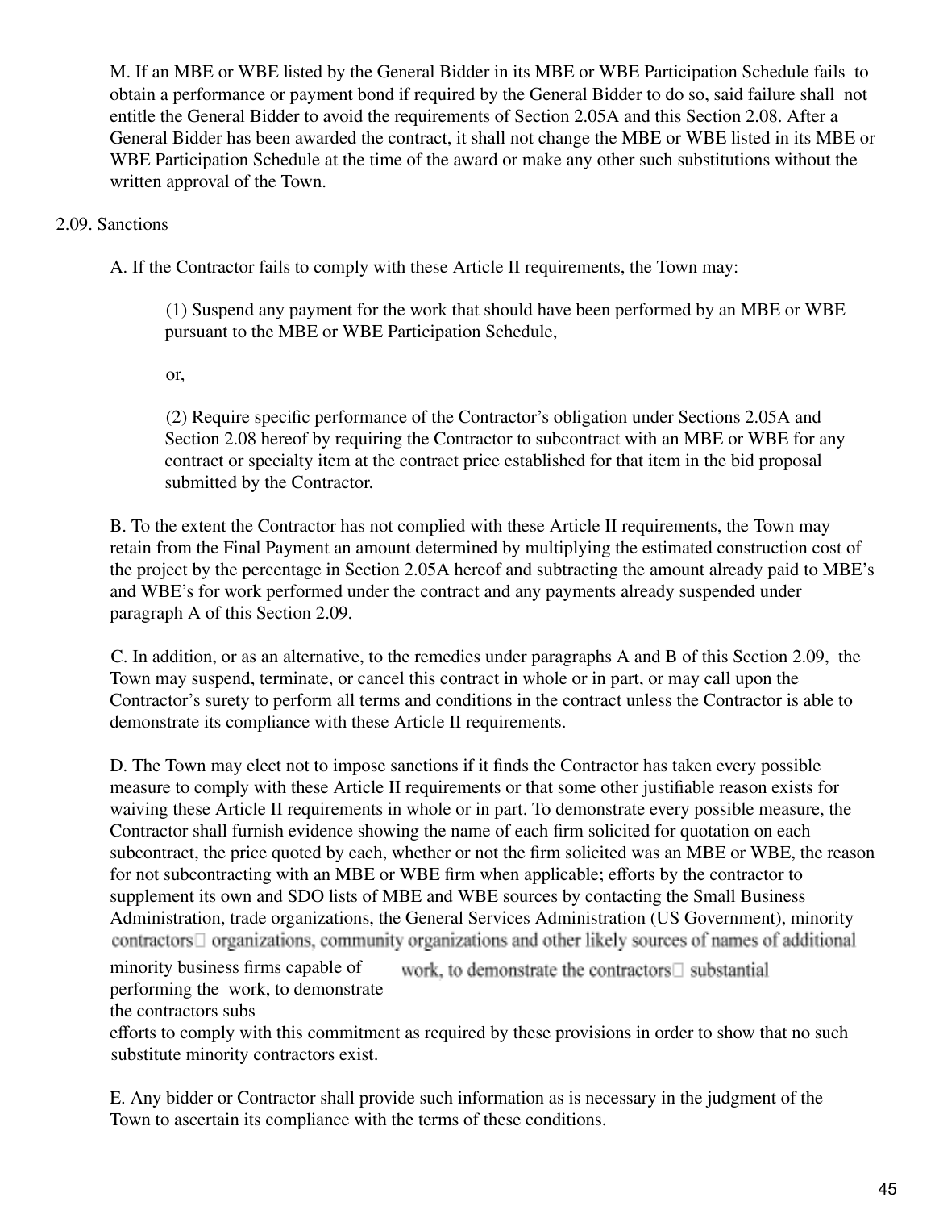M. If an MBE or WBE listed by the General Bidder in its MBE or WBE Participation Schedule fails to obtain a performance or payment bond if required by the General Bidder to do so, said failure shall not entitle the General Bidder to avoid the requirements of Section 2.05A and this Section 2.08. After a General Bidder has been awarded the contract, it shall not change the MBE or WBE listed in its MBE or WBE Participation Schedule at the time of the award or make any other such substitutions without the written approval of the Town.

2.09. Sanctions

A. If the Contractor fails to comply with these Article II requirements, the Town may:

(1) Suspend any payment for the work that should have been performed by an MBE or WBE pursuant to the MBE or WBE Participation Schedule,

or,

(2) Require specific performance of the Contractor's obligation under Sections 2.05A and Section 2.08 hereof by requiring the Contractor to subcontract with an MBE or WBE for any contract or specialty item at the contract price established for that item in the bid proposal submitted by the Contractor.

B. To the extent the Contractor has not complied with these Article II requirements, the Town may retain from the Final Payment an amount determined by multiplying the estimated construction cost of the project by the percentage in Section 2.05A hereof and subtracting the amount already paid to MBE's and WBE's for work performed under the contract and any payments already suspended under paragraph A of this Section 2.09.

C. In addition, or as an alternative, to the remedies under paragraphs A and B of this Section 2.09, the Town may suspend, terminate, or cancel this contract in whole or in part, or may call upon the Contractor's surety to perform all terms and conditions in the contract unless the Contractor is able to demonstrate its compliance with these Article II requirements.

D. The Town may elect not to impose sanctions if it finds the Contractor has taken every possible measure to comply with these Article II requirements or that some other justifiable reason exists for waiving these Article II requirements in whole or in part. To demonstrate every possible measure, the Contractor shall furnish evidence showing the name of each firm solicited for quotation on each subcontract, the price quoted by each, whether or not the firm solicited was an MBE or WBE, the reason for not subcontracting with an MBE or WBE firm when applicable; efforts by the contractor to supplement its own and SDO lists of MBE and WBE sources by contacting the Small Business Administration, trade organizations, the General Services Administration (US Government), minority contractors organizations, community organizations and other likely sources of names of additional minority business firms capable of performing the work, to demonstrate the contractors substantial efforts to comply with this commitment as required by these provisions in order to show that no such substitute minority contractors exist.

E. Any bidder or Contractor shall provide such information as is necessary in the judgment of the Town to ascertain its compliance with the terms of these conditions.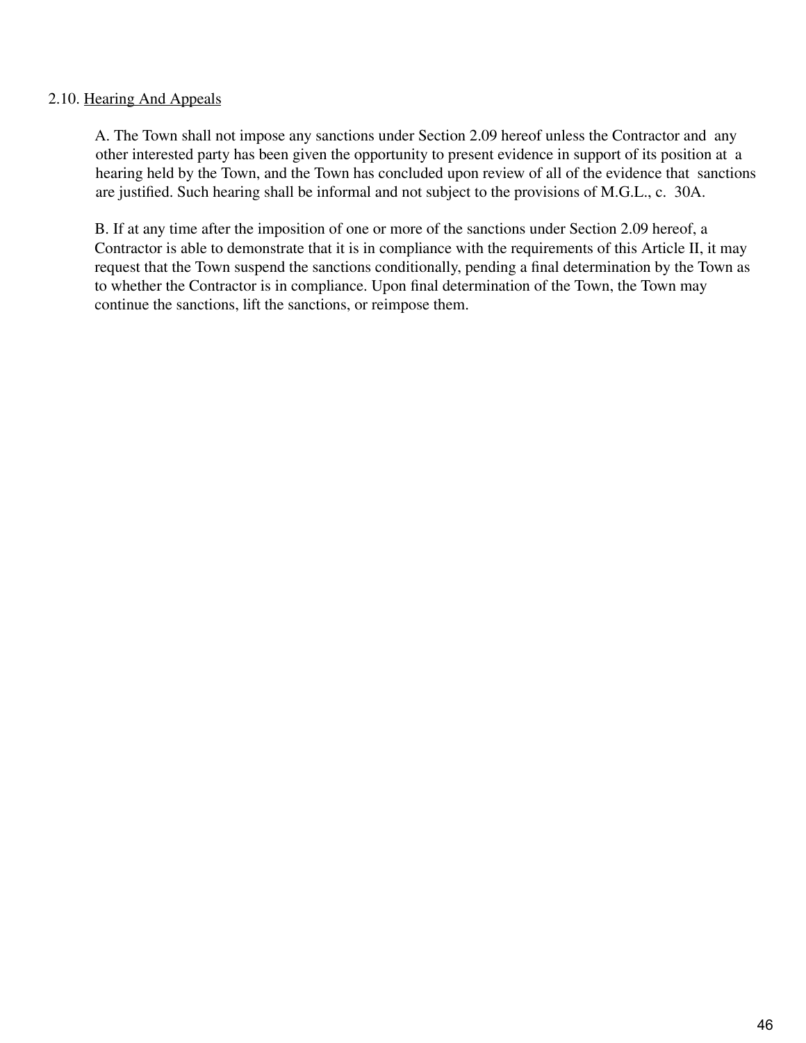2.10. Hearing And Appeals

A. The Town shall not impose any sanctions under Section 2.09 hereof unless the Contractor and any other interested party has been given the opportunity to present evidence in support of its position at a hearing held by the Town, and the Town has concluded upon review of all of the evidence that sanctions are justified. Such hearing shall be informal and not subject to the provisions of M.G.L., c. 30A.

B. If at any time after the imposition of one or more of the sanctions under Section 2.09 hereof, a Contractor is able to demonstrate that it is in compliance with the requirements of this Article II, it may request that the Town suspend the sanctions conditionally, pending a final determination by the Town as to whether the Contractor is in compliance. Upon final determination of the Town, the Town may continue the sanctions, lift the sanctions, or reimpose them.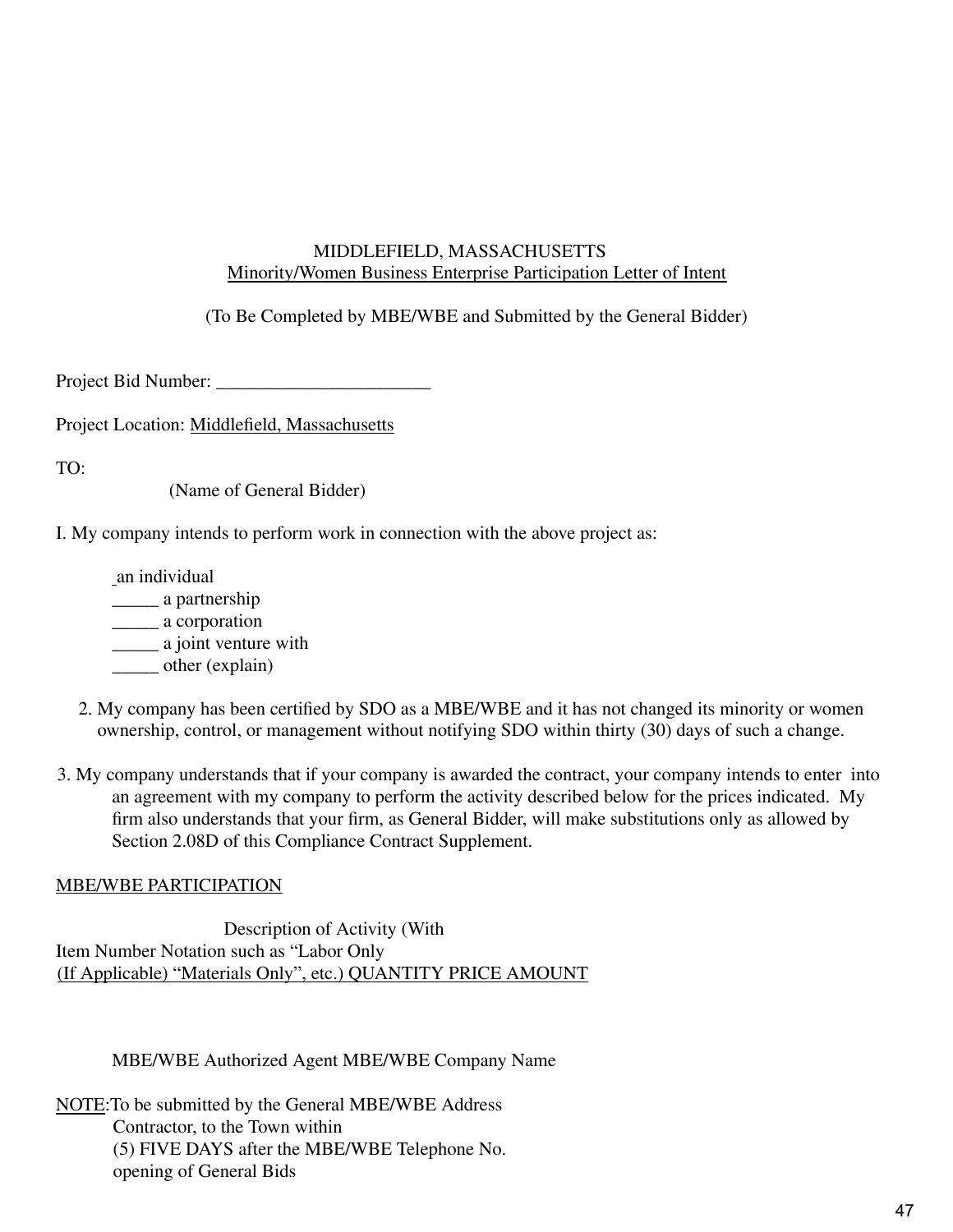MIDDLEFIELD, MASSACHUSETTS

Minority/Women Business Enterprise Participation Letter of Intent

(To Be Completed by MBE/WBE and Submitted by the General Bidder)

Project Bid Number: _______________________

Project Location: Middlefield, Massachusetts

TO:

(Name of General Bidder)

I. My company intends to perform work in connection with the above project as:

_ an individual
_____ a partnership
_____ a corporation
_____ a joint venture with
_____ other (explain)

2. My company has been certified by SDO as a MBE/WBE and it has not changed its minority or women ownership, control, or management without notifying SDO within thirty (30) days of such a change.

3. My company understands that if your company is awarded the contract, your company intends to enter into an agreement with my company to perform the activity described below for the prices indicated. My firm also understands that your firm, as General Bidder, will make substitutions only as allowed by Section 2.08D of this Compliance Contract Supplement.

MBE/WBE PARTICIPATION

Description of Activity (With Item Number Notation such as "Labor Only (If Applicable) "Materials Only", etc.) QUANTITY PRICE AMOUNT

MBE/WBE Authorized Agent MBE/WBE Company Name

NOTE: To be submitted by the General MBE/WBE Address Contractor, to the Town within (5) FIVE DAYS after the MBE/WBE Telephone No. opening of General Bids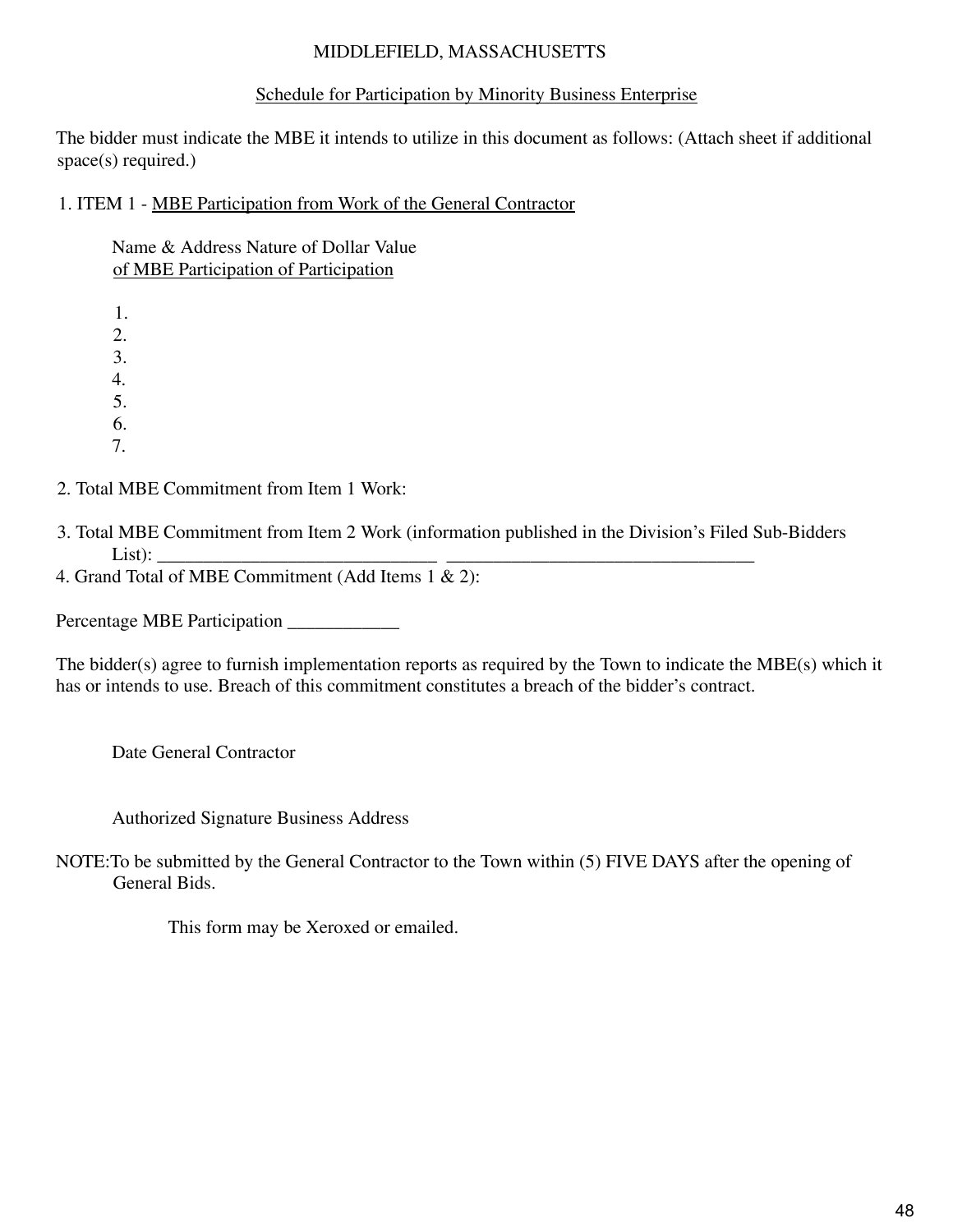MIDDLEFIELD, MASSACHUSETTS

Schedule for Participation by Minority Business Enterprise

The bidder must indicate the MBE it intends to utilize in this document as follows: (Attach sheet if additional space(s) required.)

1. ITEM 1 - MBE Participation from Work of the General Contractor

   Name & Address Nature of Dollar Value
   of MBE Participation of Participation

   1.
   2.
   3.
   4.
   5.
   6.
   7.

2. Total MBE Commitment from Item 1 Work:

3. Total MBE Commitment from Item 2 Work (information published in the Division's Filed Sub-Bidders List): ______________________________ _________________________________

4. Grand Total of MBE Commitment (Add Items 1 & 2):

Percentage MBE Participation ____________

The bidder(s) agree to furnish implementation reports as required by the Town to indicate the MBE(s) which it has or intends to use. Breach of this commitment constitutes a breach of the bidder's contract.

Date General Contractor

Authorized Signature Business Address

NOTE:To be submitted by the General Contractor to the Town within (5) FIVE DAYS after the opening of General Bids.

This form may be Xeroxed or emailed.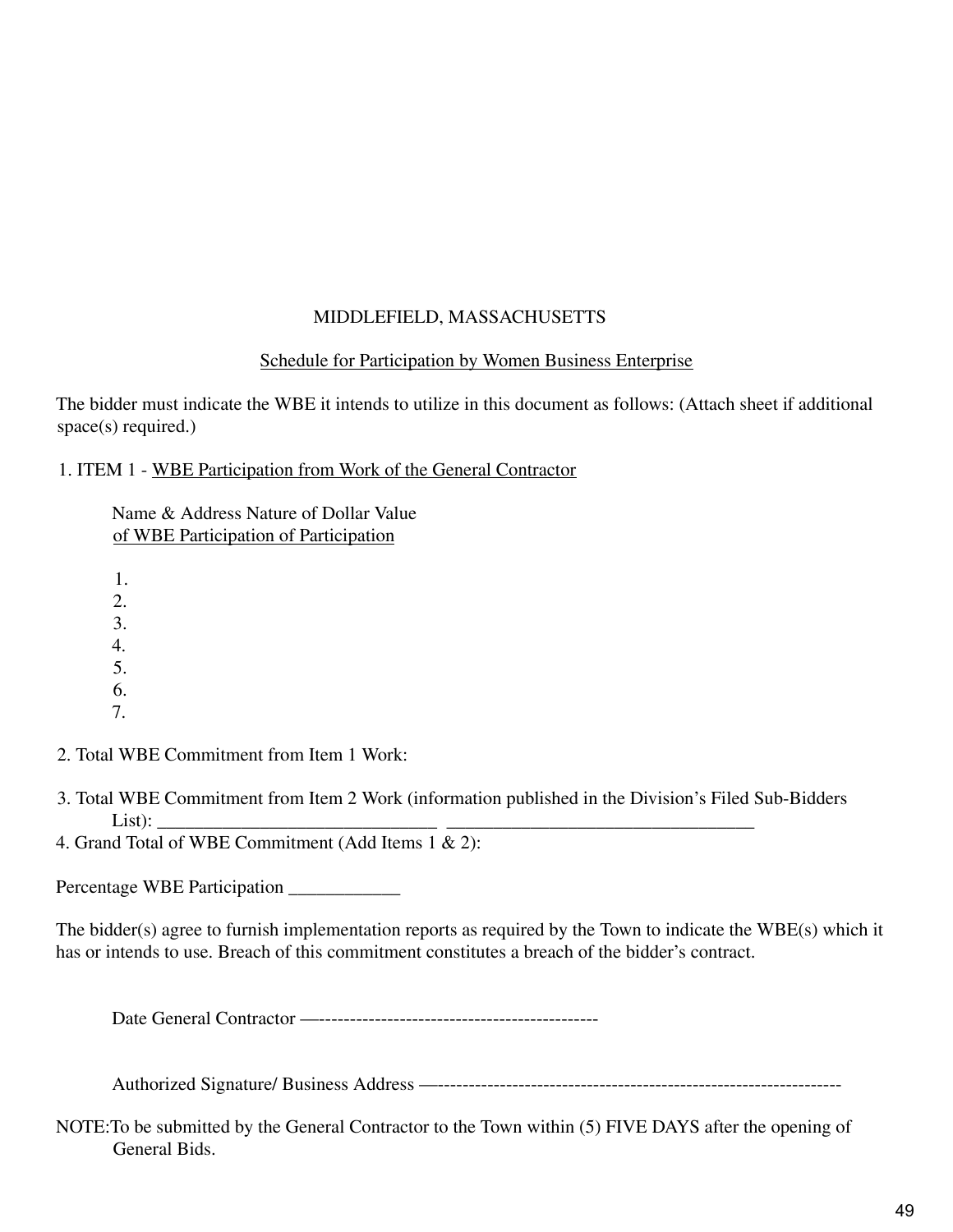MIDDLEFIELD, MASSACHUSETTS

Schedule for Participation by Women Business Enterprise

The bidder must indicate the WBE it intends to utilize in this document as follows: (Attach sheet if additional space(s) required.)

1. ITEM 1 - WBE Participation from Work of the General Contractor

   Name & Address Nature of Dollar Value
   of WBE Participation of Participation

   1.
   2.
   3.
   4.
   5.
   6.
   7.

2. Total WBE Commitment from Item 1 Work:

3. Total WBE Commitment from Item 2 Work (information published in the Division's Filed Sub-Bidders List): ______________________________ _________________________________

4. Grand Total of WBE Commitment (Add Items 1 & 2):

Percentage WBE Participation ____________

The bidder(s) agree to furnish implementation reports as required by the Town to indicate the WBE(s) which it has or intends to use. Breach of this commitment constitutes a breach of the bidder's contract.

Date General Contractor —----------------------------------------------

Authorized Signature/ Business Address —------------------------------------------------------------------

NOTE:To be submitted by the General Contractor to the Town within (5) FIVE DAYS after the opening of General Bids.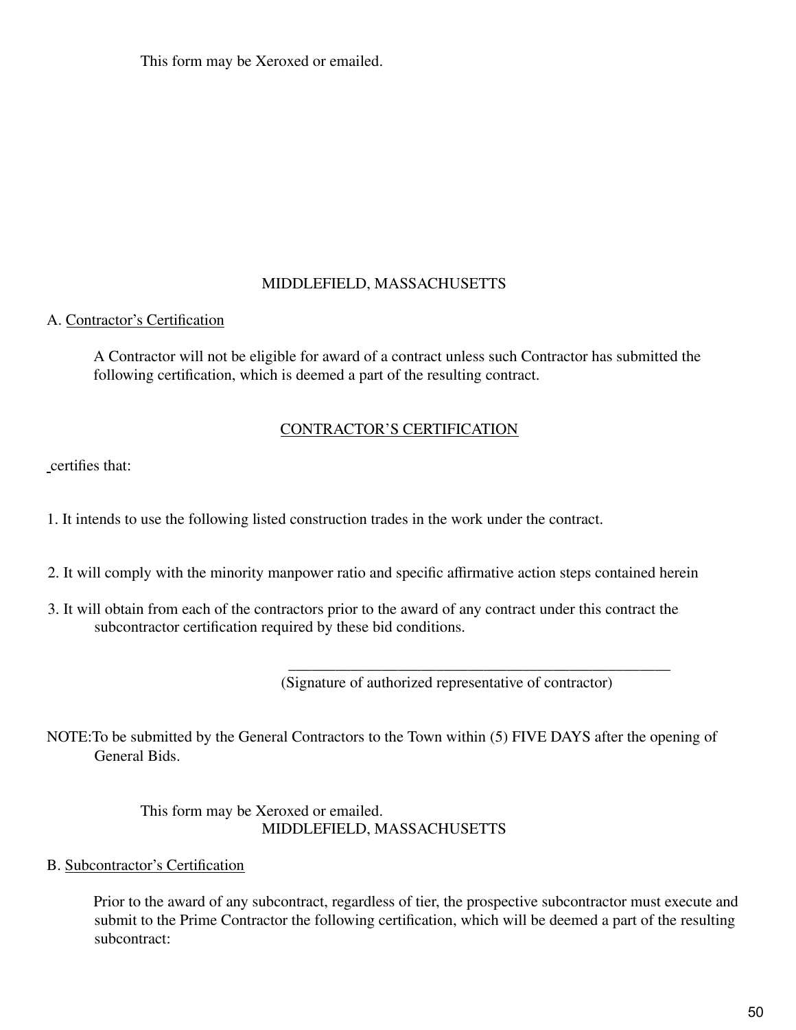This form may be Xeroxed or emailed.

MIDDLEFIELD, MASSACHUSETTS

A. Contractor's Certification

A Contractor will not be eligible for award of a contract unless such Contractor has submitted the following certification, which is deemed a part of the resulting contract.

CONTRACTOR'S CERTIFICATION

certifies that:

1. It intends to use the following listed construction trades in the work under the contract.

2. It will comply with the minority manpower ratio and specific affirmative action steps contained herein

3. It will obtain from each of the contractors prior to the award of any contract under this contract the subcontractor certification required by these bid conditions.

\_\_\_\_\_\_\_\_\_\_\_\_\_\_\_\_\_\_\_\_\_\_\_\_\_\_\_\_\_\_\_\_\_\_\_\_\_\_\_\_\_\_\_\_\_\_\_\_
(Signature of authorized representative of contractor)

NOTE:To be submitted by the General Contractors to the Town within (5) FIVE DAYS after the opening of General Bids.

This form may be Xeroxed or emailed.

MIDDLEFIELD, MASSACHUSETTS

B. Subcontractor's Certification

Prior to the award of any subcontract, regardless of tier, the prospective subcontractor must execute and submit to the Prime Contractor the following certification, which will be deemed a part of the resulting subcontract: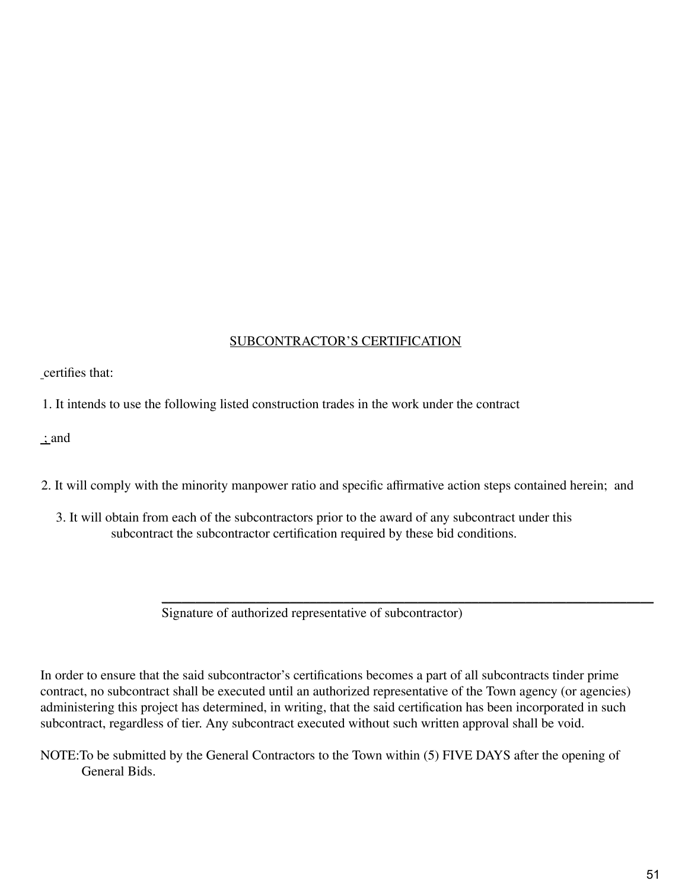SUBCONTRACTOR'S CERTIFICATION

certifies that:

1. It intends to use the following listed construction trades in the work under the contract

; and

2. It will comply with the minority manpower ratio and specific affirmative action steps contained herein; and

3. It will obtain from each of the subcontractors prior to the award of any subcontract under this subcontract the subcontractor certification required by these bid conditions.

\_\_\_\_\_\_\_\_\_\_\_\_\_\_\_\_\_\_\_\_\_\_\_\_\_\_\_\_\_\_\_\_\_\_\_\_\_\_\_\_\_\_\_\_\_\_\_\_\_\_\_\_\_\_\_\_

Signature of authorized representative of subcontractor)

In order to ensure that the said subcontractor's certifications becomes a part of all subcontracts tinder prime contract, no subcontract shall be executed until an authorized representative of the Town agency (or agencies) administering this project has determined, in writing, that the said certification has been incorporated in such subcontract, regardless of tier. Any subcontract executed without such written approval shall be void.

NOTE:To be submitted by the General Contractors to the Town within (5) FIVE DAYS after the opening of General Bids.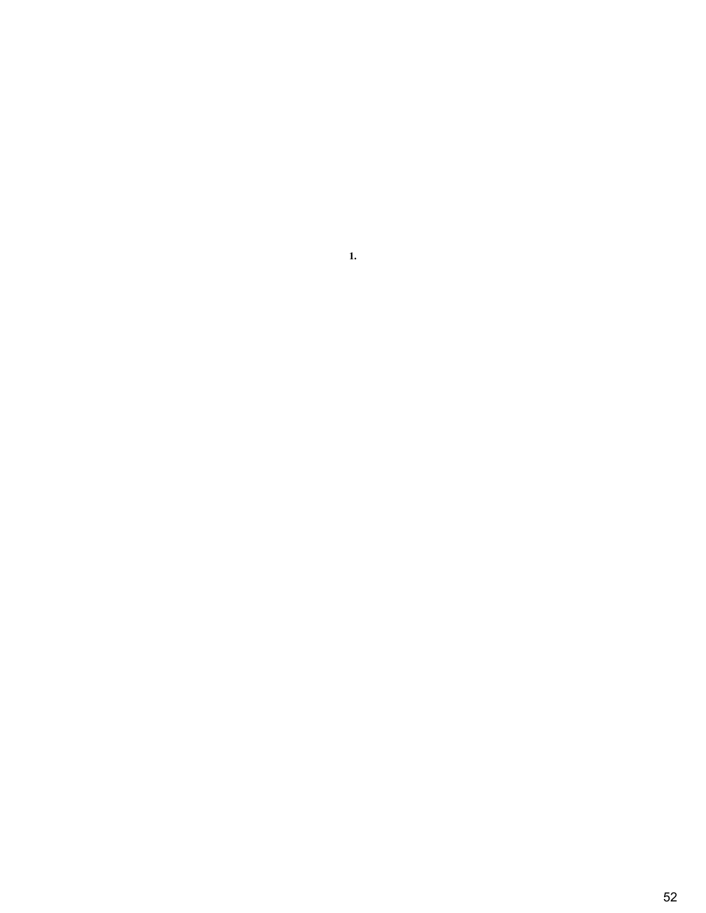**1.**